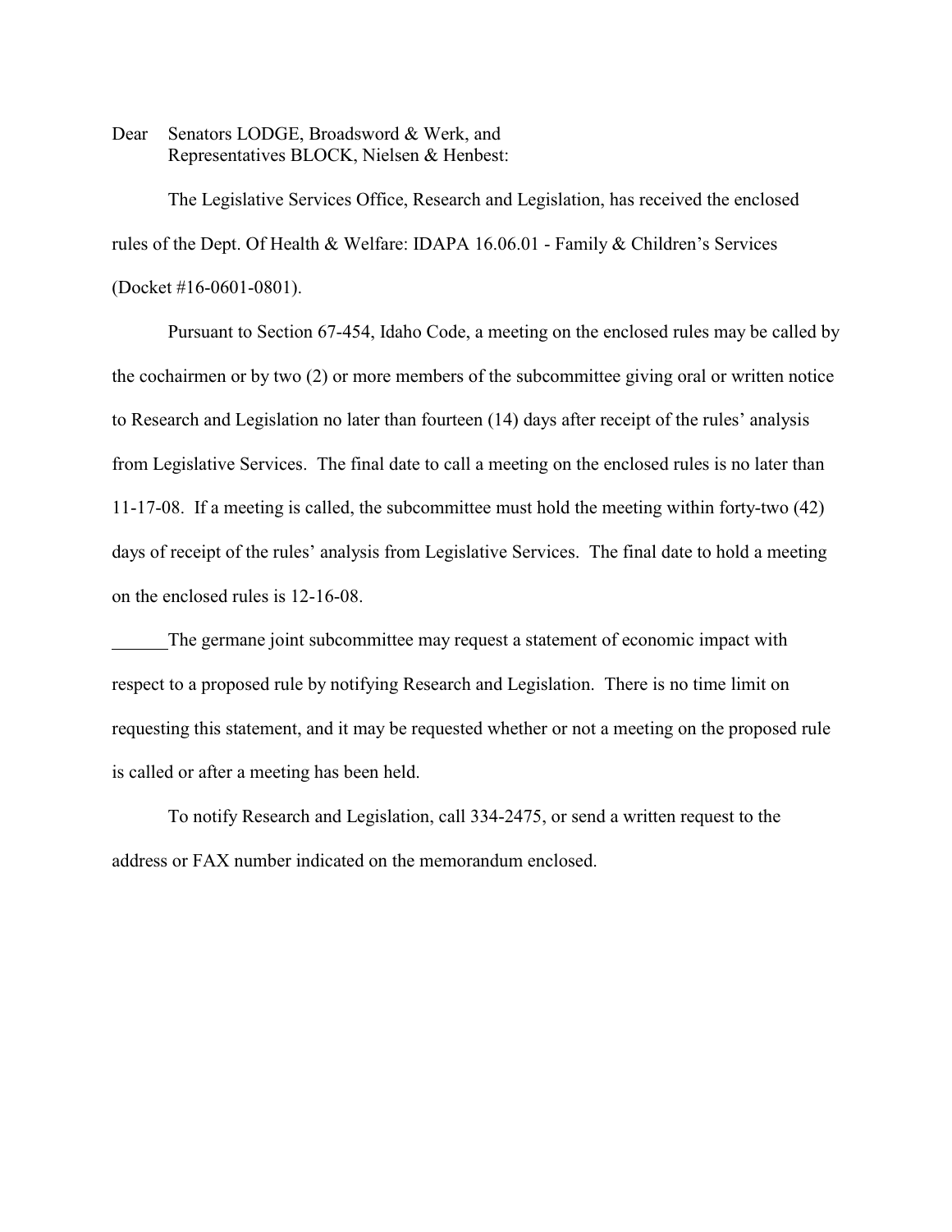Dear Senators LODGE, Broadsword & Werk, and
Representatives BLOCK, Nielsen & Henbest:

The Legislative Services Office, Research and Legislation, has received the enclosed rules of the Dept. Of Health & Welfare: IDAPA 16.06.01 - Family & Children's Services (Docket #16-0601-0801).

Pursuant to Section 67-454, Idaho Code, a meeting on the enclosed rules may be called by the cochairmen or by two (2) or more members of the subcommittee giving oral or written notice to Research and Legislation no later than fourteen (14) days after receipt of the rules' analysis from Legislative Services. The final date to call a meeting on the enclosed rules is no later than 11-17-08. If a meeting is called, the subcommittee must hold the meeting within forty-two (42) days of receipt of the rules' analysis from Legislative Services. The final date to hold a meeting on the enclosed rules is 12-16-08.

______The germane joint subcommittee may request a statement of economic impact with respect to a proposed rule by notifying Research and Legislation. There is no time limit on requesting this statement, and it may be requested whether or not a meeting on the proposed rule is called or after a meeting has been held.

To notify Research and Legislation, call 334-2475, or send a written request to the address or FAX number indicated on the memorandum enclosed.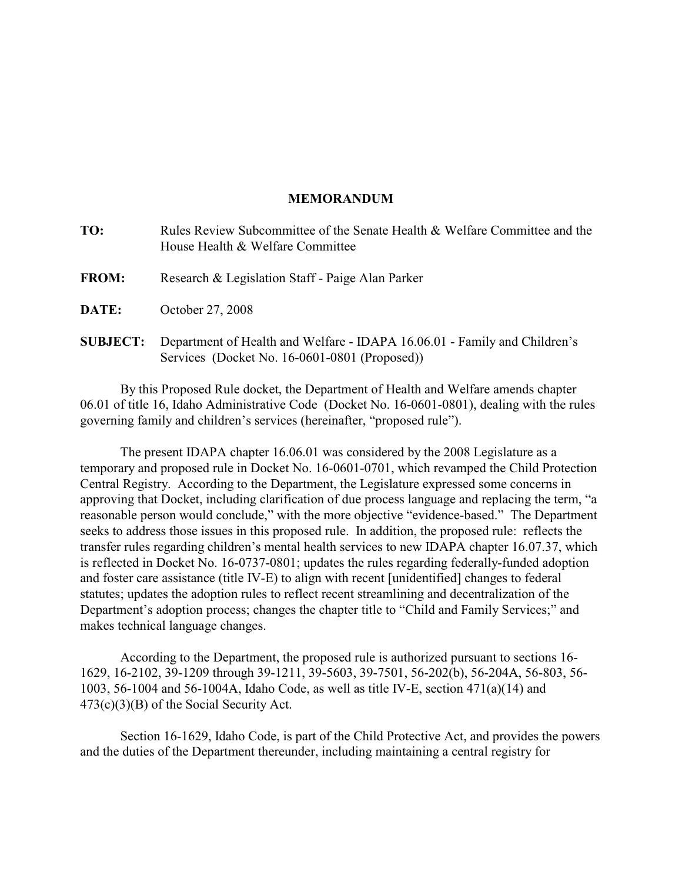# MEMORANDUM

**TO:** Rules Review Subcommittee of the Senate Health & Welfare Committee and the House Health & Welfare Committee

**FROM:** Research & Legislation Staff - Paige Alan Parker

**DATE:** October 27, 2008

**SUBJECT:** Department of Health and Welfare - IDAPA 16.06.01 - Family and Children's Services (Docket No. 16-0601-0801 (Proposed))

By this Proposed Rule docket, the Department of Health and Welfare amends chapter 06.01 of title 16, Idaho Administrative Code (Docket No. 16-0601-0801), dealing with the rules governing family and children's services (hereinafter, "proposed rule").

The present IDAPA chapter 16.06.01 was considered by the 2008 Legislature as a temporary and proposed rule in Docket No. 16-0601-0701, which revamped the Child Protection Central Registry. According to the Department, the Legislature expressed some concerns in approving that Docket, including clarification of due process language and replacing the term, "a reasonable person would conclude," with the more objective "evidence-based." The Department seeks to address those issues in this proposed rule. In addition, the proposed rule: reflects the transfer rules regarding children's mental health services to new IDAPA chapter 16.07.37, which is reflected in Docket No. 16-0737-0801; updates the rules regarding federally-funded adoption and foster care assistance (title IV-E) to align with recent [unidentified] changes to federal statutes; updates the adoption rules to reflect recent streamlining and decentralization of the Department's adoption process; changes the chapter title to "Child and Family Services;" and makes technical language changes.

According to the Department, the proposed rule is authorized pursuant to sections 16-1629, 16-2102, 39-1209 through 39-1211, 39-5603, 39-7501, 56-202(b), 56-204A, 56-803, 56-1003, 56-1004 and 56-1004A, Idaho Code, as well as title IV-E, section 471(a)(14) and 473(c)(3)(B) of the Social Security Act.

Section 16-1629, Idaho Code, is part of the Child Protective Act, and provides the powers and the duties of the Department thereunder, including maintaining a central registry for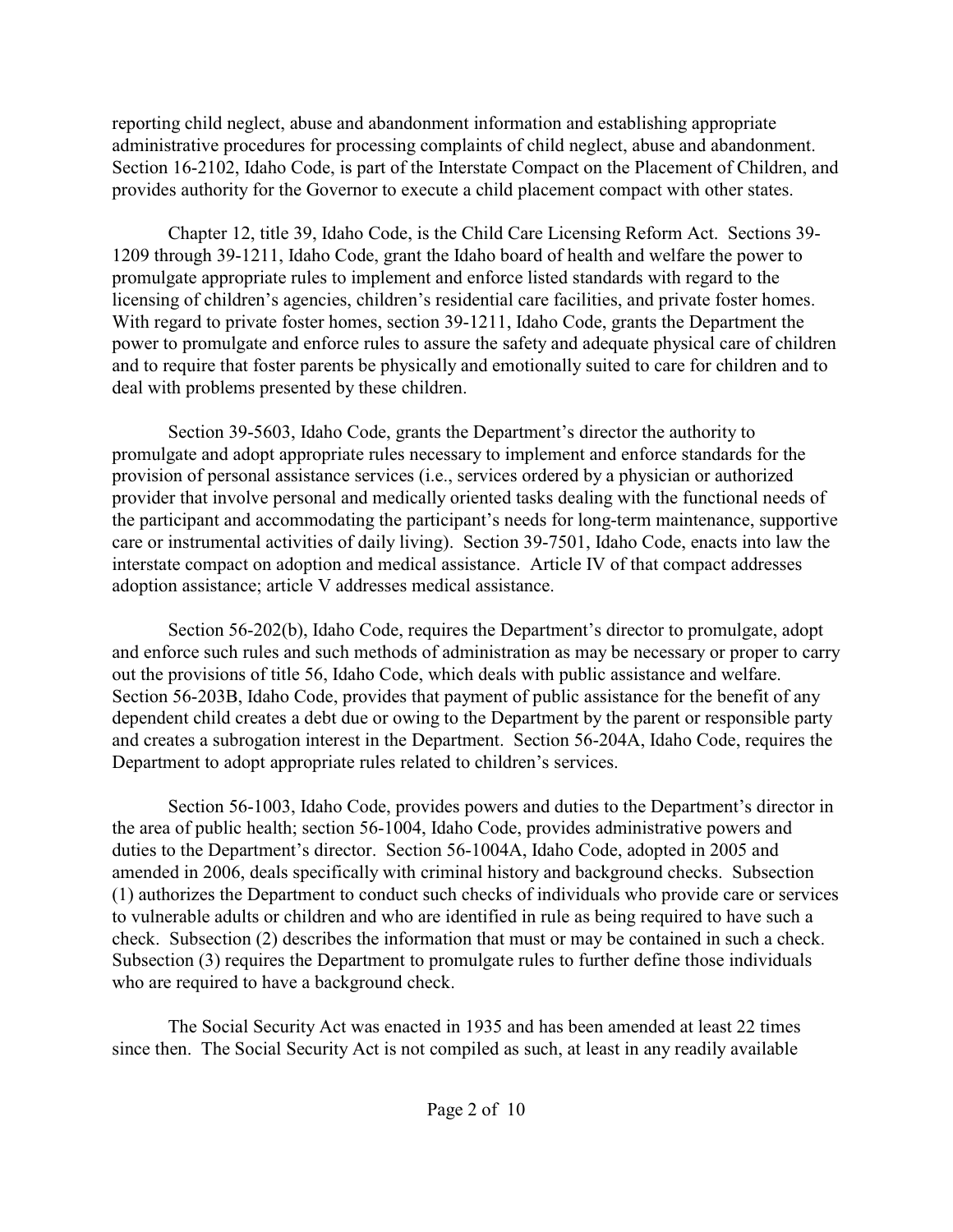reporting child neglect, abuse and abandonment information and establishing appropriate administrative procedures for processing complaints of child neglect, abuse and abandonment. Section 16-2102, Idaho Code, is part of the Interstate Compact on the Placement of Children, and provides authority for the Governor to execute a child placement compact with other states.

Chapter 12, title 39, Idaho Code, is the Child Care Licensing Reform Act. Sections 39-1209 through 39-1211, Idaho Code, grant the Idaho board of health and welfare the power to promulgate appropriate rules to implement and enforce listed standards with regard to the licensing of children's agencies, children's residential care facilities, and private foster homes. With regard to private foster homes, section 39-1211, Idaho Code, grants the Department the power to promulgate and enforce rules to assure the safety and adequate physical care of children and to require that foster parents be physically and emotionally suited to care for children and to deal with problems presented by these children.

Section 39-5603, Idaho Code, grants the Department's director the authority to promulgate and adopt appropriate rules necessary to implement and enforce standards for the provision of personal assistance services (i.e., services ordered by a physician or authorized provider that involve personal and medically oriented tasks dealing with the functional needs of the participant and accommodating the participant's needs for long-term maintenance, supportive care or instrumental activities of daily living). Section 39-7501, Idaho Code, enacts into law the interstate compact on adoption and medical assistance. Article IV of that compact addresses adoption assistance; article V addresses medical assistance.

Section 56-202(b), Idaho Code, requires the Department's director to promulgate, adopt and enforce such rules and such methods of administration as may be necessary or proper to carry out the provisions of title 56, Idaho Code, which deals with public assistance and welfare. Section 56-203B, Idaho Code, provides that payment of public assistance for the benefit of any dependent child creates a debt due or owing to the Department by the parent or responsible party and creates a subrogation interest in the Department. Section 56-204A, Idaho Code, requires the Department to adopt appropriate rules related to children's services.

Section 56-1003, Idaho Code, provides powers and duties to the Department's director in the area of public health; section 56-1004, Idaho Code, provides administrative powers and duties to the Department's director. Section 56-1004A, Idaho Code, adopted in 2005 and amended in 2006, deals specifically with criminal history and background checks. Subsection (1) authorizes the Department to conduct such checks of individuals who provide care or services to vulnerable adults or children and who are identified in rule as being required to have such a check. Subsection (2) describes the information that must or may be contained in such a check. Subsection (3) requires the Department to promulgate rules to further define those individuals who are required to have a background check.

The Social Security Act was enacted in 1935 and has been amended at least 22 times since then. The Social Security Act is not compiled as such, at least in any readily available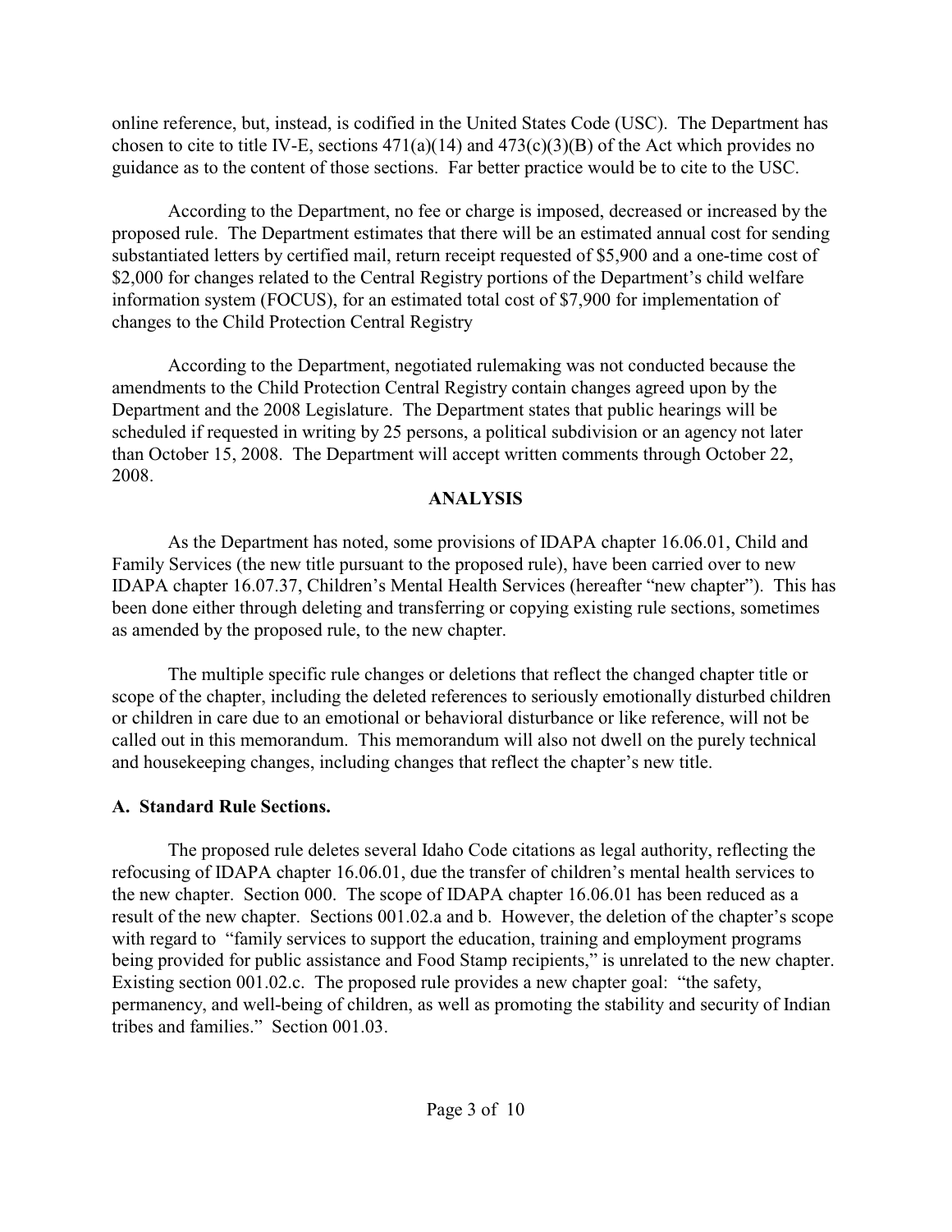online reference, but, instead, is codified in the United States Code (USC). The Department has chosen to cite to title IV-E, sections 471(a)(14) and 473(c)(3)(B) of the Act which provides no guidance as to the content of those sections. Far better practice would be to cite to the USC.

According to the Department, no fee or charge is imposed, decreased or increased by the proposed rule. The Department estimates that there will be an estimated annual cost for sending substantiated letters by certified mail, return receipt requested of $5,900 and a one-time cost of $2,000 for changes related to the Central Registry portions of the Department's child welfare information system (FOCUS), for an estimated total cost of $7,900 for implementation of changes to the Child Protection Central Registry

According to the Department, negotiated rulemaking was not conducted because the amendments to the Child Protection Central Registry contain changes agreed upon by the Department and the 2008 Legislature. The Department states that public hearings will be scheduled if requested in writing by 25 persons, a political subdivision or an agency not later than October 15, 2008. The Department will accept written comments through October 22, 2008.

## ANALYSIS

As the Department has noted, some provisions of IDAPA chapter 16.06.01, Child and Family Services (the new title pursuant to the proposed rule), have been carried over to new IDAPA chapter 16.07.37, Children's Mental Health Services (hereafter "new chapter"). This has been done either through deleting and transferring or copying existing rule sections, sometimes as amended by the proposed rule, to the new chapter.

The multiple specific rule changes or deletions that reflect the changed chapter title or scope of the chapter, including the deleted references to seriously emotionally disturbed children or children in care due to an emotional or behavioral disturbance or like reference, will not be called out in this memorandum. This memorandum will also not dwell on the purely technical and housekeeping changes, including changes that reflect the chapter's new title.

### A. Standard Rule Sections.

The proposed rule deletes several Idaho Code citations as legal authority, reflecting the refocusing of IDAPA chapter 16.06.01, due the transfer of children's mental health services to the new chapter. Section 000. The scope of IDAPA chapter 16.06.01 has been reduced as a result of the new chapter. Sections 001.02.a and b. However, the deletion of the chapter's scope with regard to "family services to support the education, training and employment programs being provided for public assistance and Food Stamp recipients," is unrelated to the new chapter. Existing section 001.02.c. The proposed rule provides a new chapter goal: "the safety, permanency, and well-being of children, as well as promoting the stability and security of Indian tribes and families." Section 001.03.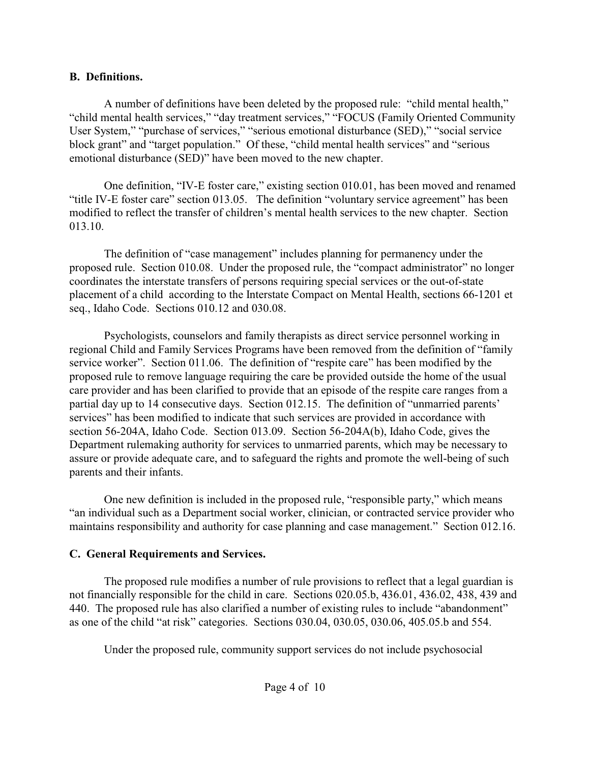**B. Definitions.**

A number of definitions have been deleted by the proposed rule: "child mental health," "child mental health services," "day treatment services," "FOCUS (Family Oriented Community User System," "purchase of services," "serious emotional disturbance (SED)," "social service block grant" and "target population." Of these, "child mental health services" and "serious emotional disturbance (SED)" have been moved to the new chapter.

One definition, "IV-E foster care," existing section 010.01, has been moved and renamed "title IV-E foster care" section 013.05. The definition "voluntary service agreement" has been modified to reflect the transfer of children's mental health services to the new chapter. Section 013.10.

The definition of "case management" includes planning for permanency under the proposed rule. Section 010.08. Under the proposed rule, the "compact administrator" no longer coordinates the interstate transfers of persons requiring special services or the out-of-state placement of a child according to the Interstate Compact on Mental Health, sections 66-1201 et seq., Idaho Code. Sections 010.12 and 030.08.

Psychologists, counselors and family therapists as direct service personnel working in regional Child and Family Services Programs have been removed from the definition of "family service worker". Section 011.06. The definition of "respite care" has been modified by the proposed rule to remove language requiring the care be provided outside the home of the usual care provider and has been clarified to provide that an episode of the respite care ranges from a partial day up to 14 consecutive days. Section 012.15. The definition of "unmarried parents' services" has been modified to indicate that such services are provided in accordance with section 56-204A, Idaho Code. Section 013.09. Section 56-204A(b), Idaho Code, gives the Department rulemaking authority for services to unmarried parents, which may be necessary to assure or provide adequate care, and to safeguard the rights and promote the well-being of such parents and their infants.

One new definition is included in the proposed rule, "responsible party," which means "an individual such as a Department social worker, clinician, or contracted service provider who maintains responsibility and authority for case planning and case management." Section 012.16.

**C. General Requirements and Services.**

The proposed rule modifies a number of rule provisions to reflect that a legal guardian is not financially responsible for the child in care. Sections 020.05.b, 436.01, 436.02, 438, 439 and 440. The proposed rule has also clarified a number of existing rules to include "abandonment" as one of the child "at risk" categories. Sections 030.04, 030.05, 030.06, 405.05.b and 554.

Under the proposed rule, community support services do not include psychosocial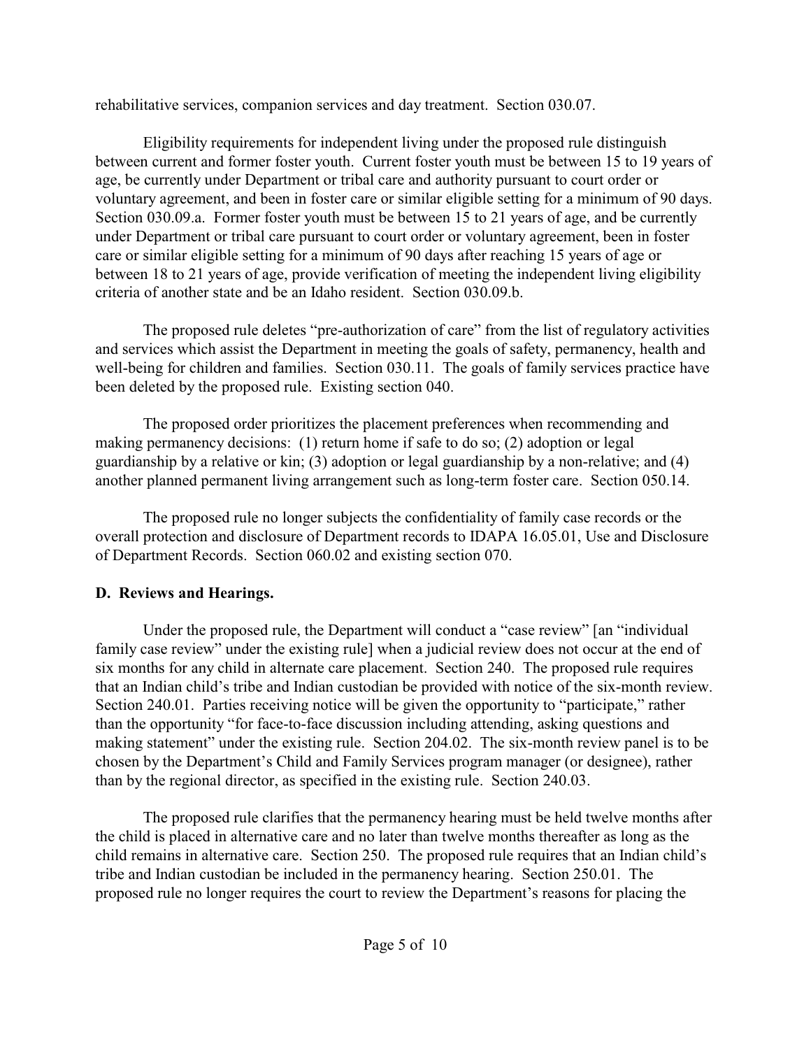rehabilitative services, companion services and day treatment. Section 030.07.

Eligibility requirements for independent living under the proposed rule distinguish between current and former foster youth. Current foster youth must be between 15 to 19 years of age, be currently under Department or tribal care and authority pursuant to court order or voluntary agreement, and been in foster care or similar eligible setting for a minimum of 90 days. Section 030.09.a. Former foster youth must be between 15 to 21 years of age, and be currently under Department or tribal care pursuant to court order or voluntary agreement, been in foster care or similar eligible setting for a minimum of 90 days after reaching 15 years of age or between 18 to 21 years of age, provide verification of meeting the independent living eligibility criteria of another state and be an Idaho resident. Section 030.09.b.

The proposed rule deletes "pre-authorization of care" from the list of regulatory activities and services which assist the Department in meeting the goals of safety, permanency, health and well-being for children and families. Section 030.11. The goals of family services practice have been deleted by the proposed rule. Existing section 040.

The proposed order prioritizes the placement preferences when recommending and making permanency decisions: (1) return home if safe to do so; (2) adoption or legal guardianship by a relative or kin; (3) adoption or legal guardianship by a non-relative; and (4) another planned permanent living arrangement such as long-term foster care. Section 050.14.

The proposed rule no longer subjects the confidentiality of family case records or the overall protection and disclosure of Department records to IDAPA 16.05.01, Use and Disclosure of Department Records. Section 060.02 and existing section 070.

**D. Reviews and Hearings.**

Under the proposed rule, the Department will conduct a "case review" [an "individual family case review" under the existing rule] when a judicial review does not occur at the end of six months for any child in alternate care placement. Section 240. The proposed rule requires that an Indian child's tribe and Indian custodian be provided with notice of the six-month review. Section 240.01. Parties receiving notice will be given the opportunity to "participate," rather than the opportunity "for face-to-face discussion including attending, asking questions and making statement" under the existing rule. Section 204.02. The six-month review panel is to be chosen by the Department's Child and Family Services program manager (or designee), rather than by the regional director, as specified in the existing rule. Section 240.03.

The proposed rule clarifies that the permanency hearing must be held twelve months after the child is placed in alternative care and no later than twelve months thereafter as long as the child remains in alternative care. Section 250. The proposed rule requires that an Indian child's tribe and Indian custodian be included in the permanency hearing. Section 250.01. The proposed rule no longer requires the court to review the Department's reasons for placing the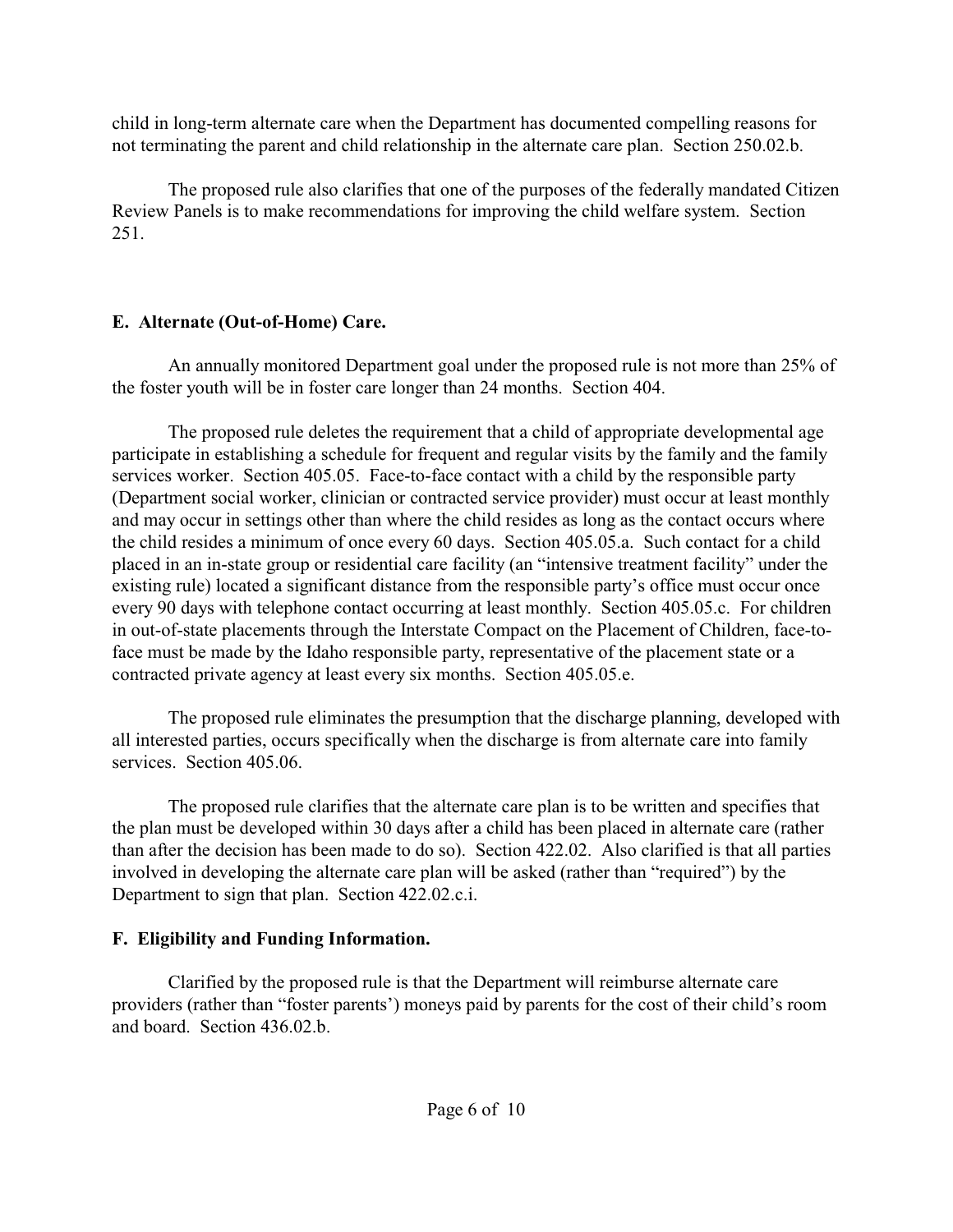child in long-term alternate care when the Department has documented compelling reasons for not terminating the parent and child relationship in the alternate care plan. Section 250.02.b.

The proposed rule also clarifies that one of the purposes of the federally mandated Citizen Review Panels is to make recommendations for improving the child welfare system. Section 251.

**E. Alternate (Out-of-Home) Care.**

An annually monitored Department goal under the proposed rule is not more than 25% of the foster youth will be in foster care longer than 24 months. Section 404.

The proposed rule deletes the requirement that a child of appropriate developmental age participate in establishing a schedule for frequent and regular visits by the family and the family services worker. Section 405.05. Face-to-face contact with a child by the responsible party (Department social worker, clinician or contracted service provider) must occur at least monthly and may occur in settings other than where the child resides as long as the contact occurs where the child resides a minimum of once every 60 days. Section 405.05.a. Such contact for a child placed in an in-state group or residential care facility (an "intensive treatment facility" under the existing rule) located a significant distance from the responsible party's office must occur once every 90 days with telephone contact occurring at least monthly. Section 405.05.c. For children in out-of-state placements through the Interstate Compact on the Placement of Children, face-to-face must be made by the Idaho responsible party, representative of the placement state or a contracted private agency at least every six months. Section 405.05.e.

The proposed rule eliminates the presumption that the discharge planning, developed with all interested parties, occurs specifically when the discharge is from alternate care into family services. Section 405.06.

The proposed rule clarifies that the alternate care plan is to be written and specifies that the plan must be developed within 30 days after a child has been placed in alternate care (rather than after the decision has been made to do so). Section 422.02. Also clarified is that all parties involved in developing the alternate care plan will be asked (rather than "required") by the Department to sign that plan. Section 422.02.c.i.

**F. Eligibility and Funding Information.**

Clarified by the proposed rule is that the Department will reimburse alternate care providers (rather than "foster parents') moneys paid by parents for the cost of their child's room and board. Section 436.02.b.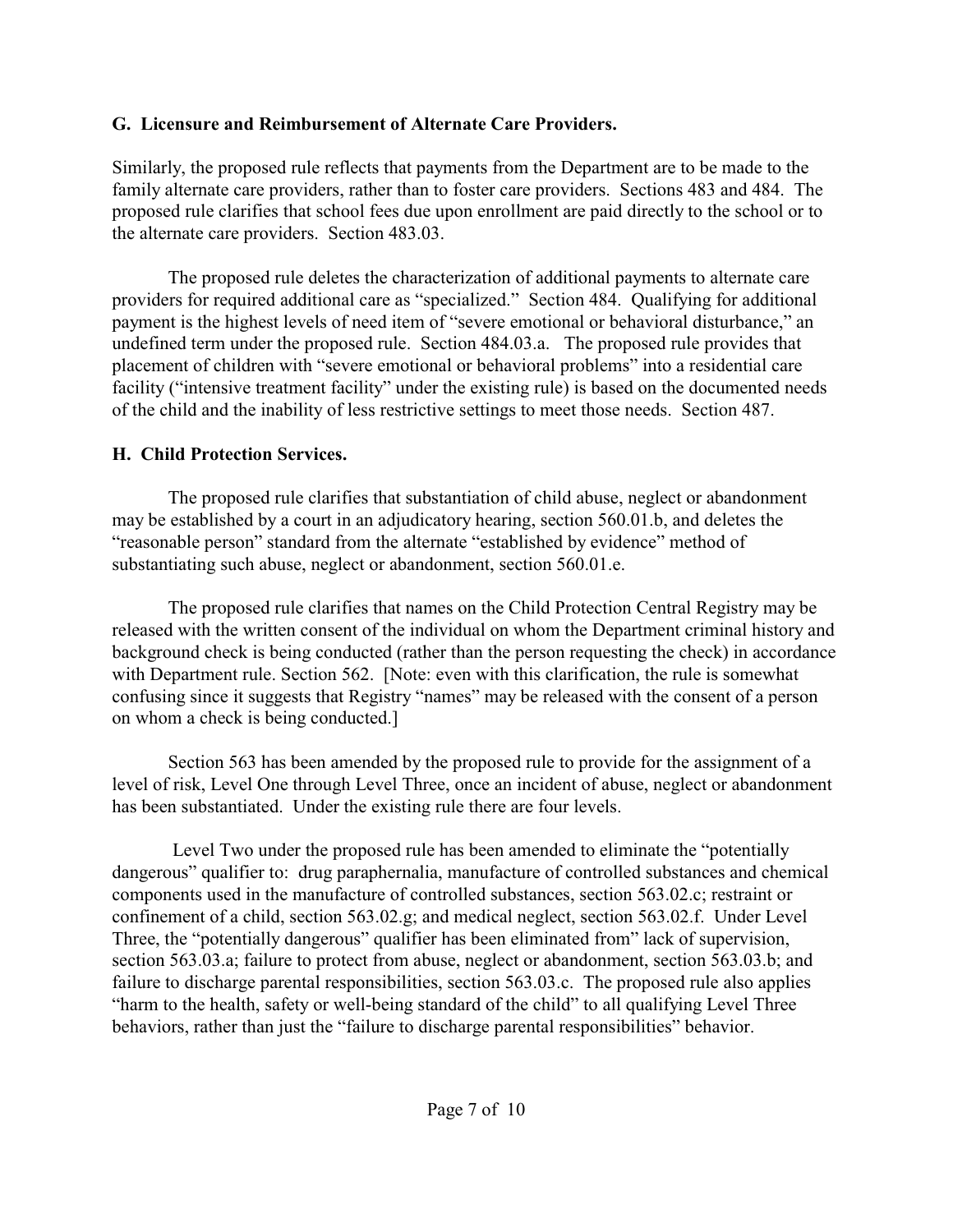## G. Licensure and Reimbursement of Alternate Care Providers.

Similarly, the proposed rule reflects that payments from the Department are to be made to the family alternate care providers, rather than to foster care providers. Sections 483 and 484. The proposed rule clarifies that school fees due upon enrollment are paid directly to the school or to the alternate care providers. Section 483.03.

The proposed rule deletes the characterization of additional payments to alternate care providers for required additional care as "specialized." Section 484. Qualifying for additional payment is the highest levels of need item of "severe emotional or behavioral disturbance," an undefined term under the proposed rule. Section 484.03.a. The proposed rule provides that placement of children with "severe emotional or behavioral problems" into a residential care facility ("intensive treatment facility" under the existing rule) is based on the documented needs of the child and the inability of less restrictive settings to meet those needs. Section 487.

## H. Child Protection Services.

The proposed rule clarifies that substantiation of child abuse, neglect or abandonment may be established by a court in an adjudicatory hearing, section 560.01.b, and deletes the "reasonable person" standard from the alternate "established by evidence" method of substantiating such abuse, neglect or abandonment, section 560.01.e.

The proposed rule clarifies that names on the Child Protection Central Registry may be released with the written consent of the individual on whom the Department criminal history and background check is being conducted (rather than the person requesting the check) in accordance with Department rule. Section 562. [Note: even with this clarification, the rule is somewhat confusing since it suggests that Registry "names" may be released with the consent of a person on whom a check is being conducted.]

Section 563 has been amended by the proposed rule to provide for the assignment of a level of risk, Level One through Level Three, once an incident of abuse, neglect or abandonment has been substantiated. Under the existing rule there are four levels.

Level Two under the proposed rule has been amended to eliminate the "potentially dangerous" qualifier to: drug paraphernalia, manufacture of controlled substances and chemical components used in the manufacture of controlled substances, section 563.02.c; restraint or confinement of a child, section 563.02.g; and medical neglect, section 563.02.f. Under Level Three, the "potentially dangerous" qualifier has been eliminated from" lack of supervision, section 563.03.a; failure to protect from abuse, neglect or abandonment, section 563.03.b; and failure to discharge parental responsibilities, section 563.03.c. The proposed rule also applies "harm to the health, safety or well-being standard of the child" to all qualifying Level Three behaviors, rather than just the "failure to discharge parental responsibilities" behavior.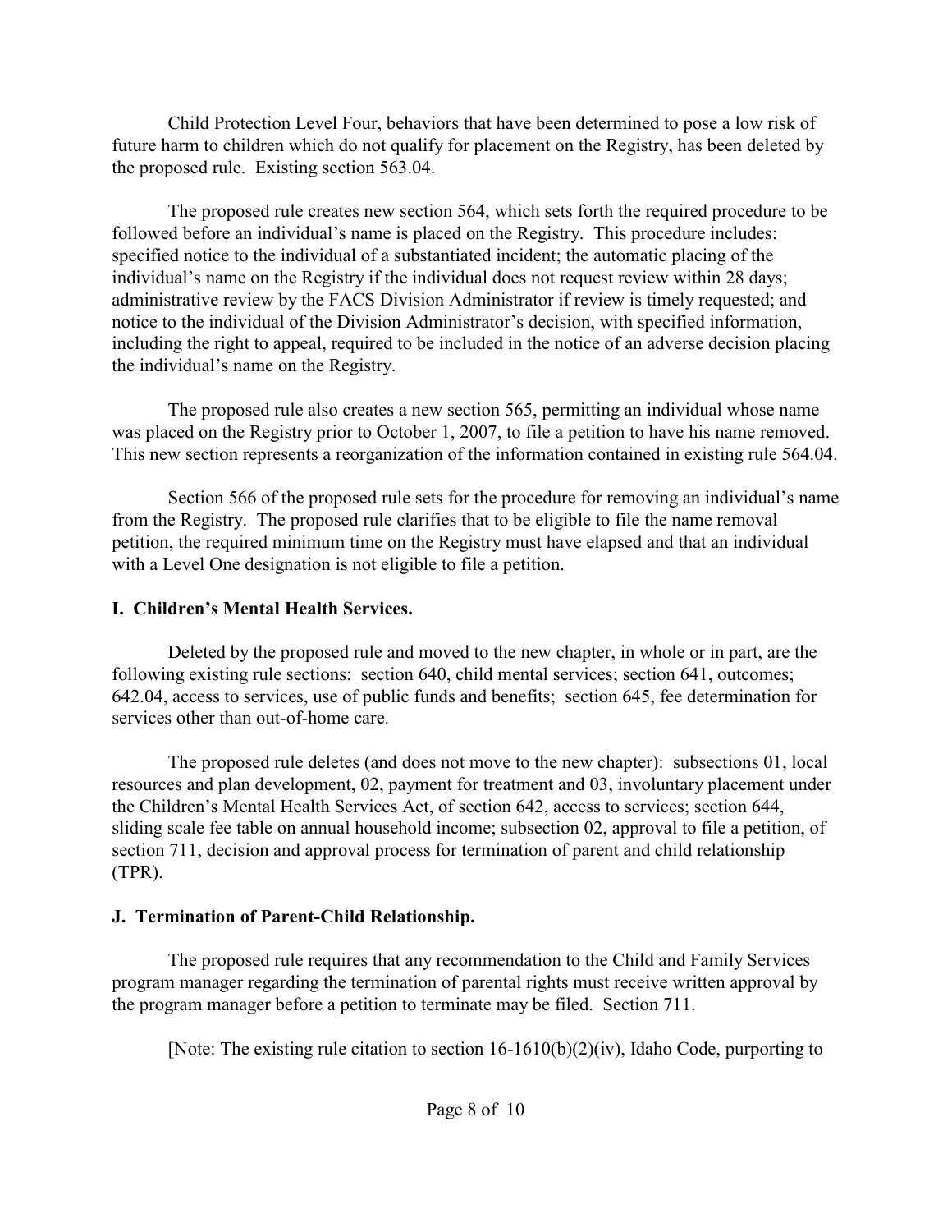Child Protection Level Four, behaviors that have been determined to pose a low risk of future harm to children which do not qualify for placement on the Registry, has been deleted by the proposed rule. Existing section 563.04.

The proposed rule creates new section 564, which sets forth the required procedure to be followed before an individual's name is placed on the Registry. This procedure includes: specified notice to the individual of a substantiated incident; the automatic placing of the individual's name on the Registry if the individual does not request review within 28 days; administrative review by the FACS Division Administrator if review is timely requested; and notice to the individual of the Division Administrator's decision, with specified information, including the right to appeal, required to be included in the notice of an adverse decision placing the individual's name on the Registry.

The proposed rule also creates a new section 565, permitting an individual whose name was placed on the Registry prior to October 1, 2007, to file a petition to have his name removed. This new section represents a reorganization of the information contained in existing rule 564.04.

Section 566 of the proposed rule sets for the procedure for removing an individual's name from the Registry. The proposed rule clarifies that to be eligible to file the name removal petition, the required minimum time on the Registry must have elapsed and that an individual with a Level One designation is not eligible to file a petition.

### I. Children's Mental Health Services.

Deleted by the proposed rule and moved to the new chapter, in whole or in part, are the following existing rule sections: section 640, child mental services; section 641, outcomes; 642.04, access to services, use of public funds and benefits; section 645, fee determination for services other than out-of-home care.

The proposed rule deletes (and does not move to the new chapter): subsections 01, local resources and plan development, 02, payment for treatment and 03, involuntary placement under the Children's Mental Health Services Act, of section 642, access to services; section 644, sliding scale fee table on annual household income; subsection 02, approval to file a petition, of section 711, decision and approval process for termination of parent and child relationship (TPR).

### J. Termination of Parent-Child Relationship.

The proposed rule requires that any recommendation to the Child and Family Services program manager regarding the termination of parental rights must receive written approval by the program manager before a petition to terminate may be filed. Section 711.

[Note: The existing rule citation to section 16-1610(b)(2)(iv), Idaho Code, purporting to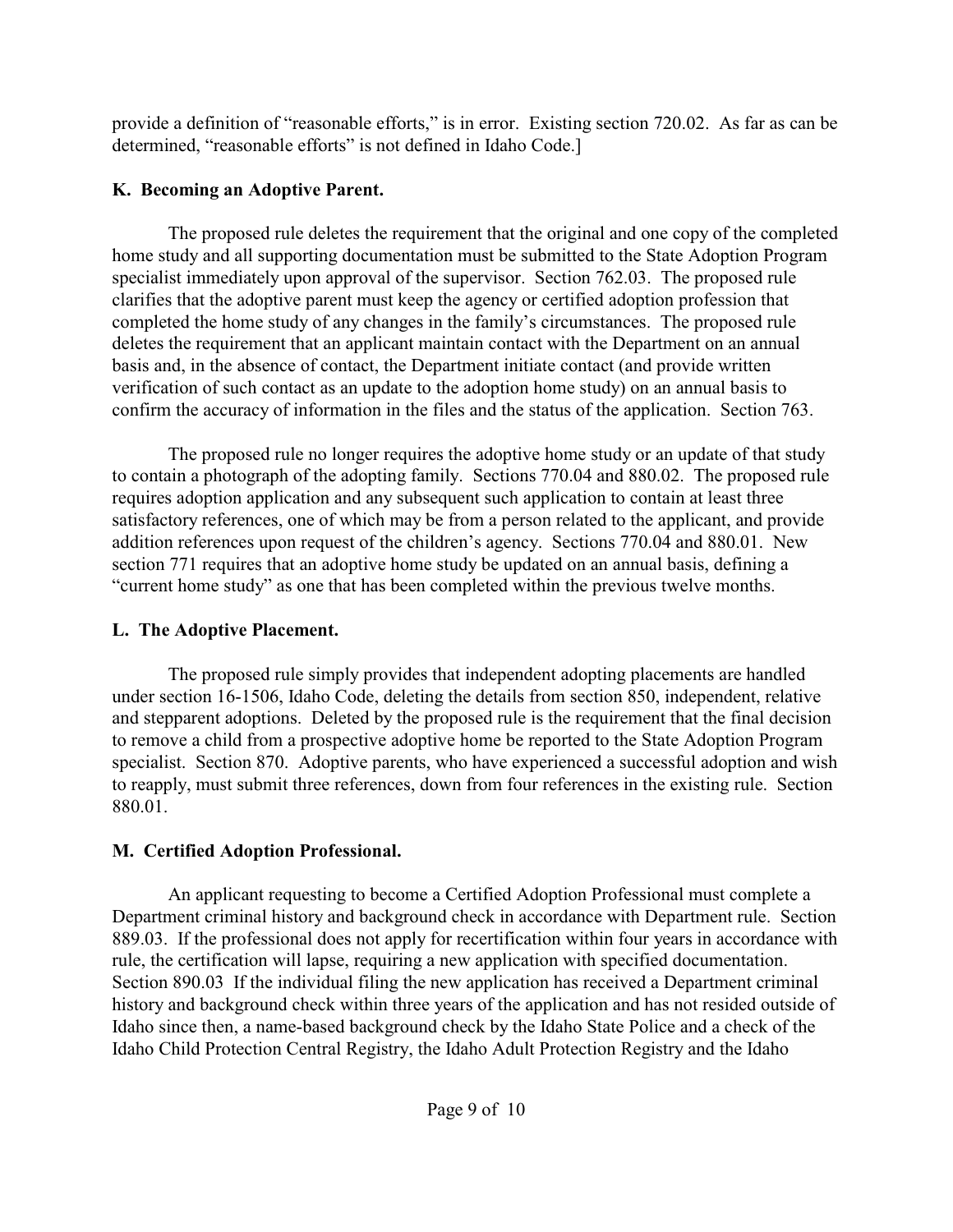provide a definition of "reasonable efforts," is in error. Existing section 720.02. As far as can be determined, "reasonable efforts" is not defined in Idaho Code.]

### K. Becoming an Adoptive Parent.

The proposed rule deletes the requirement that the original and one copy of the completed home study and all supporting documentation must be submitted to the State Adoption Program specialist immediately upon approval of the supervisor. Section 762.03. The proposed rule clarifies that the adoptive parent must keep the agency or certified adoption profession that completed the home study of any changes in the family's circumstances. The proposed rule deletes the requirement that an applicant maintain contact with the Department on an annual basis and, in the absence of contact, the Department initiate contact (and provide written verification of such contact as an update to the adoption home study) on an annual basis to confirm the accuracy of information in the files and the status of the application. Section 763.

The proposed rule no longer requires the adoptive home study or an update of that study to contain a photograph of the adopting family. Sections 770.04 and 880.02. The proposed rule requires adoption application and any subsequent such application to contain at least three satisfactory references, one of which may be from a person related to the applicant, and provide addition references upon request of the children's agency. Sections 770.04 and 880.01. New section 771 requires that an adoptive home study be updated on an annual basis, defining a "current home study" as one that has been completed within the previous twelve months.

### L. The Adoptive Placement.

The proposed rule simply provides that independent adopting placements are handled under section 16-1506, Idaho Code, deleting the details from section 850, independent, relative and stepparent adoptions. Deleted by the proposed rule is the requirement that the final decision to remove a child from a prospective adoptive home be reported to the State Adoption Program specialist. Section 870. Adoptive parents, who have experienced a successful adoption and wish to reapply, must submit three references, down from four references in the existing rule. Section 880.01.

### M. Certified Adoption Professional.

An applicant requesting to become a Certified Adoption Professional must complete a Department criminal history and background check in accordance with Department rule. Section 889.03. If the professional does not apply for recertification within four years in accordance with rule, the certification will lapse, requiring a new application with specified documentation. Section 890.03 If the individual filing the new application has received a Department criminal history and background check within three years of the application and has not resided outside of Idaho since then, a name-based background check by the Idaho State Police and a check of the Idaho Child Protection Central Registry, the Idaho Adult Protection Registry and the Idaho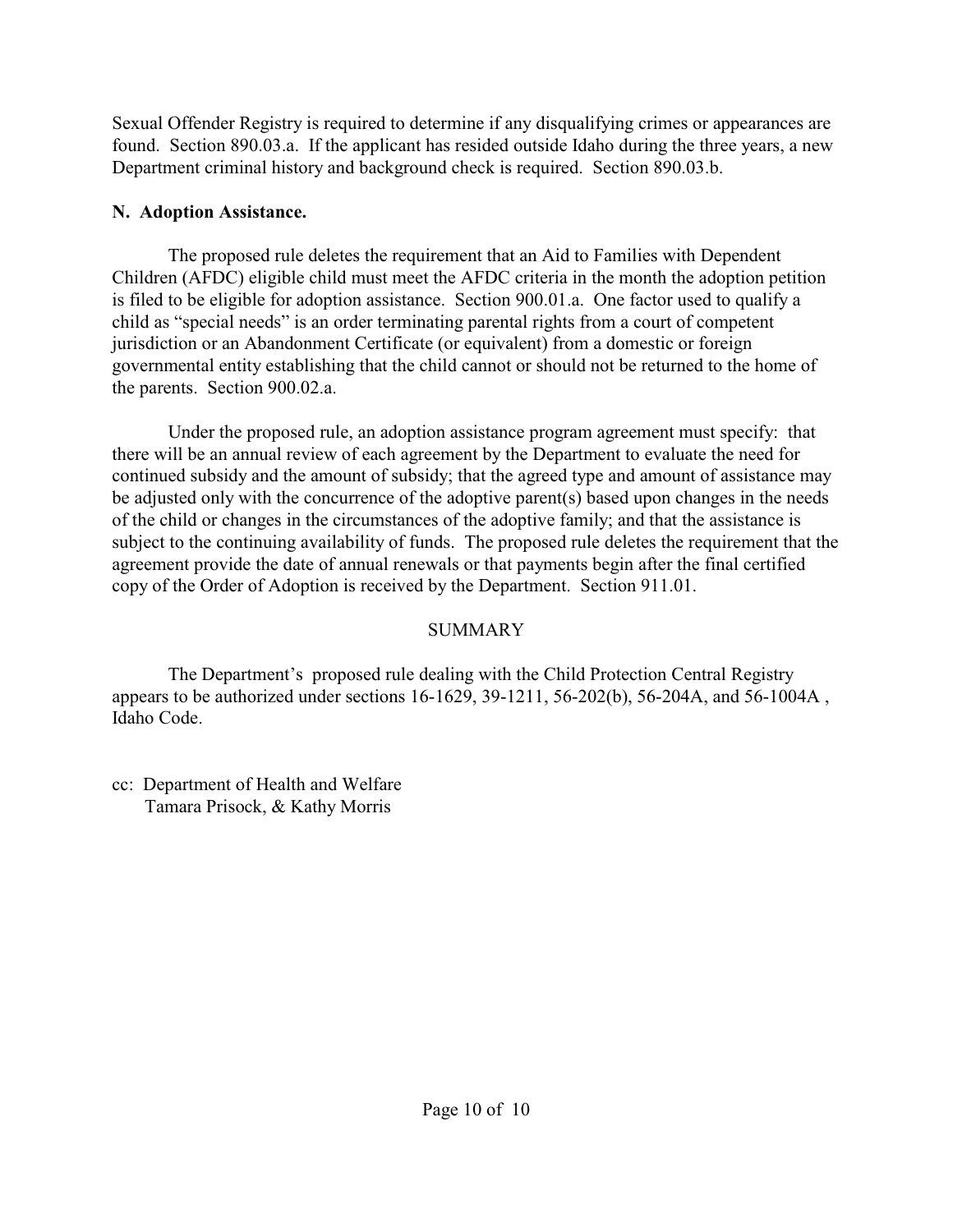Sexual Offender Registry is required to determine if any disqualifying crimes or appearances are found. Section 890.03.a. If the applicant has resided outside Idaho during the three years, a new Department criminal history and background check is required. Section 890.03.b.

**N. Adoption Assistance.**

The proposed rule deletes the requirement that an Aid to Families with Dependent Children (AFDC) eligible child must meet the AFDC criteria in the month the adoption petition is filed to be eligible for adoption assistance. Section 900.01.a. One factor used to qualify a child as "special needs" is an order terminating parental rights from a court of competent jurisdiction or an Abandonment Certificate (or equivalent) from a domestic or foreign governmental entity establishing that the child cannot or should not be returned to the home of the parents. Section 900.02.a.

Under the proposed rule, an adoption assistance program agreement must specify: that there will be an annual review of each agreement by the Department to evaluate the need for continued subsidy and the amount of subsidy; that the agreed type and amount of assistance may be adjusted only with the concurrence of the adoptive parent(s) based upon changes in the needs of the child or changes in the circumstances of the adoptive family; and that the assistance is subject to the continuing availability of funds. The proposed rule deletes the requirement that the agreement provide the date of annual renewals or that payments begin after the final certified copy of the Order of Adoption is received by the Department. Section 911.01.

SUMMARY

The Department's proposed rule dealing with the Child Protection Central Registry appears to be authorized under sections 16-1629, 39-1211, 56-202(b), 56-204A, and 56-1004A , Idaho Code.

cc: Department of Health and Welfare
Tamara Prisock, & Kathy Morris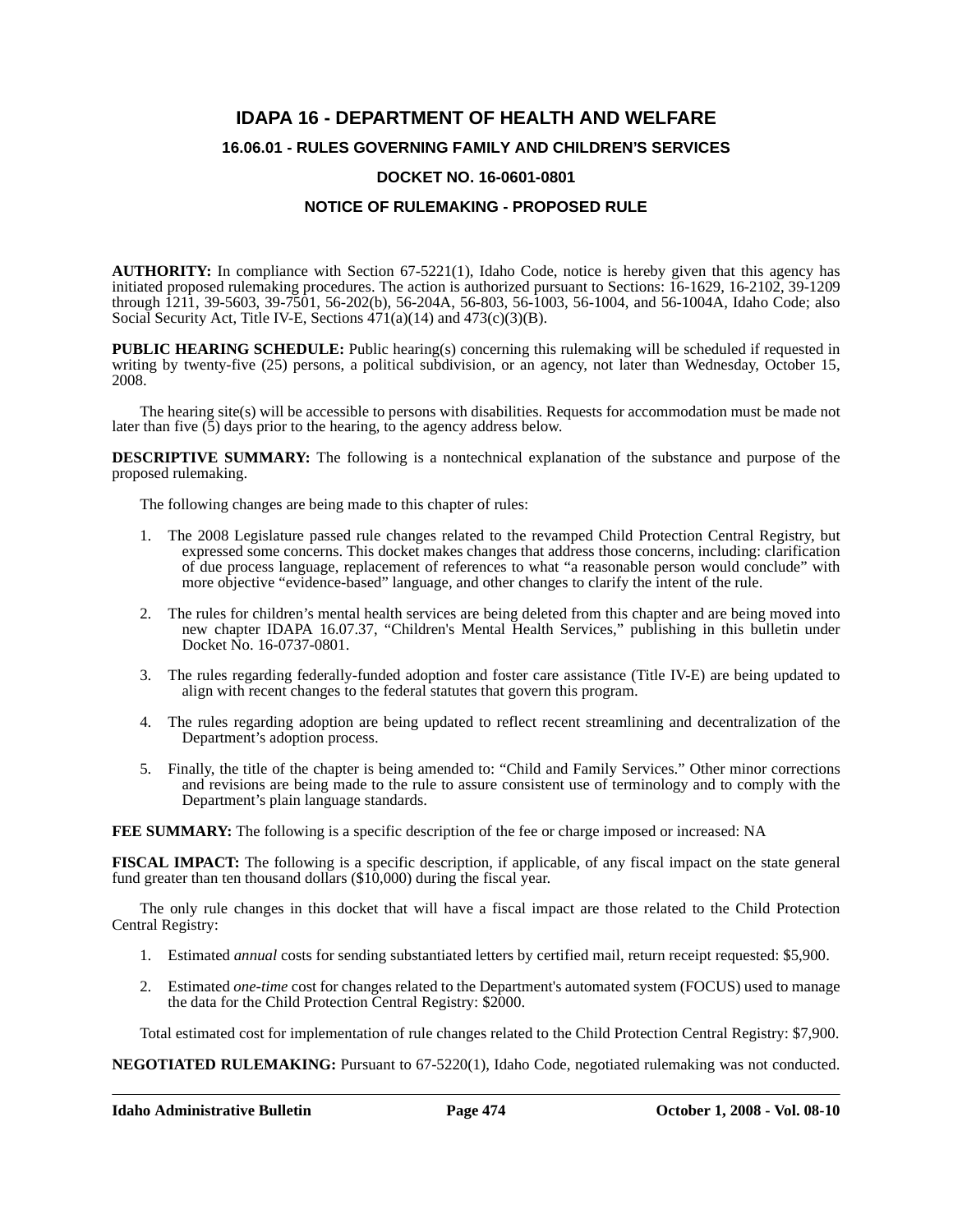# IDAPA 16 - DEPARTMENT OF HEALTH AND WELFARE

## 16.06.01 - RULES GOVERNING FAMILY AND CHILDREN'S SERVICES

## DOCKET NO. 16-0601-0801

## NOTICE OF RULEMAKING - PROPOSED RULE

**AUTHORITY:** In compliance with Section 67-5221(1), Idaho Code, notice is hereby given that this agency has initiated proposed rulemaking procedures. The action is authorized pursuant to Sections: 16-1629, 16-2102, 39-1209 through 1211, 39-5603, 39-7501, 56-202(b), 56-204A, 56-803, 56-1003, 56-1004, and 56-1004A, Idaho Code; also Social Security Act, Title IV-E, Sections 471(a)(14) and 473(c)(3)(B).

**PUBLIC HEARING SCHEDULE:** Public hearing(s) concerning this rulemaking will be scheduled if requested in writing by twenty-five (25) persons, a political subdivision, or an agency, not later than Wednesday, October 15, 2008.

The hearing site(s) will be accessible to persons with disabilities. Requests for accommodation must be made not later than five (5) days prior to the hearing, to the agency address below.

**DESCRIPTIVE SUMMARY:** The following is a nontechnical explanation of the substance and purpose of the proposed rulemaking.

The following changes are being made to this chapter of rules:

1. The 2008 Legislature passed rule changes related to the revamped Child Protection Central Registry, but expressed some concerns. This docket makes changes that address those concerns, including: clarification of due process language, replacement of references to what "a reasonable person would conclude" with more objective "evidence-based" language, and other changes to clarify the intent of the rule.

2. The rules for children's mental health services are being deleted from this chapter and are being moved into new chapter IDAPA 16.07.37, "Children's Mental Health Services," publishing in this bulletin under Docket No. 16-0737-0801.

3. The rules regarding federally-funded adoption and foster care assistance (Title IV-E) are being updated to align with recent changes to the federal statutes that govern this program.

4. The rules regarding adoption are being updated to reflect recent streamlining and decentralization of the Department's adoption process.

5. Finally, the title of the chapter is being amended to: "Child and Family Services." Other minor corrections and revisions are being made to the rule to assure consistent use of terminology and to comply with the Department's plain language standards.

**FEE SUMMARY:** The following is a specific description of the fee or charge imposed or increased: NA

**FISCAL IMPACT:** The following is a specific description, if applicable, of any fiscal impact on the state general fund greater than ten thousand dollars ($10,000) during the fiscal year.

The only rule changes in this docket that will have a fiscal impact are those related to the Child Protection Central Registry:

1. Estimated *annual* costs for sending substantiated letters by certified mail, return receipt requested: $5,900.

2. Estimated *one-time* cost for changes related to the Department's automated system (FOCUS) used to manage the data for the Child Protection Central Registry: $2000.

Total estimated cost for implementation of rule changes related to the Child Protection Central Registry: $7,900.

**NEGOTIATED RULEMAKING:** Pursuant to 67-5220(1), Idaho Code, negotiated rulemaking was not conducted.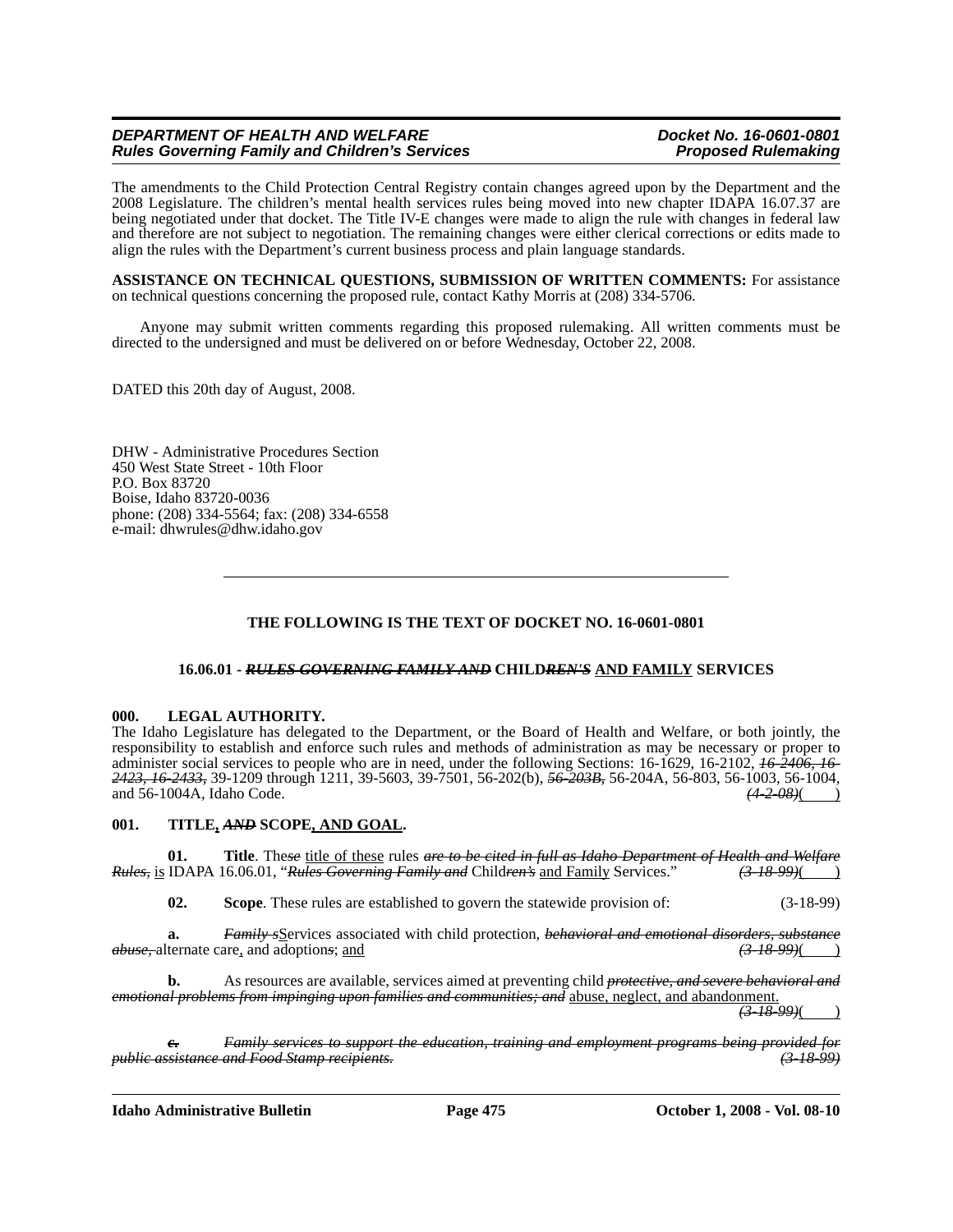The amendments to the Child Protection Central Registry contain changes agreed upon by the Department and the 2008 Legislature. The children's mental health services rules being moved into new chapter IDAPA 16.07.37 are being negotiated under that docket. The Title IV-E changes were made to align the rule with changes in federal law and therefore are not subject to negotiation. The remaining changes were either clerical corrections or edits made to align the rules with the Department's current business process and plain language standards.

**ASSISTANCE ON TECHNICAL QUESTIONS, SUBMISSION OF WRITTEN COMMENTS:** For assistance on technical questions concerning the proposed rule, contact Kathy Morris at (208) 334-5706.

Anyone may submit written comments regarding this proposed rulemaking. All written comments must be directed to the undersigned and must be delivered on or before Wednesday, October 22, 2008.

DATED this 20th day of August, 2008.

DHW - Administrative Procedures Section
450 West State Street - 10th Floor
P.O. Box 83720
Boise, Idaho 83720-0036
phone: (208) 334-5564; fax: (208) 334-6558
e-mail: dhwrules@dhw.idaho.gov

---

**THE FOLLOWING IS THE TEXT OF DOCKET NO. 16-0601-0801**

**16.06.01 - ~~*RULES GOVERNING FAMILY AND*~~ CHILD~~*REN'S*~~ <u>AND FAMILY</u> SERVICES**

**000. LEGAL AUTHORITY.**

The Idaho Legislature has delegated to the Department, or the Board of Health and Welfare, or both jointly, the responsibility to establish and enforce such rules and methods of administration as may be necessary or proper to administer social services to people who are in need, under the following Sections: 16-1629, 16-2102, ~~*16-2406, 16-2423, 16-2433*~~, 39-1209 through 1211, 39-5603, 39-7501, 56-202(b), ~~*56-203B,*~~ 56-204A, 56-803, 56-1003, 56-1004, and 56-1004A, Idaho Code. ~~*(4-2-08)*~~(    )

**001. TITLE<u>,</u> ~~*AND*~~ SCOPE<u>, AND GOAL</u>.**

**01. Title**. The~~*se*~~ <u>title of these</u> rules ~~*are to be cited in full as Idaho Department of Health and Welfare Rules*~~, <u>is</u> IDAPA 16.06.01, "~~*Rules Governing Family and*~~ Child~~*ren's*~~ <u>and Family</u> Services." ~~*(3-18-99)*~~(    )

**02. Scope**. These rules are established to govern the statewide provision of: (3-18-99)

**a.** ~~*Family s*~~<u>S</u>ervices associated with child protection, ~~*behavioral and emotional disorders, substance abuse,*~~ alternate care<u>,</u> and adoption~~*s*~~; <u>and</u> ~~*(3-18-99)*~~(    )

**b.** As resources are available, services aimed at preventing child ~~*protective, and severe behavioral and emotional problems from impinging upon families and communities; and*~~ <u>abuse, neglect, and abandonment.</u> ~~*(3-18-99)*~~(    )

~~***c.***~~ ~~*Family services to support the education, training and employment programs being provided for public assistance and Food Stamp recipients.*~~ ~~*(3-18-99)*~~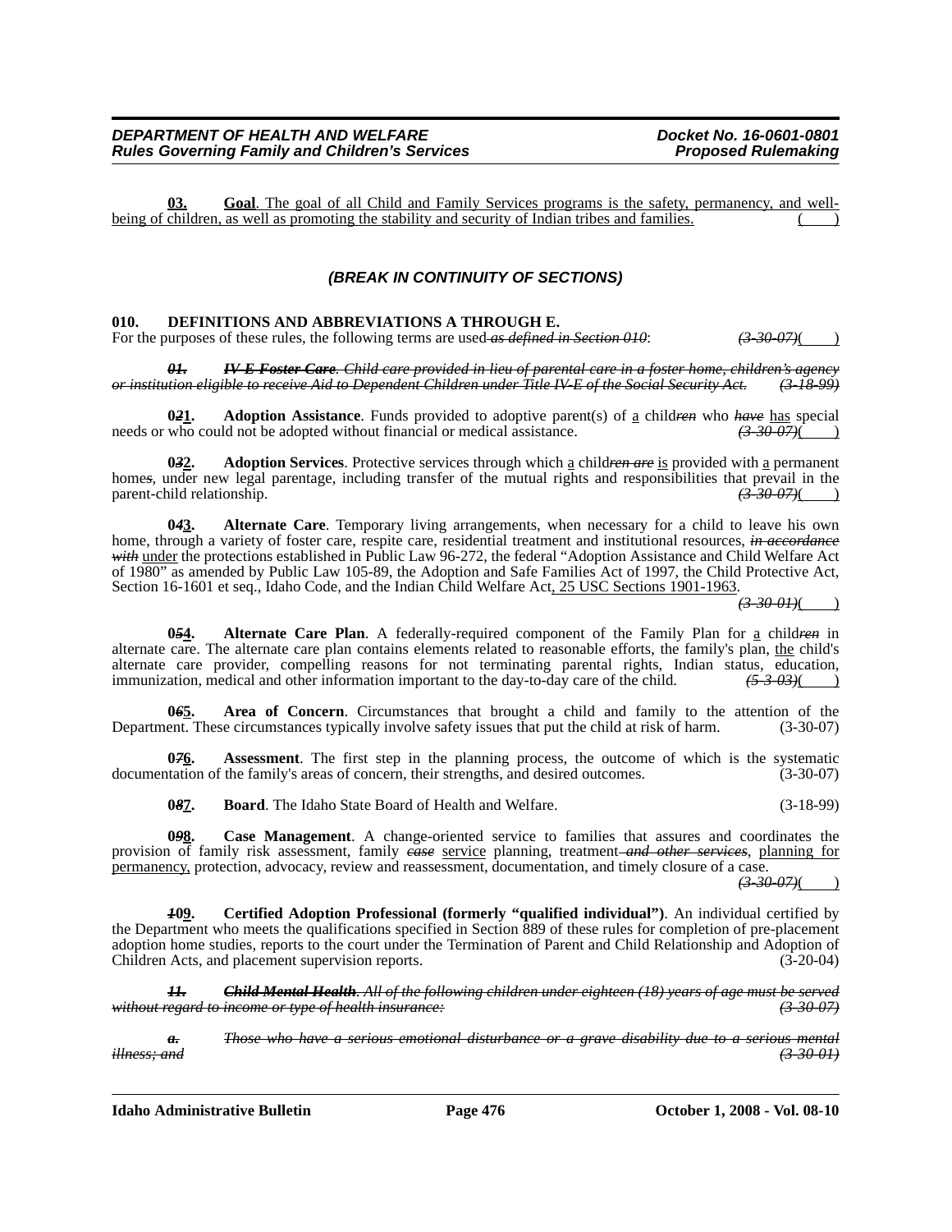**03. Goal**. The goal of all Child and Family Services programs is the safety, permanency, and well-being of children, as well as promoting the stability and security of Indian tribes and families. ( )

### *(BREAK IN CONTINUITY OF SECTIONS)*

**010. DEFINITIONS AND ABBREVIATIONS A THROUGH E.**

For the purposes of these rules, the following terms are used ~~*as defined in Section 010*~~: ~~*(3-30-07)*~~( )

~~***01. IV-E Foster Care****. Child care provided in lieu of parental care in a foster home, children's agency or institution eligible to receive Aid to Dependent Children under Title IV-E of the Social Security Act. (3-18-99)*~~

**0*2*1. Adoption Assistance**. Funds provided to adoptive parent(s) of a child*ren* who ~~*have*~~ has special needs or who could not be adopted without financial or medical assistance. ~~*(3-30-07)*~~( )

**0*3*2. Adoption Services**. Protective services through which a child~~*ren are*~~ is provided with a permanent home~~*s*~~, under new legal parentage, including transfer of the mutual rights and responsibilities that prevail in the parent-child relationship. ~~*(3-30-07)*~~( )

**0*4*3. Alternate Care**. Temporary living arrangements, when necessary for a child to leave his own home, through a variety of foster care, respite care, residential treatment and institutional resources, ~~*in accordance with*~~ under the protections established in Public Law 96-272, the federal "Adoption Assistance and Child Welfare Act of 1980" as amended by Public Law 105-89, the Adoption and Safe Families Act of 1997, the Child Protective Act, Section 16-1601 et seq., Idaho Code, and the Indian Child Welfare Act, 25 USC Sections 1901-1963. ~~*(3-30-01)*~~( )

**0*5*4. Alternate Care Plan**. A federally-required component of the Family Plan for a child*ren* in alternate care. The alternate care plan contains elements related to reasonable efforts, the family's plan, the child's alternate care provider, compelling reasons for not terminating parental rights, Indian status, education, immunization, medical and other information important to the day-to-day care of the child. ~~*(5-3-03)*~~( )

**0*6*5. Area of Concern**. Circumstances that brought a child and family to the attention of the Department. These circumstances typically involve safety issues that put the child at risk of harm. (3-30-07)

**0*7*6. Assessment**. The first step in the planning process, the outcome of which is the systematic documentation of the family's areas of concern, their strengths, and desired outcomes. (3-30-07)

**0*8*7. Board**. The Idaho State Board of Health and Welfare. (3-18-99)

**0*9*8. Case Management**. A change-oriented service to families that assures and coordinates the provision of family risk assessment, family ~~*case*~~ service planning, treatment ~~*and other services*~~, planning for permanency, protection, advocacy, review and reassessment, documentation, and timely closure of a case. ~~*(3-30-07)*~~( )

***1*09. Certified Adoption Professional (formerly "qualified individual")**. An individual certified by the Department who meets the qualifications specified in Section 889 of these rules for completion of pre-placement adoption home studies, reports to the court under the Termination of Parent and Child Relationship and Adoption of Children Acts, and placement supervision reports. (3-20-04)

~~***11. Child Mental Health****. All of the following children under eighteen (18) years of age must be served without regard to income or type of health insurance: (3-30-07)*~~

~~***a.*** *Those who have a serious emotional disturbance or a grave disability due to a serious mental illness; and (3-30-01)*~~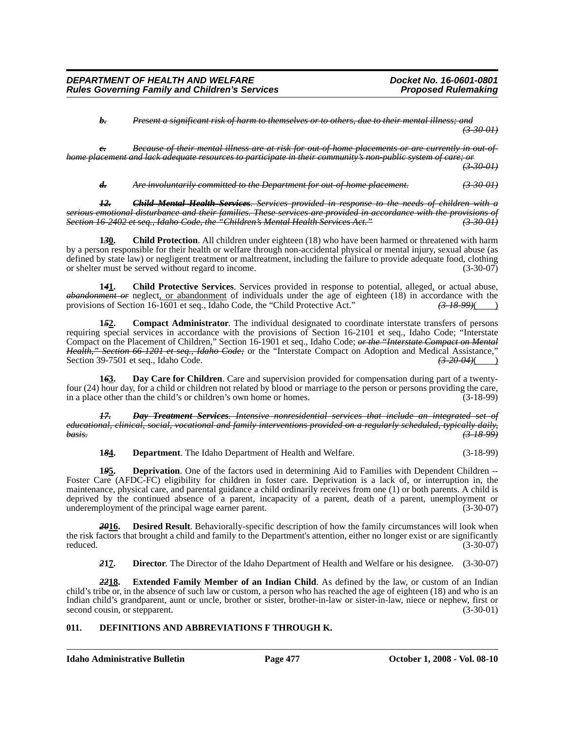*b. ~~Present a significant risk of harm to themselves or to others, due to their mental illness; and~~* *~~(3-30-01)~~*

*c. ~~Because of their mental illness are at risk for out-of-home placements or are currently in out-of-home placement and lack adequate resources to participate in their community's non-public system of care; or~~* *~~(3-30-01)~~*

*d. ~~Are involuntarily committed to the Department for out-of-home placement.~~* *~~(3-30-01)~~*

*~~12.~~* ***~~Child Mental Health Services~~****~~. Services provided in response to the needs of children with a serious emotional disturbance and their families. These services are provided in accordance with the provisions of Section 16-2402 et seq., Idaho Code, the "Children's Mental Health Services Act."~~* *~~(3-30-01)~~*

**1~~3~~0.** **Child Protection**. All children under eighteen (18) who have been harmed or threatened with harm by a person responsible for their health or welfare through non-accidental physical or mental injury, sexual abuse (as defined by state law) or negligent treatment or maltreatment, including the failure to provide adequate food, clothing or shelter must be served without regard to income. (3-30-07)

**1~~4~~1.** **Child Protective Services**. Services provided in response to potential, alleged, or actual abuse, *~~abandonment or~~* neglect, or abandonment of individuals under the age of eighteen (18) in accordance with the provisions of Section 16-1601 et seq., Idaho Code, the "Child Protective Act." *~~(3-18-99)~~*( )

**1~~5~~2.** **Compact Administrator**. The individual designated to coordinate interstate transfers of persons requiring special services in accordance with the provisions of Section 16-2101 et seq., Idaho Code; "Interstate Compact on the Placement of Children," Section 16-1901 et seq., Idaho Code; *~~or the "Interstate Compact on Mental Health," Section 66-1201 et seq., Idaho Code;~~* or the "Interstate Compact on Adoption and Medical Assistance," Section 39-7501 et seq., Idaho Code. *~~(3-20-04)~~*( )

**1~~6~~3.** **Day Care for Children**. Care and supervision provided for compensation during part of a twenty-four (24) hour day, for a child or children not related by blood or marriage to the person or persons providing the care, in a place other than the child's or children's own home or homes. (3-18-99)

*~~17.~~* ***~~Day Treatment Services~~****~~. Intensive nonresidential services that include an integrated set of educational, clinical, social, vocational and family interventions provided on a regularly scheduled, typically daily, basis.~~* *~~(3-18-99)~~*

**1~~8~~4.** **Department**. The Idaho Department of Health and Welfare. (3-18-99)

**1~~9~~5.** **Deprivation**. One of the factors used in determining Aid to Families with Dependent Children -- Foster Care (AFDC-FC) eligibility for children in foster care. Deprivation is a lack of, or interruption in, the maintenance, physical care, and parental guidance a child ordinarily receives from one (1) or both parents. A child is deprived by the continued absence of a parent, incapacity of a parent, death of a parent, unemployment or underemployment of the principal wage earner parent. (3-30-07)

***~~20~~*16.** **Desired Result**. Behaviorally-specific description of how the family circumstances will look when the risk factors that brought a child and family to the Department's attention, either no longer exist or are significantly reduced. (3-30-07)

***~~2~~*17.** **Director**. The Director of the Idaho Department of Health and Welfare or his designee. (3-30-07)

***~~22~~*18.** **Extended Family Member of an Indian Child**. As defined by the law, or custom of an Indian child's tribe or, in the absence of such law or custom, a person who has reached the age of eighteen (18) and who is an Indian child's grandparent, aunt or uncle, brother or sister, brother-in-law or sister-in-law, niece or nephew, first or second cousin, or stepparent. (3-30-01)

## 011. DEFINITIONS AND ABBREVIATIONS F THROUGH K.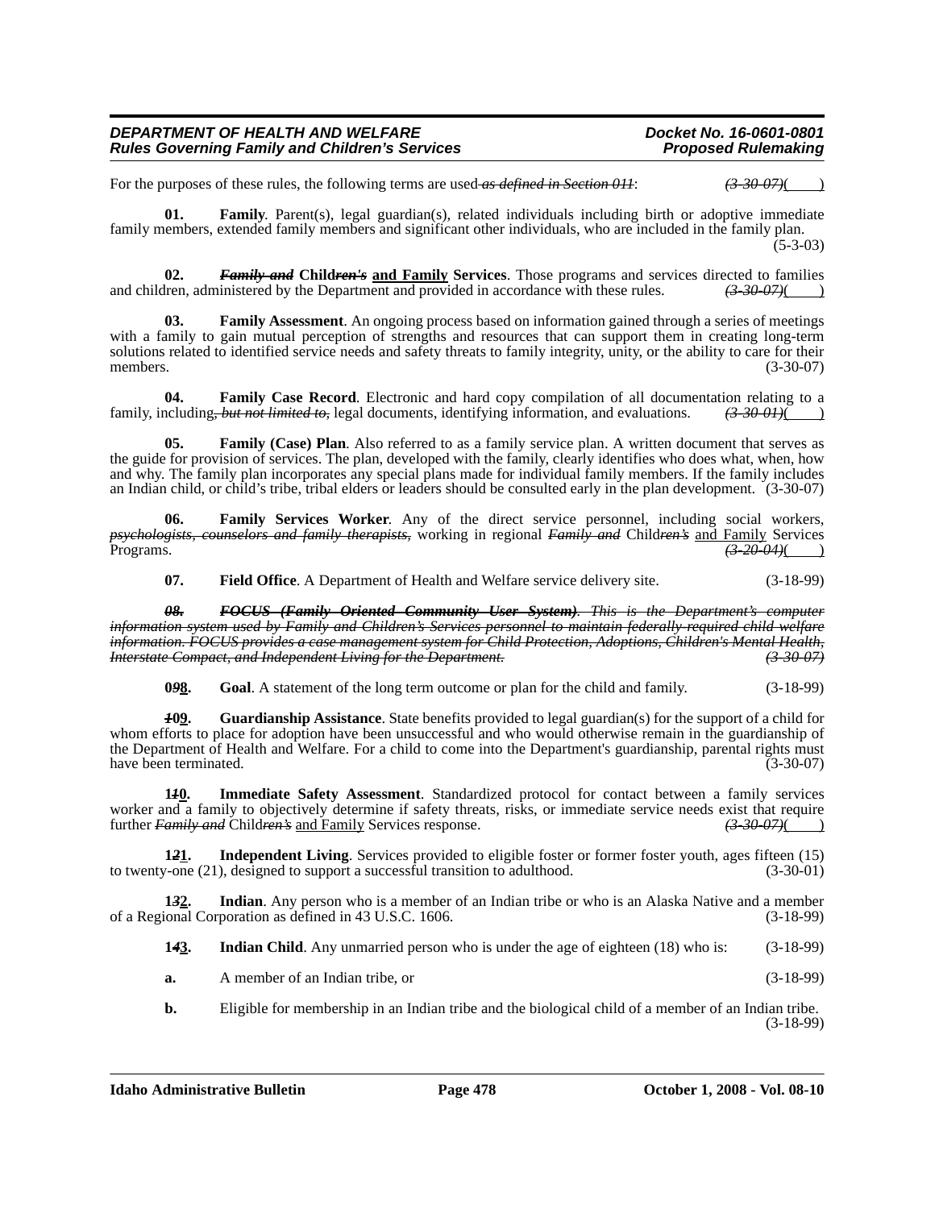For the purposes of these rules, the following terms are used ~~*as defined in Section 011*~~: ~~*(3-30-07)*~~( )

**01. Family**. Parent(s), legal guardian(s), related individuals including birth or adoptive immediate family members, extended family members and significant other individuals, who are included in the family plan. (5-3-03)

**02. ~~*Family and*~~ Child~~*ren's*~~ and Family Services**. Those programs and services directed to families and children, administered by the Department and provided in accordance with these rules. ~~*(3-30-07)*~~( )

**03. Family Assessment**. An ongoing process based on information gained through a series of meetings with a family to gain mutual perception of strengths and resources that can support them in creating long-term solutions related to identified service needs and safety threats to family integrity, unity, or the ability to care for their members. (3-30-07)

**04. Family Case Record**. Electronic and hard copy compilation of all documentation relating to a family, including~~*, but not limited to,*~~ legal documents, identifying information, and evaluations. ~~*(3-30-01)*~~( )

**05. Family (Case) Plan**. Also referred to as a family service plan. A written document that serves as the guide for provision of services. The plan, developed with the family, clearly identifies who does what, when, how and why. The family plan incorporates any special plans made for individual family members. If the family includes an Indian child, or child's tribe, tribal elders or leaders should be consulted early in the plan development. (3-30-07)

**06. Family Services Worker**. Any of the direct service personnel, including social workers, ~~*psychologists, counselors and family therapists,*~~ working in regional ~~*Family and*~~ Child~~*ren's*~~ and Family Services Programs. ~~*(3-20-04)*~~( )

**07. Field Office**. A Department of Health and Welfare service delivery site. (3-18-99)

~~***08. FOCUS (Family Oriented Community User System)**. This is the Department's computer information system used by Family and Children's Services personnel to maintain federally required child welfare information. FOCUS provides a case management system for Child Protection, Adoptions, Children's Mental Health, Interstate Compact, and Independent Living for the Department. (3-30-07)*~~

**0~~*9*~~8. Goal**. A statement of the long term outcome or plan for the child and family. (3-18-99)

**~~*1*~~09. Guardianship Assistance**. State benefits provided to legal guardian(s) for the support of a child for whom efforts to place for adoption have been unsuccessful and who would otherwise remain in the guardianship of the Department of Health and Welfare. For a child to come into the Department's guardianship, parental rights must have been terminated. (3-30-07)

**1~~*1*~~0. Immediate Safety Assessment**. Standardized protocol for contact between a family services worker and a family to objectively determine if safety threats, risks, or immediate service needs exist that require further ~~*Family and*~~ Child~~*ren's*~~ and Family Services response. ~~*(3-30-07)*~~( )

**1~~*2*~~1. Independent Living**. Services provided to eligible foster or former foster youth, ages fifteen (15) to twenty-one (21), designed to support a successful transition to adulthood. (3-30-01)

**1~~*3*~~2. Indian**. Any person who is a member of an Indian tribe or who is an Alaska Native and a member of a Regional Corporation as defined in 43 U.S.C. 1606. (3-18-99)

**1~~*4*~~3. Indian Child**. Any unmarried person who is under the age of eighteen (18) who is: (3-18-99)

**a.** A member of an Indian tribe, or (3-18-99)

**b.** Eligible for membership in an Indian tribe and the biological child of a member of an Indian tribe. (3-18-99)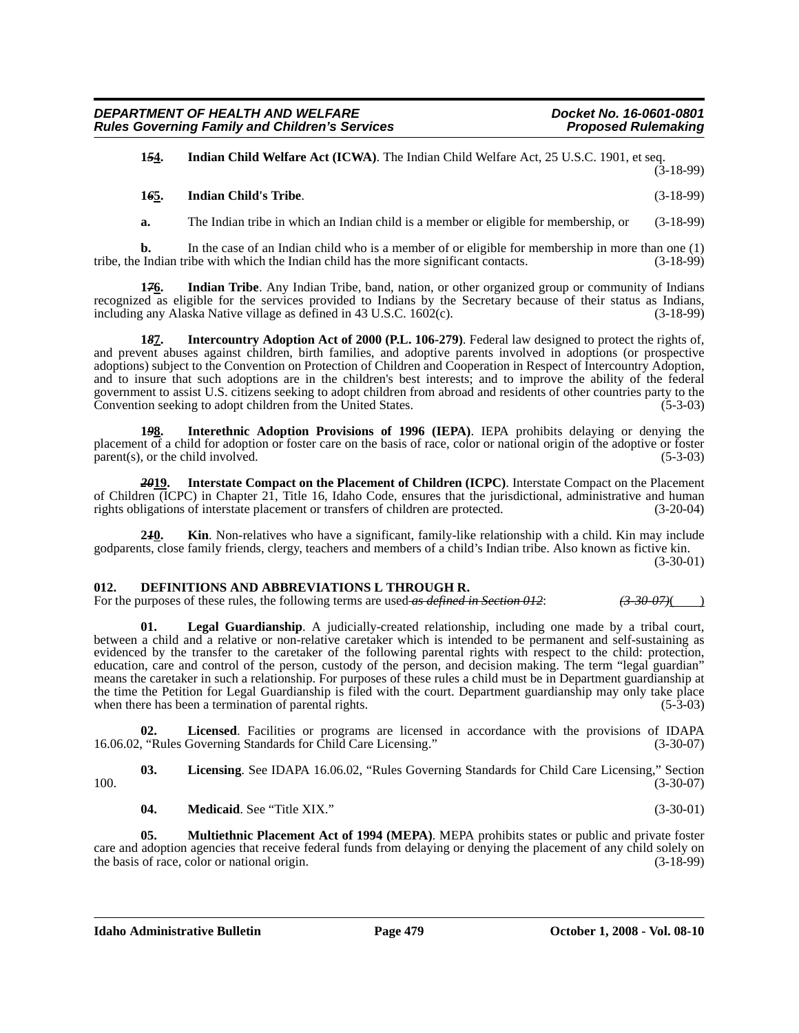**1~~5~~4. Indian Child Welfare Act (ICWA)**. The Indian Child Welfare Act, 25 U.S.C. 1901, et seq. (3-18-99)

**1~~6~~5. Indian Child's Tribe**. (3-18-99)

**a.** The Indian tribe in which an Indian child is a member or eligible for membership, or (3-18-99)

**b.** In the case of an Indian child who is a member of or eligible for membership in more than one (1) tribe, the Indian tribe with which the Indian child has the more significant contacts. (3-18-99)

**1~~7~~6. Indian Tribe**. Any Indian Tribe, band, nation, or other organized group or community of Indians recognized as eligible for the services provided to Indians by the Secretary because of their status as Indians, including any Alaska Native village as defined in 43 U.S.C. 1602(c). (3-18-99)

**1~~8~~7. Intercountry Adoption Act of 2000 (P.L. 106-279)**. Federal law designed to protect the rights of, and prevent abuses against children, birth families, and adoptive parents involved in adoptions (or prospective adoptions) subject to the Convention on Protection of Children and Cooperation in Respect of Intercountry Adoption, and to insure that such adoptions are in the children's best interests; and to improve the ability of the federal government to assist U.S. citizens seeking to adopt children from abroad and residents of other countries party to the Convention seeking to adopt children from the United States. (5-3-03)

**1~~9~~8. Interethnic Adoption Provisions of 1996 (IEPA)**. IEPA prohibits delaying or denying the placement of a child for adoption or foster care on the basis of race, color or national origin of the adoptive or foster parent(s), or the child involved. (5-3-03)

**~~20~~19. Interstate Compact on the Placement of Children (ICPC)**. Interstate Compact on the Placement of Children (ICPC) in Chapter 21, Title 16, Idaho Code, ensures that the jurisdictional, administrative and human rights obligations of interstate placement or transfers of children are protected. (3-20-04)

**2~~1~~0. Kin**. Non-relatives who have a significant, family-like relationship with a child. Kin may include godparents, close family friends, clergy, teachers and members of a child's Indian tribe. Also known as fictive kin. (3-30-01)

### 012. DEFINITIONS AND ABBREVIATIONS L THROUGH R.

For the purposes of these rules, the following terms are used ~~*as defined in Section 012*~~: ~~*(3-30-07)*~~( )

**01. Legal Guardianship**. A judicially-created relationship, including one made by a tribal court, between a child and a relative or non-relative caretaker which is intended to be permanent and self-sustaining as evidenced by the transfer to the caretaker of the following parental rights with respect to the child: protection, education, care and control of the person, custody of the person, and decision making. The term "legal guardian" means the caretaker in such a relationship. For purposes of these rules a child must be in Department guardianship at the time the Petition for Legal Guardianship is filed with the court. Department guardianship may only take place when there has been a termination of parental rights. (5-3-03)

**02. Licensed**. Facilities or programs are licensed in accordance with the provisions of IDAPA 16.06.02, "Rules Governing Standards for Child Care Licensing." (3-30-07)

**03. Licensing**. See IDAPA 16.06.02, "Rules Governing Standards for Child Care Licensing," Section 100. (3-30-07)

**04. Medicaid**. See "Title XIX." (3-30-01)

**05. Multiethnic Placement Act of 1994 (MEPA)**. MEPA prohibits states or public and private foster care and adoption agencies that receive federal funds from delaying or denying the placement of any child solely on the basis of race, color or national origin. (3-18-99)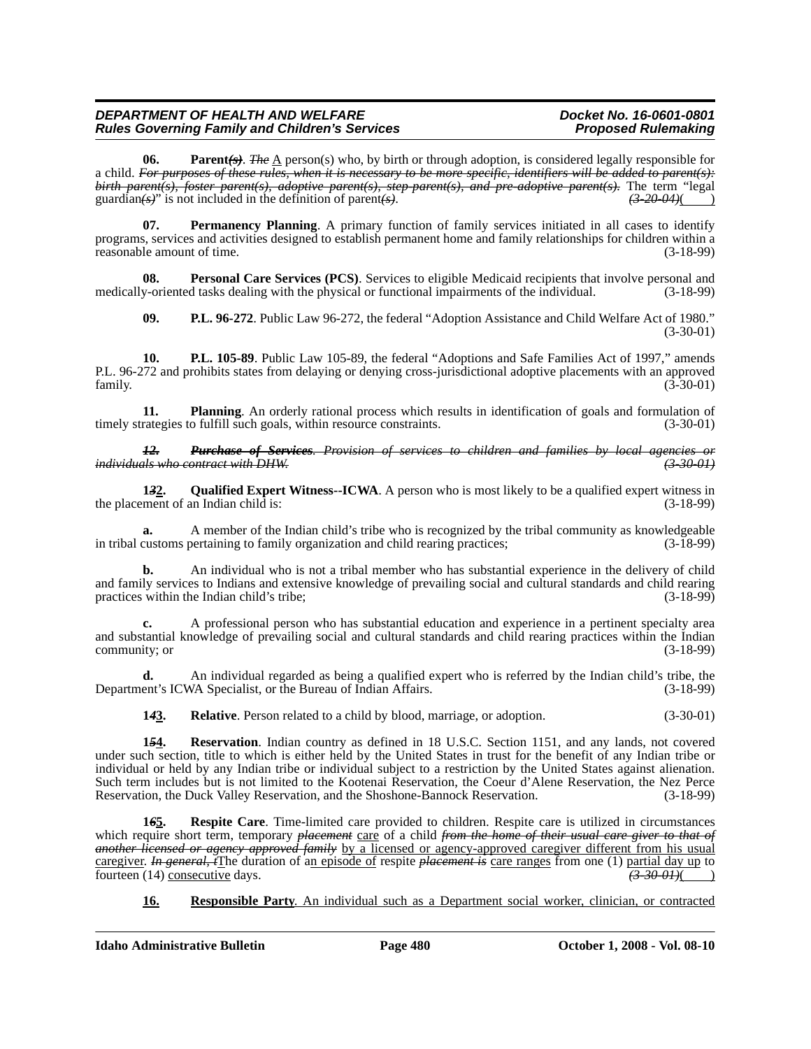**06. Parent~~(s)~~**. ~~The~~ A person(s) who, by birth or through adoption, is considered legally responsible for a child. ~~For purposes of these rules, when it is necessary to be more specific, identifiers will be added to parent(s): birth parent(s), foster parent(s), adoptive parent(s), step-parent(s), and pre-adoptive parent(s).~~ The term "legal guardian~~(s)~~" is not included in the definition of parent~~(s)~~. ~~(3-20-04)~~(    )

**07. Permanency Planning**. A primary function of family services initiated in all cases to identify programs, services and activities designed to establish permanent home and family relationships for children within a reasonable amount of time. (3-18-99)

**08. Personal Care Services (PCS)**. Services to eligible Medicaid recipients that involve personal and medically-oriented tasks dealing with the physical or functional impairments of the individual. (3-18-99)

**09. P.L. 96-272**. Public Law 96-272, the federal "Adoption Assistance and Child Welfare Act of 1980." (3-30-01)

**10. P.L. 105-89**. Public Law 105-89, the federal "Adoptions and Safe Families Act of 1997," amends P.L. 96-272 and prohibits states from delaying or denying cross-jurisdictional adoptive placements with an approved family. (3-30-01)

**11. Planning**. An orderly rational process which results in identification of goals and formulation of timely strategies to fulfill such goals, within resource constraints. (3-30-01)

~~**12. Purchase of Services**. Provision of services to children and families by local agencies or individuals who contract with DHW. (3-30-01)~~

**1~~3~~2. Qualified Expert Witness--ICWA**. A person who is most likely to be a qualified expert witness in the placement of an Indian child is: (3-18-99)

**a.** A member of the Indian child's tribe who is recognized by the tribal community as knowledgeable in tribal customs pertaining to family organization and child rearing practices; (3-18-99)

**b.** An individual who is not a tribal member who has substantial experience in the delivery of child and family services to Indians and extensive knowledge of prevailing social and cultural standards and child rearing practices within the Indian child's tribe; (3-18-99)

**c.** A professional person who has substantial education and experience in a pertinent specialty area and substantial knowledge of prevailing social and cultural standards and child rearing practices within the Indian community; or (3-18-99)

**d.** An individual regarded as being a qualified expert who is referred by the Indian child's tribe, the Department's ICWA Specialist, or the Bureau of Indian Affairs. (3-18-99)

**1~~4~~3. Relative**. Person related to a child by blood, marriage, or adoption. (3-30-01)

**1~~5~~4. Reservation**. Indian country as defined in 18 U.S.C. Section 1151, and any lands, not covered under such section, title to which is either held by the United States in trust for the benefit of any Indian tribe or individual or held by any Indian tribe or individual subject to a restriction by the United States against alienation. Such term includes but is not limited to the Kootenai Reservation, the Coeur d'Alene Reservation, the Nez Perce Reservation, the Duck Valley Reservation, and the Shoshone-Bannock Reservation. (3-18-99)

**1~~6~~5. Respite Care**. Time-limited care provided to children. Respite care is utilized in circumstances which require short term, temporary ~~placement~~ care of a child ~~from the home of their usual care giver to that of another licensed or agency approved family~~ by a licensed or agency-approved caregiver different from his usual caregiver. ~~In general, t~~The duration of an episode of respite ~~placement is~~ care ranges from one (1) partial day up to fourteen (14) consecutive days. ~~(3-30-01)~~(    )

**16. Responsible Party**. An individual such as a Department social worker, clinician, or contracted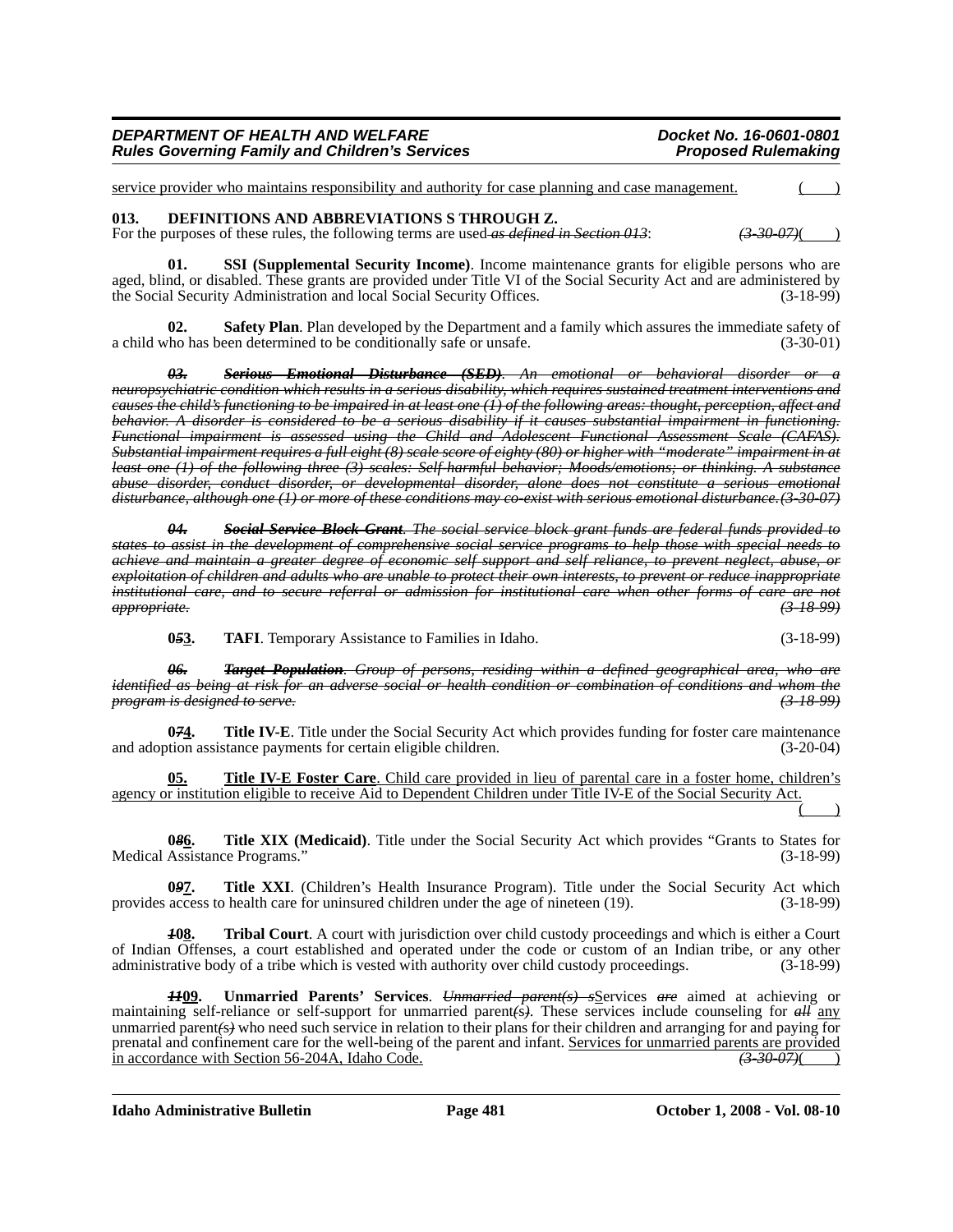service provider who maintains responsibility and authority for case planning and case management. ( )

**013. DEFINITIONS AND ABBREVIATIONS S THROUGH Z.**

For the purposes of these rules, the following terms are used ~~*as defined in Section 013*~~: ~~*(3-30-07)*~~( )

**01. SSI (Supplemental Security Income)**. Income maintenance grants for eligible persons who are aged, blind, or disabled. These grants are provided under Title VI of the Social Security Act and are administered by the Social Security Administration and local Social Security Offices. (3-18-99)

**02. Safety Plan**. Plan developed by the Department and a family which assures the immediate safety of a child who has been determined to be conditionally safe or unsafe. (3-30-01)

~~***03. Serious Emotional Disturbance (SED)**. An emotional or behavioral disorder or a neuropsychiatric condition which results in a serious disability, which requires sustained treatment interventions and causes the child's functioning to be impaired in at least one (1) of the following areas: thought, perception, affect and behavior. A disorder is considered to be a serious disability if it causes substantial impairment in functioning. Functional impairment is assessed using the Child and Adolescent Functional Assessment Scale (CAFAS). Substantial impairment requires a full eight (8) scale score of eighty (80) or higher with "moderate" impairment in at least one (1) of the following three (3) scales: Self-harmful behavior; Moods/emotions; or thinking. A substance abuse disorder, conduct disorder, or developmental disorder, alone does not constitute a serious emotional disturbance, although one (1) or more of these conditions may co-exist with serious emotional disturbance. (3-30-07)*~~

~~***04. Social Service Block Grant**. The social service block grant funds are federal funds provided to states to assist in the development of comprehensive social service programs to help those with special needs to achieve and maintain a greater degree of economic self support and self reliance, to prevent neglect, abuse, or exploitation of children and adults who are unable to protect their own interests, to prevent or reduce inappropriate institutional care, and to secure referral or admission for institutional care when other forms of care are not appropriate. (3-18-99)*~~

**0~~*5*~~3. TAFI**. Temporary Assistance to Families in Idaho. (3-18-99)

~~***06. Target Population**. Group of persons, residing within a defined geographical area, who are identified as being at risk for an adverse social or health condition or combination of conditions and whom the program is designed to serve. (3-18-99)*~~

**0~~*7*~~4. Title IV-E**. Title under the Social Security Act which provides funding for foster care maintenance and adoption assistance payments for certain eligible children. (3-20-04)

<u>**05. Title IV-E Foster Care**. Child care provided in lieu of parental care in a foster home, children's agency or institution eligible to receive Aid to Dependent Children under Title IV-E of the Social Security Act.</u> ( )

**0~~*8*~~6. Title XIX (Medicaid)**. Title under the Social Security Act which provides "Grants to States for Medical Assistance Programs." (3-18-99)

**0~~*9*~~7. Title XXI**. (Children's Health Insurance Program). Title under the Social Security Act which provides access to health care for uninsured children under the age of nineteen (19). (3-18-99)

**~~*1*~~08. Tribal Court**. A court with jurisdiction over child custody proceedings and which is either a Court of Indian Offenses, a court established and operated under the code or custom of an Indian tribe, or any other administrative body of a tribe which is vested with authority over child custody proceedings. (3-18-99)

**~~*11*~~09. Unmarried Parents' Services**. ~~*Unmarried parent(s) s*~~<u>S</u>ervices ~~*are*~~ aimed at achieving or maintaining self-reliance or self-support for unmarried parent~~*(*~~s~~*)*~~. These services include counseling for ~~*all*~~ <u>any</u> unmarried parent~~*(s)*~~ who need such service in relation to their plans for their children and arranging for and paying for prenatal and confinement care for the well-being of the parent and infant. <u>Services for unmarried parents are provided in accordance with Section 56-204A, Idaho Code.</u> ~~*(3-30-07)*~~( )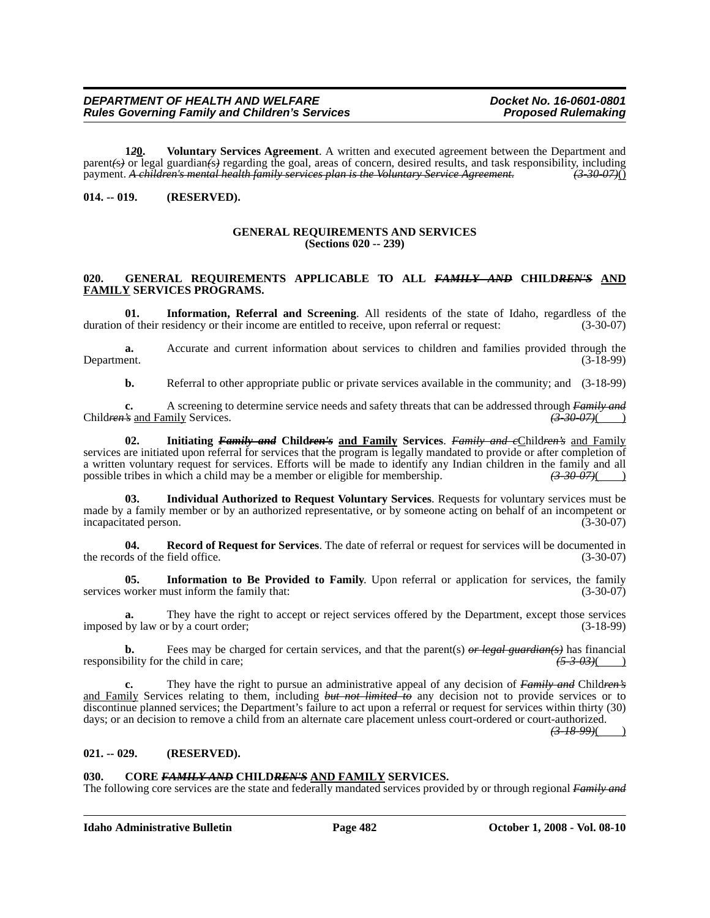**1~~2~~0. Voluntary Services Agreement**. A written and executed agreement between the Department and parent~~(s)~~ or legal guardian~~(s)~~ regarding the goal, areas of concern, desired results, and task responsibility, including payment. ~~*A children's mental health family services plan is the Voluntary Service Agreement.*~~ ~~*(3-30-07)*~~()

**014. -- 019. (RESERVED).**

**GENERAL REQUIREMENTS AND SERVICES**
**(Sections 020 -- 239)**

**020. GENERAL REQUIREMENTS APPLICABLE TO ALL ~~*FAMILY AND*~~ CHILD~~*REN'S*~~ AND FAMILY SERVICES PROGRAMS.**

**01. Information, Referral and Screening**. All residents of the state of Idaho, regardless of the duration of their residency or their income are entitled to receive, upon referral or request: (3-30-07)

**a.** Accurate and current information about services to children and families provided through the Department. (3-18-99)

**b.** Referral to other appropriate public or private services available in the community; and (3-18-99)

**c.** A screening to determine service needs and safety threats that can be addressed through ~~*Family and*~~ Child~~*ren's*~~ and Family Services. ~~*(3-30-07)*~~( )

**02. Initiating ~~*Family and*~~ Child~~*ren's*~~ and Family Services**. ~~*Family and c*~~Child~~*ren's*~~ and Family services are initiated upon referral for services that the program is legally mandated to provide or after completion of a written voluntary request for services. Efforts will be made to identify any Indian children in the family and all possible tribes in which a child may be a member or eligible for membership. ~~*(3-30-07)*~~( )

**03. Individual Authorized to Request Voluntary Services**. Requests for voluntary services must be made by a family member or by an authorized representative, or by someone acting on behalf of an incompetent or incapacitated person. (3-30-07)

**04. Record of Request for Services**. The date of referral or request for services will be documented in the records of the field office. (3-30-07)

**05. Information to Be Provided to Family**. Upon referral or application for services, the family services worker must inform the family that: (3-30-07)

**a.** They have the right to accept or reject services offered by the Department, except those services imposed by law or by a court order; (3-18-99)

**b.** Fees may be charged for certain services, and that the parent(s) ~~*or legal guardian(s)*~~ has financial responsibility for the child in care; ~~*(5-3-03)*~~( )

**c.** They have the right to pursue an administrative appeal of any decision of ~~*Family and*~~ Child~~*ren's*~~ and Family Services relating to them, including ~~*but not limited to*~~ any decision not to provide services or to discontinue planned services; the Department's failure to act upon a referral or request for services within thirty (30) days; or an decision to remove a child from an alternate care placement unless court-ordered or court-authorized. ~~*(3-18-99)*~~( )

**021. -- 029. (RESERVED).**

**030. CORE ~~*FAMILY AND*~~ CHILD~~*REN'S*~~ AND FAMILY SERVICES.**

The following core services are the state and federally mandated services provided by or through regional ~~*Family and*~~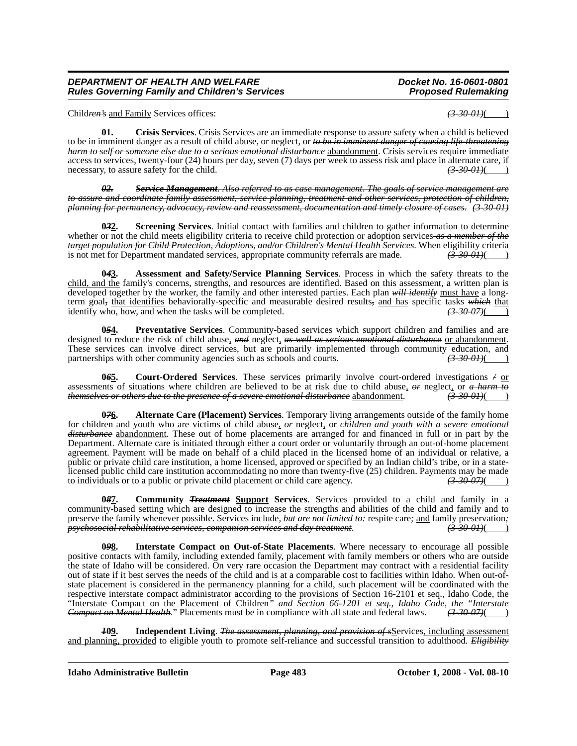Child*ren's* and Family Services offices: *(3-30-01)*(     )

**01. Crisis Services**. Crisis Services are an immediate response to assure safety when a child is believed to be in imminent danger as a result of child abuse, or neglect, or *to be in imminent danger of causing life-threatening harm to self or someone else due to a serious emotional disturbance* abandonment. Crisis services require immediate access to services, twenty-four (24) hours per day, seven (7) days per week to assess risk and place in alternate care, if necessary, to assure safety for the child. *(3-30-01)*(     )

***02. Service Management**. Also referred to as case management. The goals of service management are to assure and coordinate family assessment, service planning, treatment and other services, protection of children, planning for permanency, advocacy, review and reassessment, documentation and timely closure of cases. (3-30-01)*

**0*3*2. Screening Services**. Initial contact with families and children to gather information to determine whether or not the child meets eligibility criteria to receive child protection or adoption services *as a member of the target population for Child Protection, Adoptions, and/or Children's Mental Health Services*. When eligibility criteria is not met for Department mandated services, appropriate community referrals are made. *(3-30-01)*(     )

**0*4*3. Assessment and Safety/Service Planning Services**. Process in which the safety threats to the child, and the family's concerns, strengths, and resources are identified. Based on this assessment, a written plan is developed together by the worker, the family and other interested parties. Each plan *will identify* must have a long-term goal*,* that identifies behaviorally-specific and measurable desired results*,* and has specific tasks *which* that identify who, how, and when the tasks will be completed. *(3-30-07)*(     )

**0*5*4. Preventative Services**. Community-based services which support children and families and are designed to reduce the risk of child abuse, *and* neglect, *as well as serious emotional disturbance* or abandonment. These services can involve direct services, but are primarily implemented through community education, and partnerships with other community agencies such as schools and courts. *(3-30-01)*(     )

**0*6*5. Court-Ordered Services**. These services primarily involve court-ordered investigations */* or assessments of situations where children are believed to be at risk due to child abuse, *or* neglect, or *a harm to themselves or others due to the presence of a severe emotional disturbance* abandonment. *(3-30-01)*(     )

**0*7*6. Alternate Care (Placement) Services**. Temporary living arrangements outside of the family home for children and youth who are victims of child abuse, *or* neglect, or *children and youth with a severe emotional disturbance* abandonment. These out of home placements are arranged for and financed in full or in part by the Department. Alternate care is initiated through either a court order or voluntarily through an out-of-home placement agreement. Payment will be made on behalf of a child placed in the licensed home of an individual or relative, a public or private child care institution, a home licensed, approved or specified by an Indian child's tribe, or in a state-licensed public child care institution accommodating no more than twenty-five (25) children. Payments may be made to individuals or to a public or private child placement or child care agency. *(3-30-07)*(     )

**0*8*7. Community *Treatment* Support Services**. Services provided to a child and family in a community-based setting which are designed to increase the strengths and abilities of the child and family and to preserve the family whenever possible. Services include*, but are not limited to:* respite care*;* and family preservation*; psychosocial rehabilitative services, companion services and day treatment*. *(3-30-01)*(     )

**0*9*8. Interstate Compact on Out-of-State Placements**. Where necessary to encourage all possible positive contacts with family, including extended family, placement with family members or others who are outside the state of Idaho will be considered. On very rare occasion the Department may contract with a residential facility out of state if it best serves the needs of the child and is at a comparable cost to facilities within Idaho. When out-of-state placement is considered in the permanency planning for a child, such placement will be coordinated with the respective interstate compact administrator according to the provisions of Section 16-2101 et seq., Idaho Code, the "Interstate Compact on the Placement of Children*" and Section 66-1201 et seq., Idaho Code, the "Interstate Compact on Mental Health*." Placements must be in compliance with all state and federal laws. *(3-30-07)*(     )

***1*09. Independent Living**. *The assessment, planning, and provision of s*Services, including assessment and planning, provided to eligible youth to promote self-reliance and successful transition to adulthood. *Eligibility*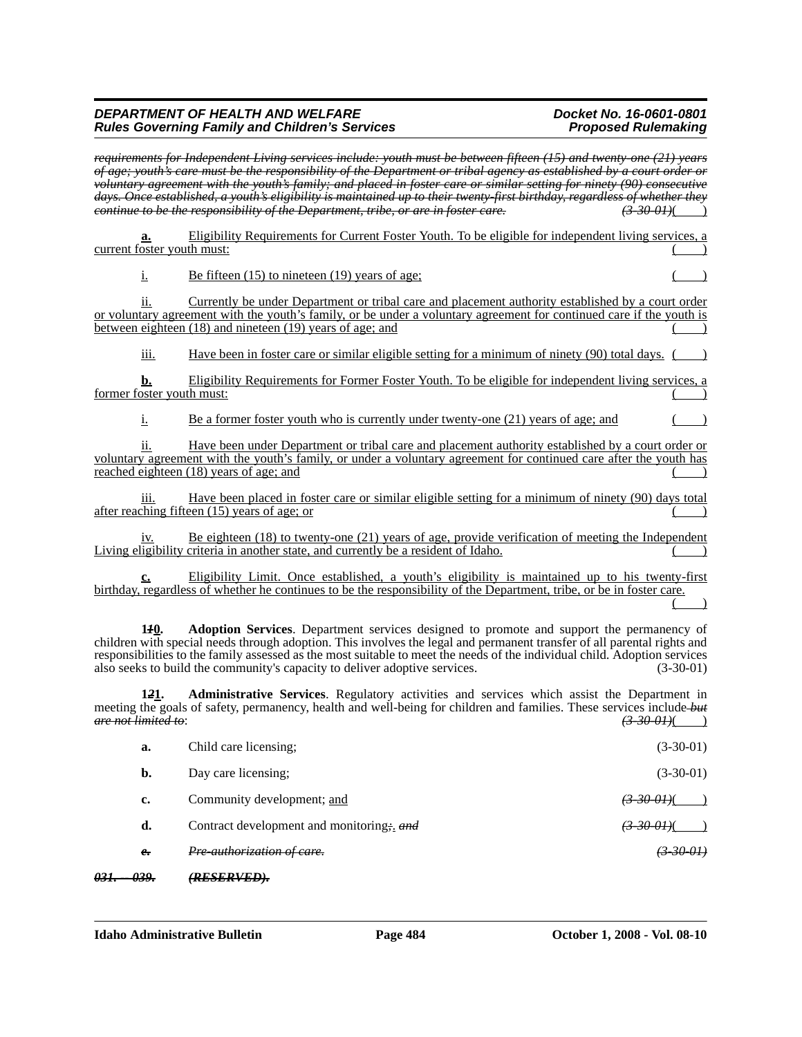~~*requirements for Independent Living services include: youth must be between fifteen (15) and twenty-one (21) years of age; youth's care must be the responsibility of the Department or tribal agency as established by a court order or voluntary agreement with the youth's family; and placed in foster care or similar setting for ninety (90) consecutive days. Once established, a youth's eligibility is maintained up to their twenty-first birthday, regardless of whether they continue to be the responsibility of the Department, tribe, or are in foster care.*~~ ~~*(3-30-01)*~~( )

**a.** Eligibility Requirements for Current Foster Youth. To be eligible for independent living services, a current foster youth must: ( )

i. Be fifteen (15) to nineteen (19) years of age; ( )

ii. Currently be under Department or tribal care and placement authority established by a court order or voluntary agreement with the youth's family, or be under a voluntary agreement for continued care if the youth is between eighteen (18) and nineteen (19) years of age; and ( )

iii. Have been in foster care or similar eligible setting for a minimum of ninety (90) total days. ( )

**b.** Eligibility Requirements for Former Foster Youth. To be eligible for independent living services, a former foster youth must: ( )

i. Be a former foster youth who is currently under twenty-one (21) years of age; and ( )

ii. Have been under Department or tribal care and placement authority established by a court order or voluntary agreement with the youth's family, or under a voluntary agreement for continued care after the youth has reached eighteen (18) years of age; and ( )

iii. Have been placed in foster care or similar eligible setting for a minimum of ninety (90) days total after reaching fifteen (15) years of age; or ( )

iv. Be eighteen (18) to twenty-one (21) years of age, provide verification of meeting the Independent Living eligibility criteria in another state, and currently be a resident of Idaho. ( )

**c.** Eligibility Limit. Once established, a youth's eligibility is maintained up to his twenty-first birthday, regardless of whether he continues to be the responsibility of the Department, tribe, or be in foster care. ( )

**1~~1~~0.** **Adoption Services**. Department services designed to promote and support the permanency of children with special needs through adoption. This involves the legal and permanent transfer of all parental rights and responsibilities to the family assessed as the most suitable to meet the needs of the individual child. Adoption services also seeks to build the community's capacity to deliver adoptive services. (3-30-01)

**1~~2~~1.** **Administrative Services**. Regulatory activities and services which assist the Department in meeting the goals of safety, permanency, health and well-being for children and families. These services include ~~*but are not limited to*~~: ~~*(3-30-01)*~~( )

**a.** Child care licensing; (3-30-01)

**b.** Day care licensing; (3-30-01)

**c.** Community development; and ~~*(3-30-01)*~~( )

**d.** Contract development and monitoring~~;~~. ~~*and*~~ ~~*(3-30-01)*~~( )

~~***e.*** *Pre-authorization of care.* *(3-30-01)*~~

~~***031. -- 039.*** ***(RESERVED).***~~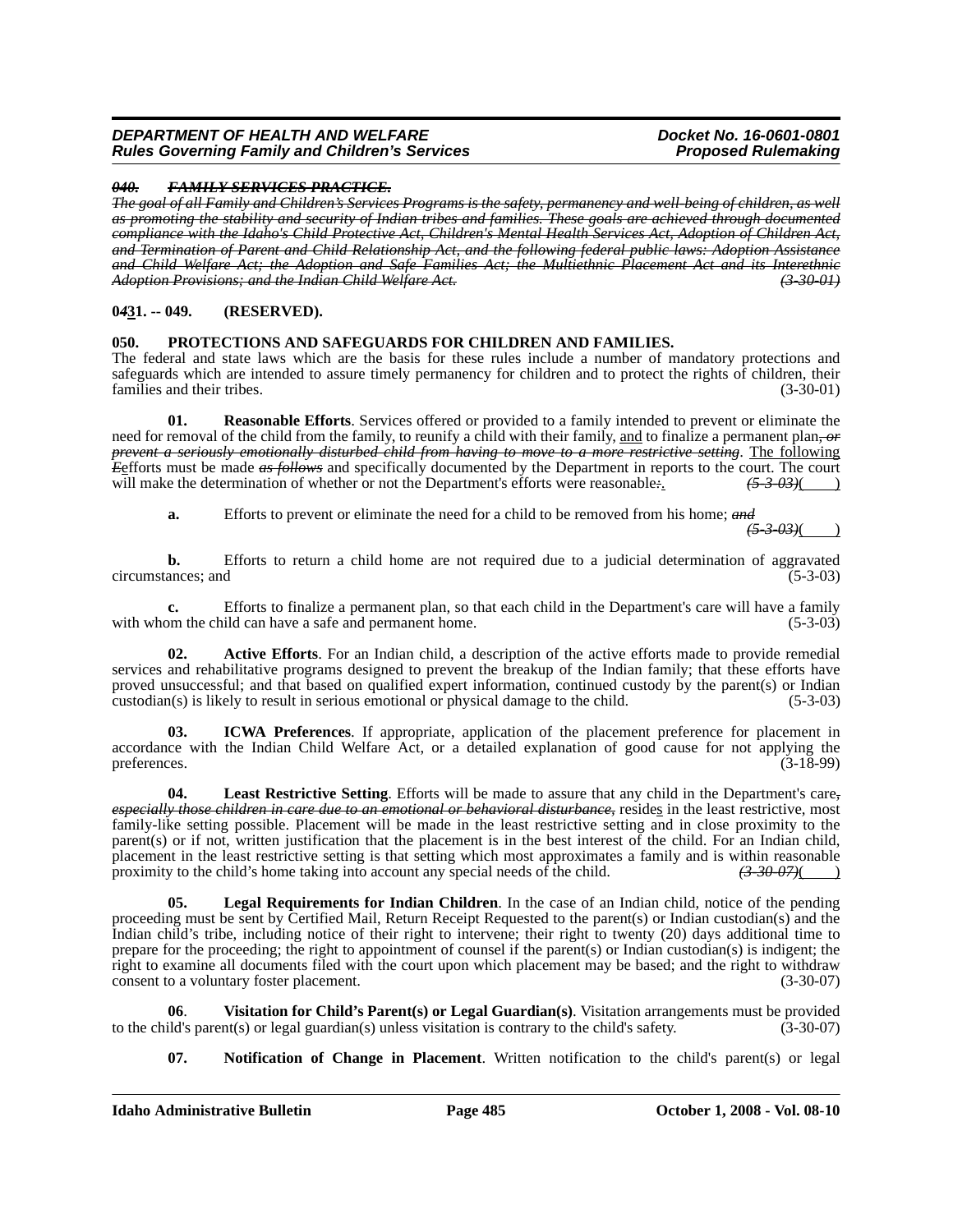***~~040. FAMILY SERVICES PRACTICE.~~***

***~~The goal of all Family and Children's Services Programs is the safety, permanency and well-being of children, as well as promoting the stability and security of Indian tribes and families. These goals are achieved through documented compliance with the Idaho's Child Protective Act, Children's Mental Health Services Act, Adoption of Children Act, and Termination of Parent and Child Relationship Act, and the following federal public laws: Adoption Assistance and Child Welfare Act; the Adoption and Safe Families Act; the Multiethnic Placement Act and its Interethnic Adoption Provisions; and the Indian Child Welfare Act.~~*** ***~~(3-30-01)~~***

**0~~4~~3̲1. -- 049. (RESERVED).**

**050. PROTECTIONS AND SAFEGUARDS FOR CHILDREN AND FAMILIES.**

The federal and state laws which are the basis for these rules include a number of mandatory protections and safeguards which are intended to assure timely permanency for children and to protect the rights of children, their families and their tribes. (3-30-01)

**01. Reasonable Efforts**. Services offered or provided to a family intended to prevent or eliminate the need for removal of the child from the family, to reunify a child with their family, <u>and</u> to finalize a permanent plan*~~, or prevent a seriously emotionally disturbed child from having to move to a more restrictive setting~~*. <u>The following</u> ~~*E*~~<u>e</u>fforts must be made *~~as follows~~* and specifically documented by the Department in reports to the court. The court will make the determination of whether or not the Department's efforts were reasonable~~*:*~~<u>.</u> *~~(5-3-03)~~*(____)

**a.** Efforts to prevent or eliminate the need for a child to be removed from his home; *~~and~~* *~~(5-3-03)~~*(____)

**b.** Efforts to return a child home are not required due to a judicial determination of aggravated circumstances; and (5-3-03)

**c.** Efforts to finalize a permanent plan, so that each child in the Department's care will have a family with whom the child can have a safe and permanent home. (5-3-03)

**02. Active Efforts**. For an Indian child, a description of the active efforts made to provide remedial services and rehabilitative programs designed to prevent the breakup of the Indian family; that these efforts have proved unsuccessful; and that based on qualified expert information, continued custody by the parent(s) or Indian custodian(s) is likely to result in serious emotional or physical damage to the child. (5-3-03)

**03. ICWA Preferences**. If appropriate, application of the placement preference for placement in accordance with the Indian Child Welfare Act, or a detailed explanation of good cause for not applying the preferences. (3-18-99)

**04. Least Restrictive Setting**. Efforts will be made to assure that any child in the Department's care*~~, especially those children in care due to an emotional or behavioral disturbance,~~* reside<u>s</u> in the least restrictive, most family-like setting possible. Placement will be made in the least restrictive setting and in close proximity to the parent(s) or if not, written justification that the placement is in the best interest of the child. For an Indian child, placement in the least restrictive setting is that setting which most approximates a family and is within reasonable proximity to the child's home taking into account any special needs of the child. *~~(3-30-07)~~*(____)

**05. Legal Requirements for Indian Children**. In the case of an Indian child, notice of the pending proceeding must be sent by Certified Mail, Return Receipt Requested to the parent(s) or Indian custodian(s) and the Indian child's tribe, including notice of their right to intervene; their right to twenty (20) days additional time to prepare for the proceeding; the right to appointment of counsel if the parent(s) or Indian custodian(s) is indigent; the right to examine all documents filed with the court upon which placement may be based; and the right to withdraw consent to a voluntary foster placement. (3-30-07)

**06**. **Visitation for Child's Parent(s) or Legal Guardian(s)**. Visitation arrangements must be provided to the child's parent(s) or legal guardian(s) unless visitation is contrary to the child's safety. (3-30-07)

**07. Notification of Change in Placement**. Written notification to the child's parent(s) or legal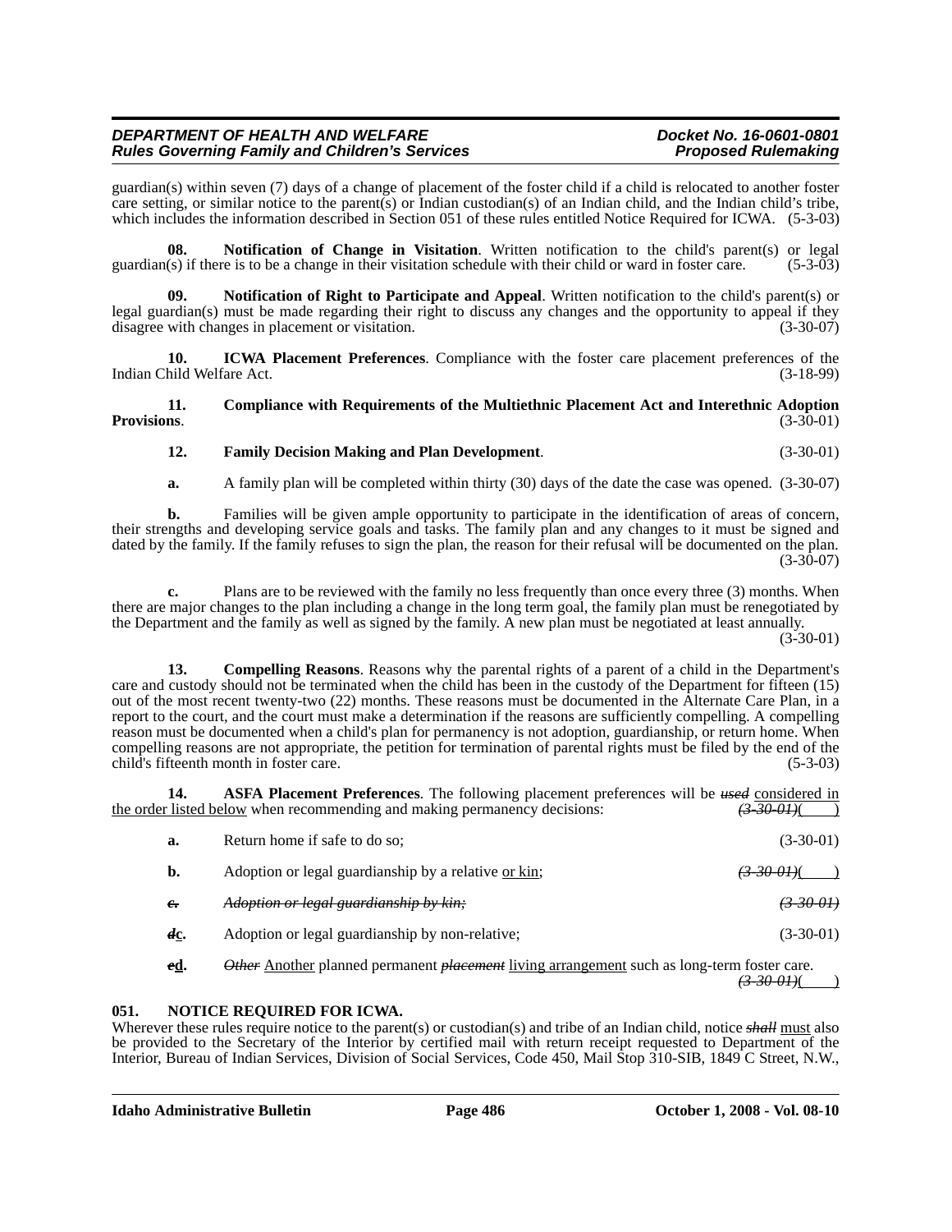guardian(s) within seven (7) days of a change of placement of the foster child if a child is relocated to another foster care setting, or similar notice to the parent(s) or Indian custodian(s) of an Indian child, and the Indian child's tribe, which includes the information described in Section 051 of these rules entitled Notice Required for ICWA. (5-3-03)

**08. Notification of Change in Visitation**. Written notification to the child's parent(s) or legal guardian(s) if there is to be a change in their visitation schedule with their child or ward in foster care. (5-3-03)

**09. Notification of Right to Participate and Appeal**. Written notification to the child's parent(s) or legal guardian(s) must be made regarding their right to discuss any changes and the opportunity to appeal if they disagree with changes in placement or visitation. (3-30-07)

**10. ICWA Placement Preferences**. Compliance with the foster care placement preferences of the Indian Child Welfare Act. (3-18-99)

**11. Compliance with Requirements of the Multiethnic Placement Act and Interethnic Adoption Provisions**. (3-30-01)

**12. Family Decision Making and Plan Development**. (3-30-01)

**a.** A family plan will be completed within thirty (30) days of the date the case was opened. (3-30-07)

**b.** Families will be given ample opportunity to participate in the identification of areas of concern, their strengths and developing service goals and tasks. The family plan and any changes to it must be signed and dated by the family. If the family refuses to sign the plan, the reason for their refusal will be documented on the plan. (3-30-07)

**c.** Plans are to be reviewed with the family no less frequently than once every three (3) months. When there are major changes to the plan including a change in the long term goal, the family plan must be renegotiated by the Department and the family as well as signed by the family. A new plan must be negotiated at least annually. (3-30-01)

**13. Compelling Reasons**. Reasons why the parental rights of a parent of a child in the Department's care and custody should not be terminated when the child has been in the custody of the Department for fifteen (15) out of the most recent twenty-two (22) months. These reasons must be documented in the Alternate Care Plan, in a report to the court, and the court must make a determination if the reasons are sufficiently compelling. A compelling reason must be documented when a child's plan for permanency is not adoption, guardianship, or return home. When compelling reasons are not appropriate, the petition for termination of parental rights must be filed by the end of the child's fifteenth month in foster care. (5-3-03)

**14. ASFA Placement Preferences**. The following placement preferences will be ~~*used*~~ <u>considered in the order listed below</u> when recommending and making permanency decisions: ~~*(3-30-01)*~~( )

**a.** Return home if safe to do so; (3-30-01)

**b.** Adoption or legal guardianship by a relative <u>or kin</u>; ~~*(3-30-01)*~~( )

~~***c.***~~ ~~*Adoption or legal guardianship by kin;*~~ ~~*(3-30-01)*~~

~~***d***~~**<u>c</u>.** Adoption or legal guardianship by non-relative; (3-30-01)

~~***e***~~**<u>d</u>.** ~~*Other*~~ <u>Another</u> planned permanent ~~*placement*~~ <u>living arrangement</u> such as long-term foster care. ~~*(3-30-01)*~~( )

### 051. NOTICE REQUIRED FOR ICWA.

Wherever these rules require notice to the parent(s) or custodian(s) and tribe of an Indian child, notice ~~***shall***~~ <u>must</u> also be provided to the Secretary of the Interior by certified mail with return receipt requested to Department of the Interior, Bureau of Indian Services, Division of Social Services, Code 450, Mail Stop 310-SIB, 1849 C Street, N.W.,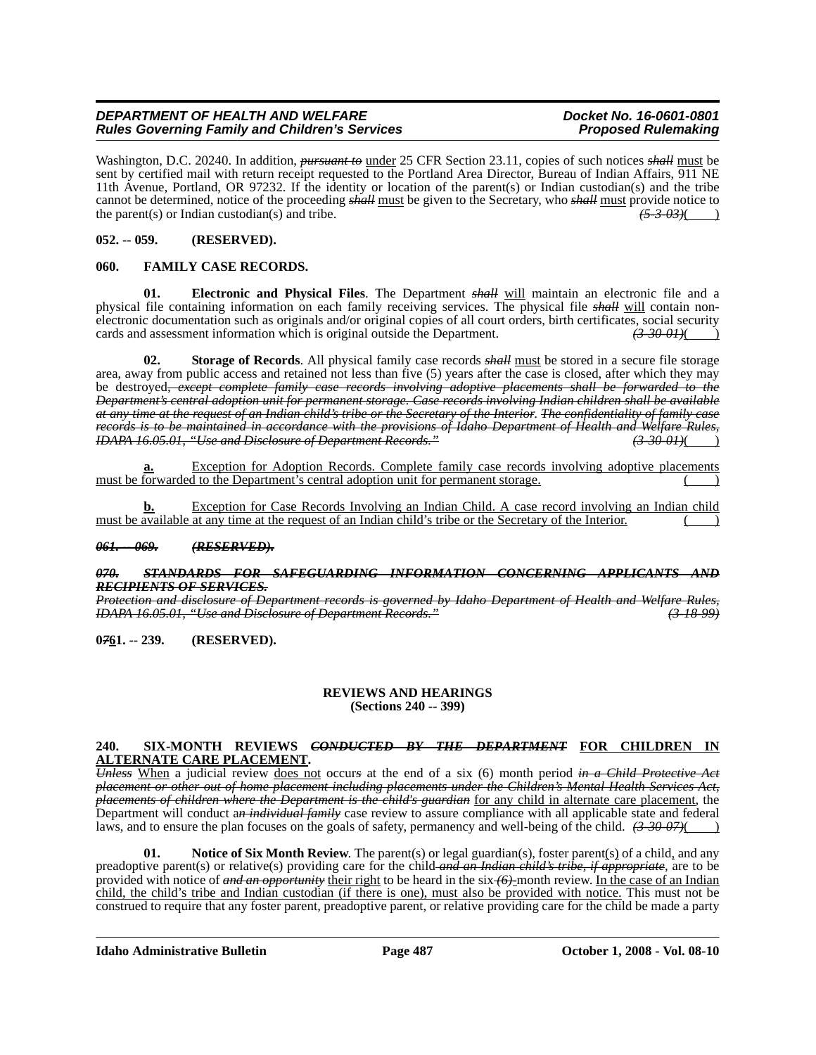Washington, D.C. 20240. In addition, ~~*pursuant to*~~ under 25 CFR Section 23.11, copies of such notices ~~*shall*~~ must be sent by certified mail with return receipt requested to the Portland Area Director, Bureau of Indian Affairs, 911 NE 11th Avenue, Portland, OR 97232. If the identity or location of the parent(s) or Indian custodian(s) and the tribe cannot be determined, notice of the proceeding ~~*shall*~~ must be given to the Secretary, who ~~*shall*~~ must provide notice to the parent(s) or Indian custodian(s) and tribe. ~~*(5-3-03)*~~(    )

**052. -- 059. (RESERVED).**

**060. FAMILY CASE RECORDS.**

**01. Electronic and Physical Files**. The Department ~~*shall*~~ will maintain an electronic file and a physical file containing information on each family receiving services. The physical file ~~*shall*~~ will contain non-electronic documentation such as originals and/or original copies of all court orders, birth certificates, social security cards and assessment information which is original outside the Department. ~~*(3-30-01)*~~(    )

**02. Storage of Records**. All physical family case records ~~*shall*~~ must be stored in a secure file storage area, away from public access and retained not less than five (5) years after the case is closed, after which they may be destroyed~~*, except complete family case records involving adoptive placements shall be forwarded to the Department's central adoption unit for permanent storage. Case records involving Indian children shall be available at any time at the request of an Indian child's tribe or the Secretary of the Interior. The confidentiality of family case records is to be maintained in accordance with the provisions of Idaho Department of Health and Welfare Rules, IDAPA 16.05.01, "Use and Disclosure of Department Records."*~~ ~~*(3-30-01)*~~(    )

**a.** Exception for Adoption Records. Complete family case records involving adoptive placements must be forwarded to the Department's central adoption unit for permanent storage. (    )

**b.** Exception for Case Records Involving an Indian Child. A case record involving an Indian child must be available at any time at the request of an Indian child's tribe or the Secretary of the Interior. (    )

~~***061. -- 069. (RESERVED).***~~

~~***070. STANDARDS FOR SAFEGUARDING INFORMATION CONCERNING APPLICANTS AND RECIPIENTS OF SERVICES.***~~

~~*Protection and disclosure of Department records is governed by Idaho Department of Health and Welfare Rules, IDAPA 16.05.01, "Use and Disclosure of Department Records."*~~ ~~*(3-18-99)*~~

**0~~7~~6 1. -- 239. (RESERVED).**

## REVIEWS AND HEARINGS
### (Sections 240 -- 399)

**240. SIX-MONTH REVIEWS ~~*CONDUCTED BY THE DEPARTMENT*~~ FOR CHILDREN IN ALTERNATE CARE PLACEMENT.**

~~*Unless*~~ When a judicial review does not occur~~*s*~~ at the end of a six (6) month period ~~*in a Child Protective Act placement or other out of home placement including placements under the Children's Mental Health Services Act, placements of children where the Department is the child's guardian*~~ for any child in alternate care placement, the Department will conduct a~~*n individual family*~~ case review to assure compliance with all applicable state and federal laws, and to ensure the plan focuses on the goals of safety, permanency and well-being of the child. ~~*(3-30-07)*~~(    )

**01. Notice of Six Month Review**. The parent(s) or legal guardian(s), foster parent(s) of a child, and any preadoptive parent(s) or relative(s) providing care for the child ~~*and an Indian child's tribe, if appropriate*~~, are to be provided with notice of ~~*and an opportunity*~~ their right to be heard in the six ~~*(6)*~~ month review. In the case of an Indian child, the child's tribe and Indian custodian (if there is one), must also be provided with notice. This must not be construed to require that any foster parent, preadoptive parent, or relative providing care for the child be made a party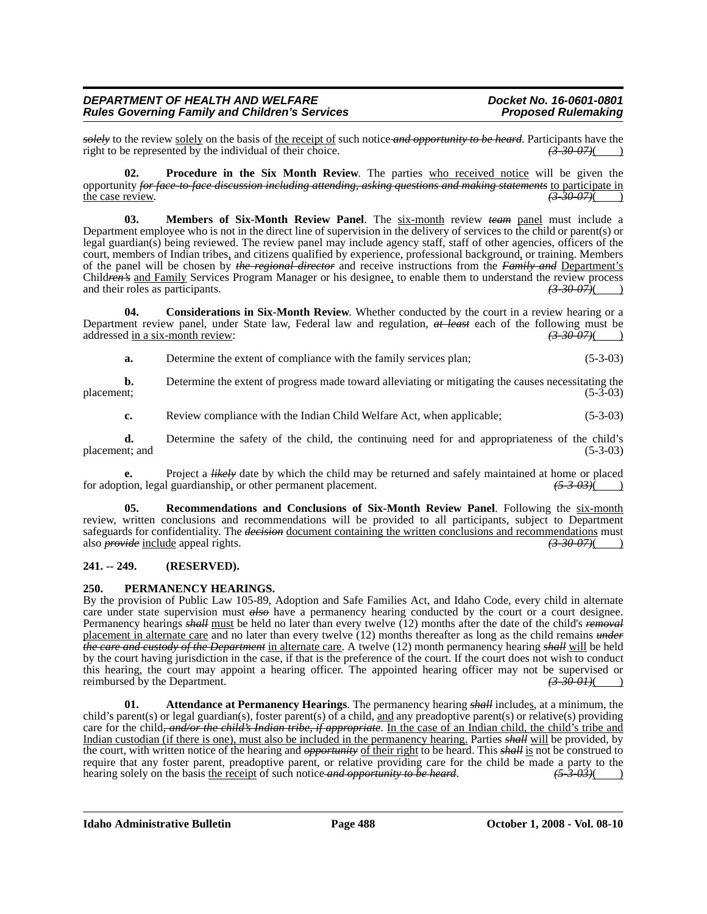*solely* to the review solely on the basis of the receipt of such notice *and opportunity to be heard*. Participants have the right to be represented by the individual of their choice. *(3-30-07)*(        )

**02. Procedure in the Six Month Review**. The parties who received notice will be given the opportunity *for face-to-face discussion including attending, asking questions and making statements* to participate in the case review. *(3-30-07)*(        )

**03. Members of Six-Month Review Panel**. The six-month review *team* panel must include a Department employee who is not in the direct line of supervision in the delivery of services to the child or parent(s) or legal guardian(s) being reviewed. The review panel may include agency staff, staff of other agencies, officers of the court, members of Indian tribes, and citizens qualified by experience, professional background, or training. Members of the panel will be chosen by *the regional director* and receive instructions from the *Family and* Department's Child*ren's* and Family Services Program Manager or his designee, to enable them to understand the review process and their roles as participants. *(3-30-07)*(        )

**04. Considerations in Six-Month Review**. Whether conducted by the court in a review hearing or a Department review panel, under State law, Federal law and regulation, *at least* each of the following must be addressed in a six-month review: *(3-30-07)*(        )

**a.** Determine the extent of compliance with the family services plan; (5-3-03)

**b.** Determine the extent of progress made toward alleviating or mitigating the causes necessitating the placement; (5-3-03)

**c.** Review compliance with the Indian Child Welfare Act, when applicable; (5-3-03)

**d.** Determine the safety of the child, the continuing need for and appropriateness of the child's placement; and (5-3-03)

**e.** Project a *likely* date by which the child may be returned and safely maintained at home or placed for adoption, legal guardianship, or other permanent placement. *(5-3-03)*(        )

**05. Recommendations and Conclusions of Six-Month Review Panel**. Following the six-month review, written conclusions and recommendations will be provided to all participants, subject to Department safeguards for confidentiality. The *decision* document containing the written conclusions and recommendations must also *provide* include appeal rights. *(3-30-07)*(        )

**241. -- 249. (RESERVED).**

**250. PERMANENCY HEARINGS.**

By the provision of Public Law 105-89, Adoption and Safe Families Act, and Idaho Code, every child in alternate care under state supervision must *also* have a permanency hearing conducted by the court or a court designee. Permanency hearings *shall* must be held no later than every twelve (12) months after the date of the child's *removal* placement in alternate care and no later than every twelve (12) months thereafter as long as the child remains *under the care and custody of the Department* in alternate care. A twelve (12) month permanency hearing *shall* will be held by the court having jurisdiction in the case, if that is the preference of the court. If the court does not wish to conduct this hearing, the court may appoint a hearing officer. The appointed hearing officer may not be supervised or reimbursed by the Department. *(3-30-01)*(        )

**01. Attendance at Permanency Hearings**. The permanency hearing *shall* includes, at a minimum, the child's parent(s) or legal guardian(s), foster parent(s) of a child, and any preadoptive parent(s) or relative(s) providing care for the child*, and/or the child's Indian tribe, if appropriate*. In the case of an Indian child, the child's tribe and Indian custodian (if there is one), must also be included in the permanency hearing. Parties *shall* will be provided, by the court, with written notice of the hearing and *opportunity* of their right to be heard. This *shall* is not be construed to require that any foster parent, preadoptive parent, or relative providing care for the child be made a party to the hearing solely on the basis the receipt of such notice *and opportunity to be heard*. *(5-3-03)*(        )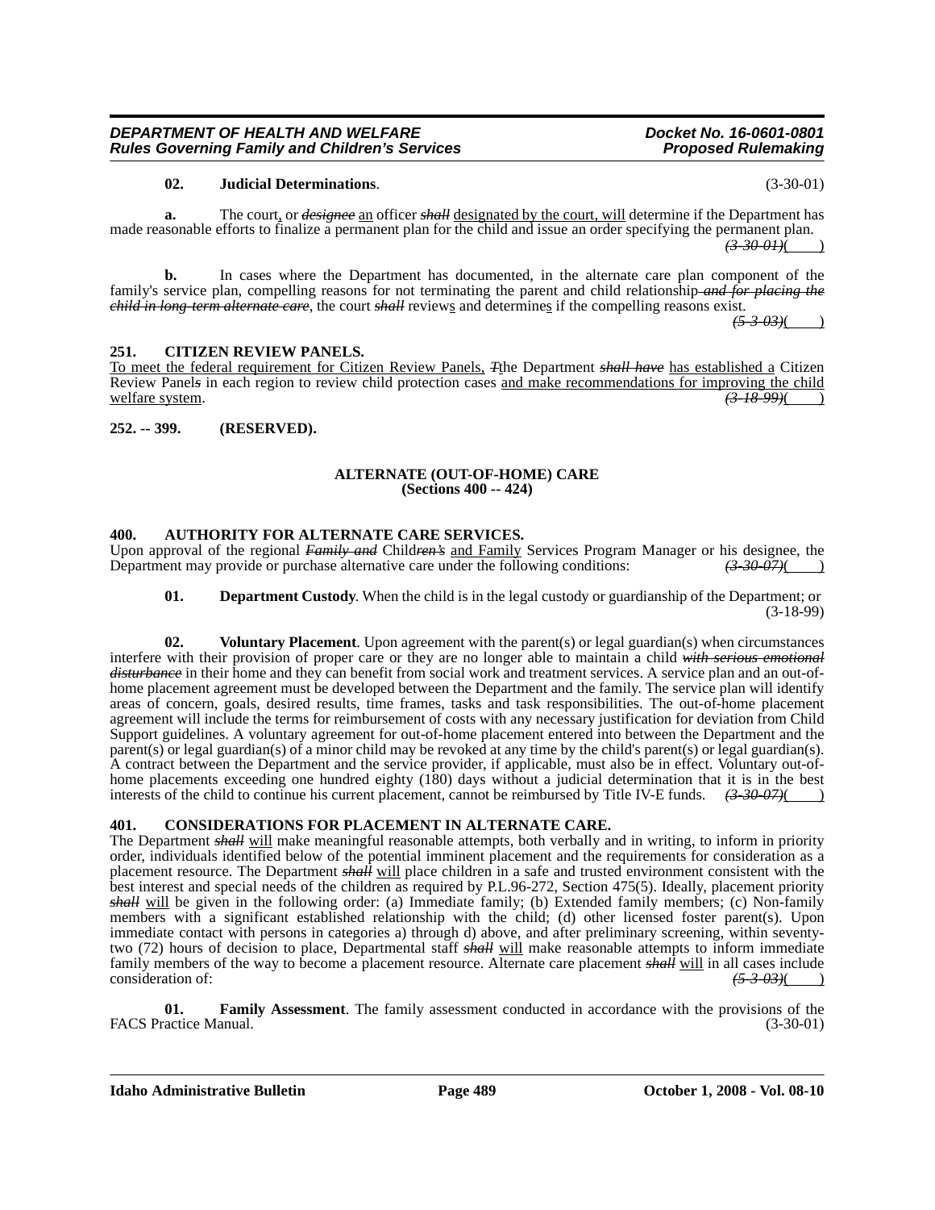**02. Judicial Determinations**. (3-30-01)

**a.** The court, or ~~*designee*~~ an officer ~~*shall*~~ designated by the court, will determine if the Department has made reasonable efforts to finalize a permanent plan for the child and issue an order specifying the permanent plan. ~~*(3-30-01)*~~(        )

**b.** In cases where the Department has documented, in the alternate care plan component of the family's service plan, compelling reasons for not terminating the parent and child relationship ~~*and for placing the child in long-term alternate care*~~, the court ~~*shall*~~ reviews and determines if the compelling reasons exist. ~~*(5-3-03)*~~(        )

## 251. CITIZEN REVIEW PANELS.

To meet the federal requirement for Citizen Review Panels, ~~*T*~~the Department ~~*shall have*~~ has established a Citizen Review Panel~~*s*~~ in each region to review child protection cases and make recommendations for improving the child welfare system. ~~*(3-18-99)*~~(        )

## 252. -- 399. (RESERVED).

### ALTERNATE (OUT-OF-HOME) CARE
### (Sections 400 -- 424)

## 400. AUTHORITY FOR ALTERNATE CARE SERVICES.

Upon approval of the regional ~~*Family and*~~ Child~~*ren's*~~ and Family Services Program Manager or his designee, the Department may provide or purchase alternative care under the following conditions: ~~*(3-30-07)*~~(        )

**01. Department Custody**. When the child is in the legal custody or guardianship of the Department; or (3-18-99)

**02. Voluntary Placement**. Upon agreement with the parent(s) or legal guardian(s) when circumstances interfere with their provision of proper care or they are no longer able to maintain a child ~~*with serious emotional disturbance*~~ in their home and they can benefit from social work and treatment services. A service plan and an out-of-home placement agreement must be developed between the Department and the family. The service plan will identify areas of concern, goals, desired results, time frames, tasks and task responsibilities. The out-of-home placement agreement will include the terms for reimbursement of costs with any necessary justification for deviation from Child Support guidelines. A voluntary agreement for out-of-home placement entered into between the Department and the parent(s) or legal guardian(s) of a minor child may be revoked at any time by the child's parent(s) or legal guardian(s). A contract between the Department and the service provider, if applicable, must also be in effect. Voluntary out-of-home placements exceeding one hundred eighty (180) days without a judicial determination that it is in the best interests of the child to continue his current placement, cannot be reimbursed by Title IV-E funds. ~~*(3-30-07)*~~(        )

## 401. CONSIDERATIONS FOR PLACEMENT IN ALTERNATE CARE.

The Department ~~*shall*~~ will make meaningful reasonable attempts, both verbally and in writing, to inform in priority order, individuals identified below of the potential imminent placement and the requirements for consideration as a placement resource. The Department ~~*shall*~~ will place children in a safe and trusted environment consistent with the best interest and special needs of the children as required by P.L.96-272, Section 475(5). Ideally, placement priority ~~*shall*~~ will be given in the following order: (a) Immediate family; (b) Extended family members; (c) Non-family members with a significant established relationship with the child; (d) other licensed foster parent(s). Upon immediate contact with persons in categories a) through d) above, and after preliminary screening, within seventy-two (72) hours of decision to place, Departmental staff ~~*shall*~~ will make reasonable attempts to inform immediate family members of the way to become a placement resource. Alternate care placement ~~*shall*~~ will in all cases include consideration of: ~~*(5-3-03)*~~(        )

**01. Family Assessment**. The family assessment conducted in accordance with the provisions of the FACS Practice Manual. (3-30-01)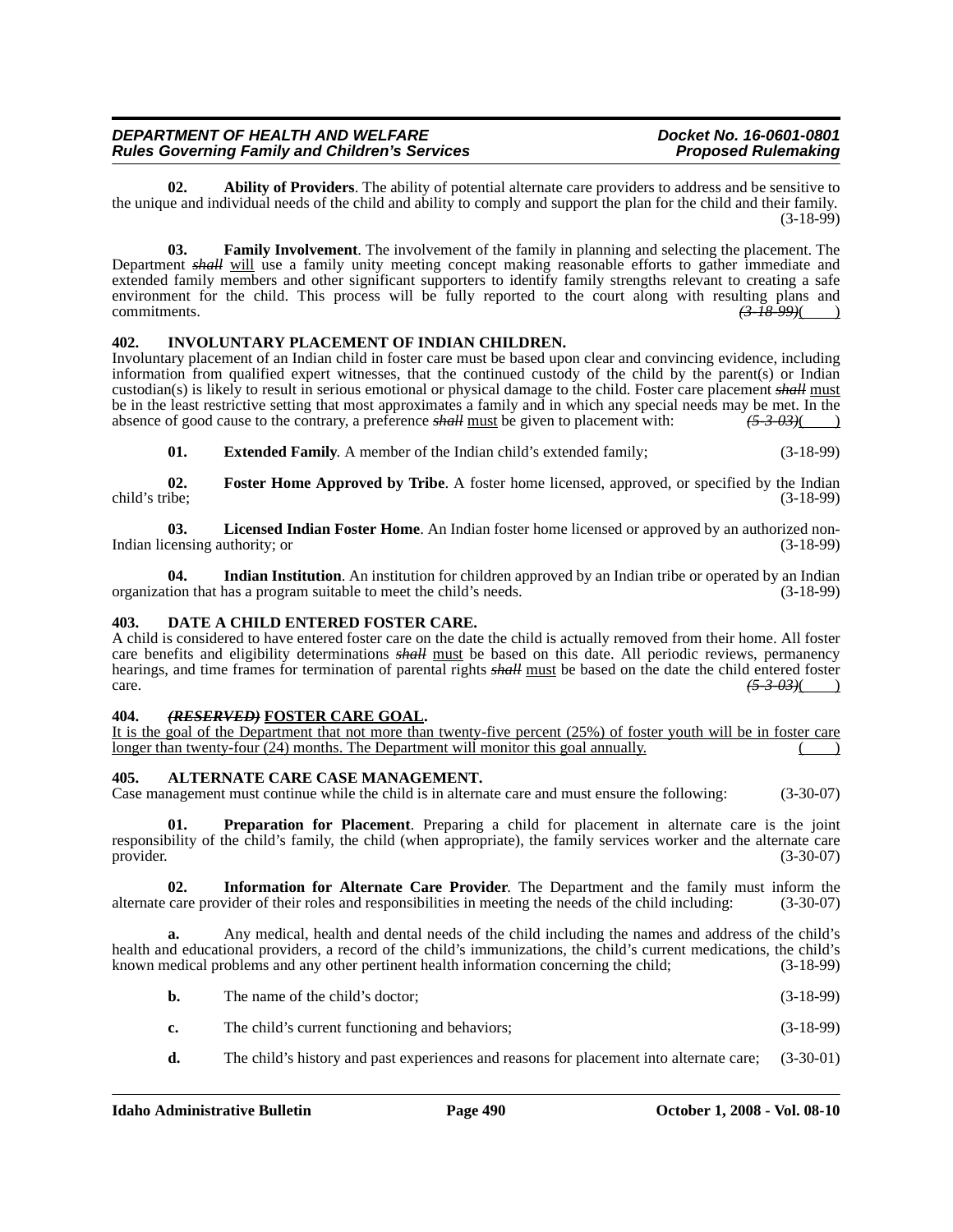**02. Ability of Providers**. The ability of potential alternate care providers to address and be sensitive to the unique and individual needs of the child and ability to comply and support the plan for the child and their family. (3-18-99)

**03. Family Involvement**. The involvement of the family in planning and selecting the placement. The Department ~~*shall*~~ will use a family unity meeting concept making reasonable efforts to gather immediate and extended family members and other significant supporters to identify family strengths relevant to creating a safe environment for the child. This process will be fully reported to the court along with resulting plans and commitments. ~~*(3-18-99)*~~(    )

### 402. INVOLUNTARY PLACEMENT OF INDIAN CHILDREN.

Involuntary placement of an Indian child in foster care must be based upon clear and convincing evidence, including information from qualified expert witnesses, that the continued custody of the child by the parent(s) or Indian custodian(s) is likely to result in serious emotional or physical damage to the child. Foster care placement ~~*shall*~~ must be in the least restrictive setting that most approximates a family and in which any special needs may be met. In the absence of good cause to the contrary, a preference ~~*shall*~~ must be given to placement with: ~~*(5-3-03)*~~(    )

**01. Extended Family**. A member of the Indian child's extended family; (3-18-99)

**02. Foster Home Approved by Tribe**. A foster home licensed, approved, or specified by the Indian child's tribe; (3-18-99)

**03. Licensed Indian Foster Home**. An Indian foster home licensed or approved by an authorized non-Indian licensing authority; or (3-18-99)

**04. Indian Institution**. An institution for children approved by an Indian tribe or operated by an Indian organization that has a program suitable to meet the child's needs. (3-18-99)

### 403. DATE A CHILD ENTERED FOSTER CARE.

A child is considered to have entered foster care on the date the child is actually removed from their home. All foster care benefits and eligibility determinations ~~*shall*~~ must be based on this date. All periodic reviews, permanency hearings, and time frames for termination of parental rights ~~*shall*~~ must be based on the date the child entered foster care. ~~*(5-3-03)*~~(    )

### 404. ~~*(RESERVED)*~~ FOSTER CARE GOAL.

It is the goal of the Department that not more than twenty-five percent (25%) of foster youth will be in foster care longer than twenty-four (24) months. The Department will monitor this goal annually. (    )

### 405. ALTERNATE CARE CASE MANAGEMENT.

Case management must continue while the child is in alternate care and must ensure the following: (3-30-07)

**01. Preparation for Placement**. Preparing a child for placement in alternate care is the joint responsibility of the child's family, the child (when appropriate), the family services worker and the alternate care provider. (3-30-07)

**02. Information for Alternate Care Provider**. The Department and the family must inform the alternate care provider of their roles and responsibilities in meeting the needs of the child including: (3-30-07)

**a.** Any medical, health and dental needs of the child including the names and address of the child's health and educational providers, a record of the child's immunizations, the child's current medications, the child's known medical problems and any other pertinent health information concerning the child; (3-18-99)

**b.** The name of the child's doctor; (3-18-99)

**c.** The child's current functioning and behaviors; (3-18-99)

**d.** The child's history and past experiences and reasons for placement into alternate care; (3-30-01)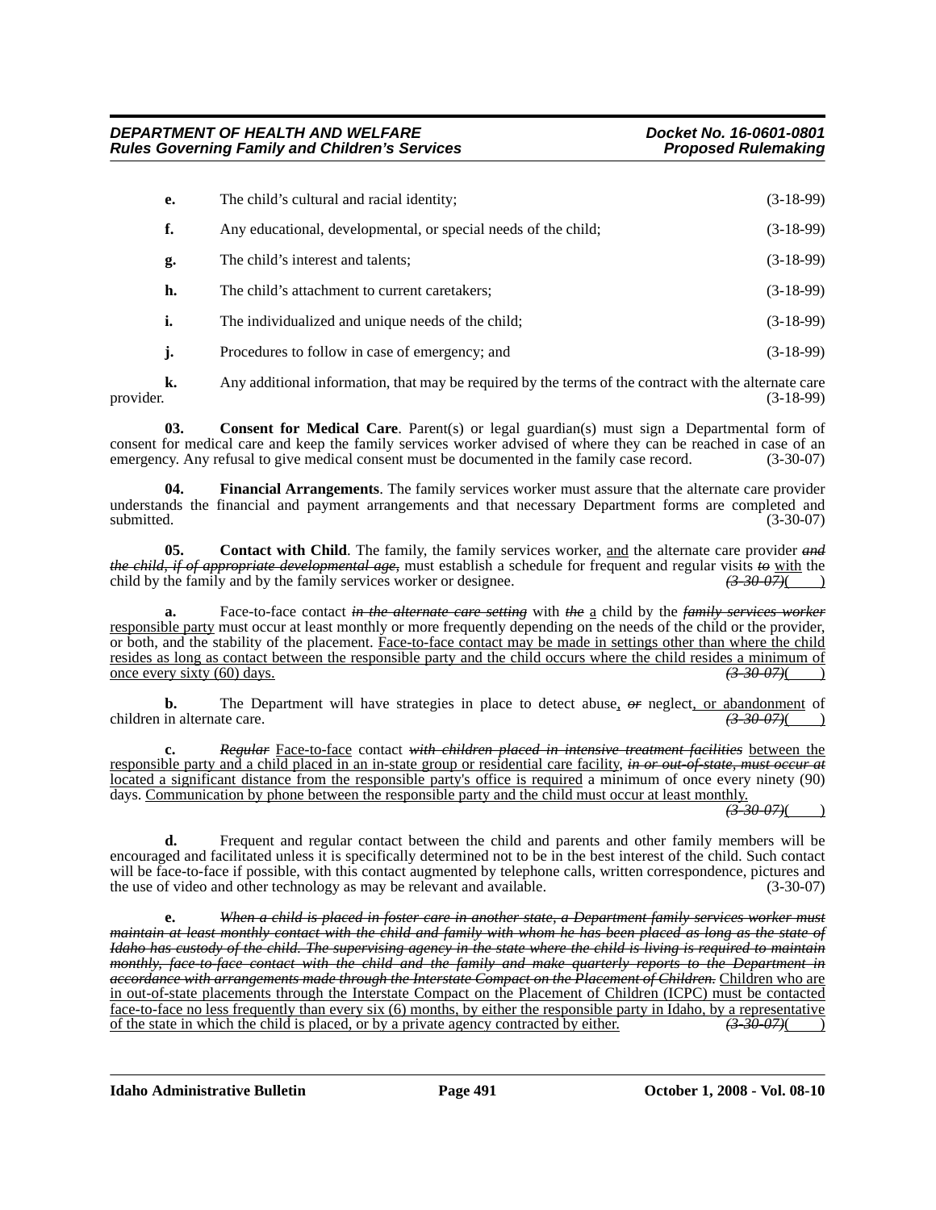**e.** The child's cultural and racial identity; (3-18-99)

**f.** Any educational, developmental, or special needs of the child; (3-18-99)

**g.** The child's interest and talents; (3-18-99)

**h.** The child's attachment to current caretakers; (3-18-99)

**i.** The individualized and unique needs of the child; (3-18-99)

**j.** Procedures to follow in case of emergency; and (3-18-99)

**k.** Any additional information, that may be required by the terms of the contract with the alternate care provider. (3-18-99)

**03. Consent for Medical Care**. Parent(s) or legal guardian(s) must sign a Departmental form of consent for medical care and keep the family services worker advised of where they can be reached in case of an emergency. Any refusal to give medical consent must be documented in the family case record. (3-30-07)

**04. Financial Arrangements**. The family services worker must assure that the alternate care provider understands the financial and payment arrangements and that necessary Department forms are completed and submitted. (3-30-07)

**05. Contact with Child**. The family, the family services worker, <u>and</u> the alternate care provider ~~*and the child, if of appropriate developmental age,*~~ must establish a schedule for frequent and regular visits ~~*to*~~ <u>with</u> the child by the family and by the family services worker or designee. ~~*(3-30-07)*~~(____)

**a.** Face-to-face contact ~~*in the alternate care setting*~~ with ~~*the*~~ <u>a</u> child by the ~~*family services worker*~~ <u>responsible party</u> must occur at least monthly or more frequently depending on the needs of the child or the provider, or both, and the stability of the placement. <u>Face-to-face contact may be made in settings other than where the child resides as long as contact between the responsible party and the child occurs where the child resides a minimum of once every sixty (60) days.</u> ~~*(3-30-07)*~~(____)

**b.** The Department will have strategies in place to detect abuse<u>,</u> ~~*or*~~ neglect<u>, or abandonment</u> of children in alternate care. ~~*(3-30-07)*~~(____)

**c.** ~~*Regular*~~ <u>Face-to-face</u> contact ~~*with children placed in intensive treatment facilities*~~ <u>between the responsible party and a child placed in an in-state group or residential care facility</u>, ~~*in or out-of-state, must occur at*~~ <u>located a significant distance from the responsible party's office is required</u> a minimum of once every ninety (90) days. <u>Communication by phone between the responsible party and the child must occur at least monthly.</u> ~~*(3-30-07)*~~(____)

**d.** Frequent and regular contact between the child and parents and other family members will be encouraged and facilitated unless it is specifically determined not to be in the best interest of the child. Such contact will be face-to-face if possible, with this contact augmented by telephone calls, written correspondence, pictures and the use of video and other technology as may be relevant and available. (3-30-07)

**e.** ~~*When a child is placed in foster care in another state, a Department family services worker must maintain at least monthly contact with the child and family with whom he has been placed as long as the state of Idaho has custody of the child. The supervising agency in the state where the child is living is required to maintain monthly, face-to-face contact with the child and the family and make quarterly reports to the Department in accordance with arrangements made through the Interstate Compact on the Placement of Children.*~~ <u>Children who are in out-of-state placements through the Interstate Compact on the Placement of Children (ICPC) must be contacted face-to-face no less frequently than every six (6) months, by either the responsible party in Idaho, by a representative of the state in which the child is placed, or by a private agency contracted by either.</u> ~~*(3-30-07)*~~(____)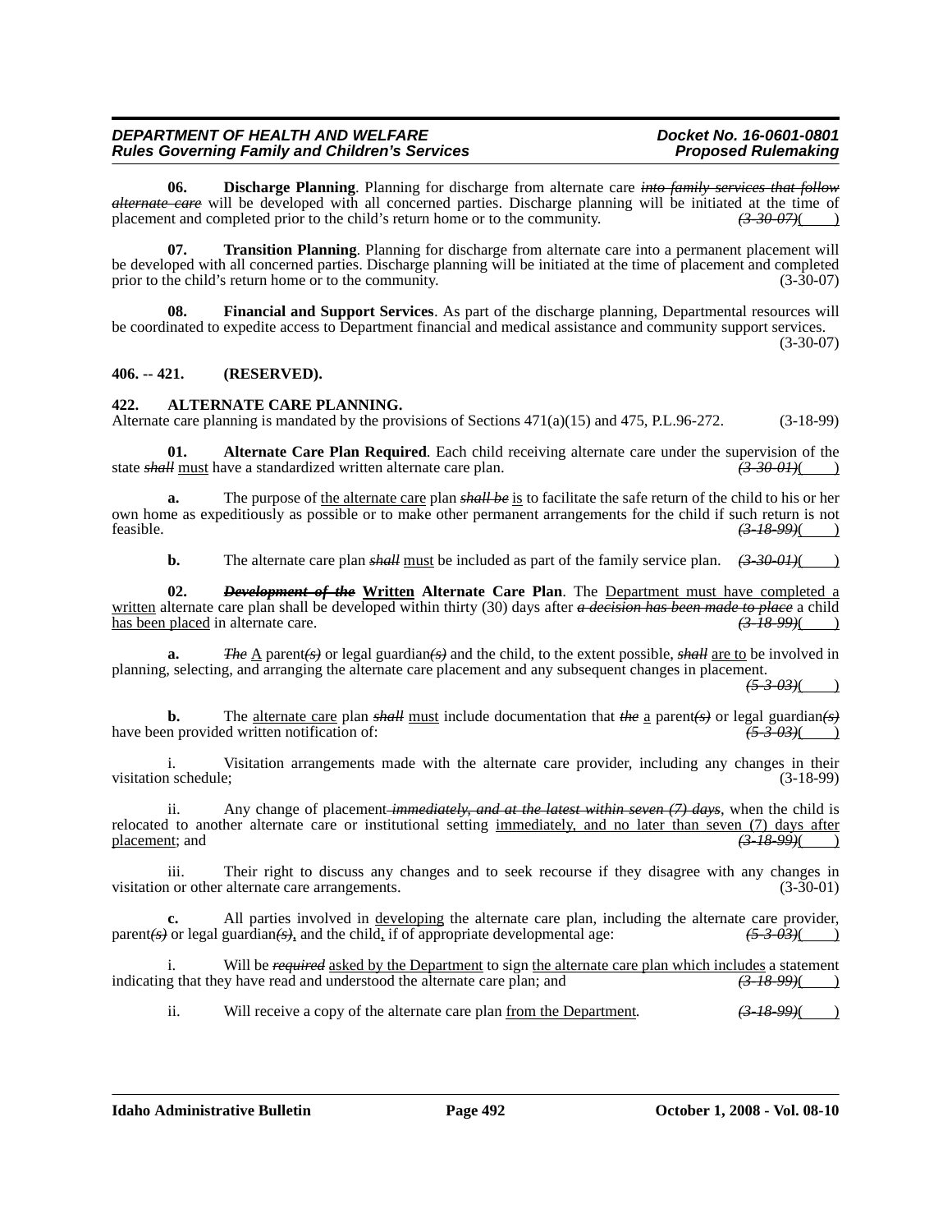**06. Discharge Planning**. Planning for discharge from alternate care ~~*into family services that follow alternate care*~~ will be developed with all concerned parties. Discharge planning will be initiated at the time of placement and completed prior to the child's return home or to the community. ~~*(3-30-07)*~~(____)

**07. Transition Planning**. Planning for discharge from alternate care into a permanent placement will be developed with all concerned parties. Discharge planning will be initiated at the time of placement and completed prior to the child's return home or to the community. (3-30-07)

**08. Financial and Support Services**. As part of the discharge planning, Departmental resources will be coordinated to expedite access to Department financial and medical assistance and community support services. (3-30-07)

### 406. -- 421. (RESERVED).

### 422. ALTERNATE CARE PLANNING.

Alternate care planning is mandated by the provisions of Sections 471(a)(15) and 475, P.L.96-272. (3-18-99)

**01. Alternate Care Plan Required**. Each child receiving alternate care under the supervision of the state ~~***shall***~~ <u>must</u> have a standardized written alternate care plan. ~~*(3-30-01)*~~(____)

**a.** The purpose of <u>the alternate care</u> plan ~~***shall be***~~ <u>is</u> to facilitate the safe return of the child to his or her own home as expeditiously as possible or to make other permanent arrangements for the child if such return is not feasible. ~~*(3-18-99)*~~(____)

**b.** The alternate care plan ~~***shall***~~ <u>must</u> be included as part of the family service plan. ~~*(3-30-01)*~~(____)

**02.** ~~***Development of the***~~ **<u>Written</u> Alternate Care Plan**. The <u>Department must have completed a written</u> alternate care plan shall be developed within thirty (30) days after ~~***a decision has been made to place***~~ a child <u>has been placed</u> in alternate care. ~~*(3-18-99)*~~(____)

**a.** ~~***The***~~ <u>A</u> parent~~***(s)***~~ or legal guardian~~***(s)***~~ and the child, to the extent possible, ~~***shall***~~ <u>are to</u> be involved in planning, selecting, and arranging the alternate care placement and any subsequent changes in placement. ~~*(5-3-03)*~~(____)

**b.** The <u>alternate care</u> plan ~~***shall***~~ <u>must</u> include documentation that ~~***the***~~ <u>a</u> parent~~***(s)***~~ or legal guardian~~***(s)***~~ have been provided written notification of: ~~*(5-3-03)*~~(____)

i. Visitation arrangements made with the alternate care provider, including any changes in their visitation schedule; (3-18-99)

ii. Any change of placement ~~***immediately, and at the latest within seven (7) days***~~, when the child is relocated to another alternate care or institutional setting <u>immediately, and no later than seven (7) days after placement</u>; and ~~*(3-18-99)*~~(____)

iii. Their right to discuss any changes and to seek recourse if they disagree with any changes in visitation or other alternate care arrangements. (3-30-01)

**c.** All parties involved in <u>developing</u> the alternate care plan, including the alternate care provider, parent~~***(s)***~~ or legal guardian~~***(s)***~~, and the child<u>,</u> if of appropriate developmental age: ~~*(5-3-03)*~~(____)

i. Will be ~~***required***~~ <u>asked by the Department</u> to sign <u>the alternate care plan which includes</u> a statement indicating that they have read and understood the alternate care plan; and ~~*(3-18-99)*~~(____)

ii. Will receive a copy of the alternate care plan <u>from the Department</u>. ~~*(3-18-99)*~~(____)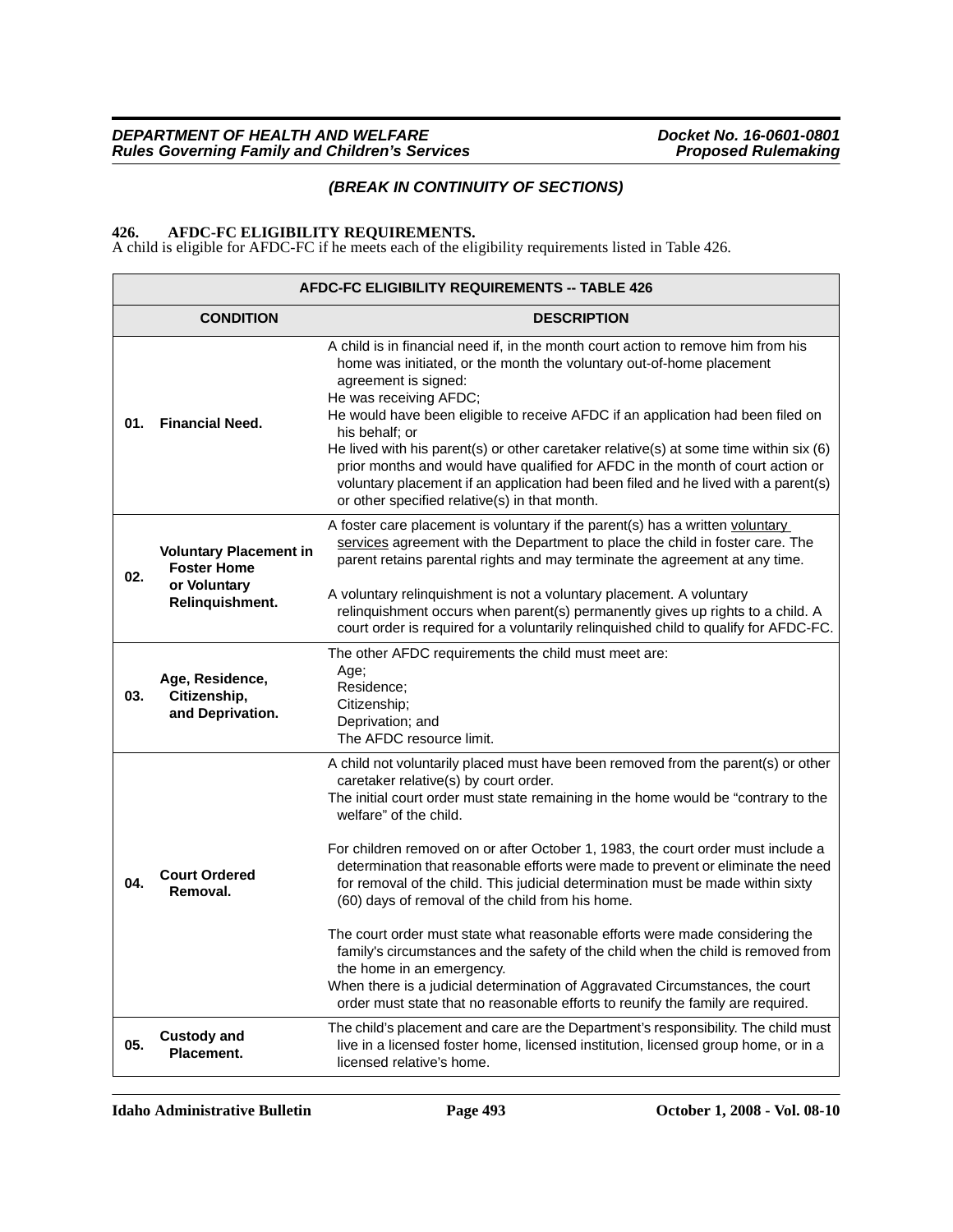*(BREAK IN CONTINUITY OF SECTIONS)*

**426. AFDC-FC ELIGIBILITY REQUIREMENTS.**
A child is eligible for AFDC-FC if he meets each of the eligibility requirements listed in Table 426.

| AFDC-FC ELIGIBILITY REQUIREMENTS -- TABLE 426 | | |
|---|---|---|
| | **CONDITION** | **DESCRIPTION** |
| **01.** | **Financial Need.** | A child is in financial need if, in the month court action to remove him from his home was initiated, or the month the voluntary out-of-home placement agreement is signed:<br>He was receiving AFDC;<br>He would have been eligible to receive AFDC if an application had been filed on his behalf; or<br>He lived with his parent(s) or other caretaker relative(s) at some time within six (6) prior months and would have qualified for AFDC in the month of court action or voluntary placement if an application had been filed and he lived with a parent(s) or other specified relative(s) in that month. |
| **02.** | **Voluntary Placement in Foster Home or Voluntary Relinquishment.** | A foster care placement is voluntary if the parent(s) has a written <u>voluntary services</u> agreement with the Department to place the child in foster care. The parent retains parental rights and may terminate the agreement at any time.<br><br>A voluntary relinquishment is not a voluntary placement. A voluntary relinquishment occurs when parent(s) permanently gives up rights to a child. A court order is required for a voluntarily relinquished child to qualify for AFDC-FC. |
| **03.** | **Age, Residence, Citizenship, and Deprivation.** | The other AFDC requirements the child must meet are:<br>Age;<br>Residence;<br>Citizenship;<br>Deprivation; and<br>The AFDC resource limit. |
| **04.** | **Court Ordered Removal.** | A child not voluntarily placed must have been removed from the parent(s) or other caretaker relative(s) by court order.<br>The initial court order must state remaining in the home would be "contrary to the welfare" of the child.<br><br>For children removed on or after October 1, 1983, the court order must include a determination that reasonable efforts were made to prevent or eliminate the need for removal of the child. This judicial determination must be made within sixty (60) days of removal of the child from his home.<br><br>The court order must state what reasonable efforts were made considering the family's circumstances and the safety of the child when the child is removed from the home in an emergency.<br>When there is a judicial determination of Aggravated Circumstances, the court order must state that no reasonable efforts to reunify the family are required. |
| **05.** | **Custody and Placement.** | The child's placement and care are the Department's responsibility. The child must live in a licensed foster home, licensed institution, licensed group home, or in a licensed relative's home. |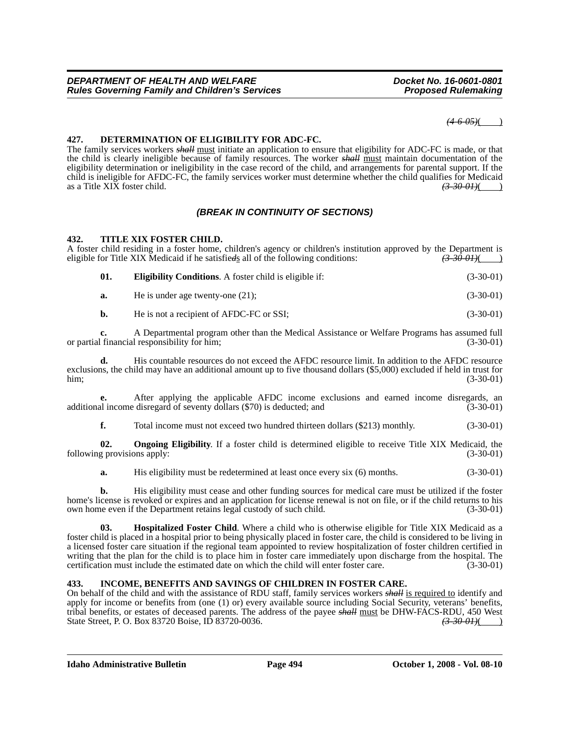~~(4-6-05)~~( )

**427. DETERMINATION OF ELIGIBILITY FOR ADC-FC.**

The family services workers ~~*shall*~~ must initiate an application to ensure that eligibility for ADC-FC is made, or that the child is clearly ineligible because of family resources. The worker ~~*shall*~~ must maintain documentation of the eligibility determination or ineligibility in the case record of the child, and arrangements for parental support. If the child is ineligible for AFDC-FC, the family services worker must determine whether the child qualifies for Medicaid as a Title XIX foster child. ~~(3-30-01)~~( )

***(BREAK IN CONTINUITY OF SECTIONS)***

**432. TITLE XIX FOSTER CHILD.**

A foster child residing in a foster home, children's agency or children's institution approved by the Department is eligible for Title XIX Medicaid if he satisfie~~d~~s all of the following conditions: ~~(3-30-01)~~( )

**01. Eligibility Conditions**. A foster child is eligible if: (3-30-01)

**a.** He is under age twenty-one (21); (3-30-01)

**b.** He is not a recipient of AFDC-FC or SSI; (3-30-01)

**c.** A Departmental program other than the Medical Assistance or Welfare Programs has assumed full or partial financial responsibility for him; (3-30-01)

**d.** His countable resources do not exceed the AFDC resource limit. In addition to the AFDC resource exclusions, the child may have an additional amount up to five thousand dollars ($5,000) excluded if held in trust for him; (3-30-01)

**e.** After applying the applicable AFDC income exclusions and earned income disregards, an additional income disregard of seventy dollars ($70) is deducted; and (3-30-01)

**f.** Total income must not exceed two hundred thirteen dollars ($213) monthly. (3-30-01)

**02. Ongoing Eligibility**. If a foster child is determined eligible to receive Title XIX Medicaid, the following provisions apply: (3-30-01)

**a.** His eligibility must be redetermined at least once every six (6) months. (3-30-01)

**b.** His eligibility must cease and other funding sources for medical care must be utilized if the foster home's license is revoked or expires and an application for license renewal is not on file, or if the child returns to his own home even if the Department retains legal custody of such child. (3-30-01)

**03. Hospitalized Foster Child**. Where a child who is otherwise eligible for Title XIX Medicaid as a foster child is placed in a hospital prior to being physically placed in foster care, the child is considered to be living in a licensed foster care situation if the regional team appointed to review hospitalization of foster children certified in writing that the plan for the child is to place him in foster care immediately upon discharge from the hospital. The certification must include the estimated date on which the child will enter foster care. (3-30-01)

**433. INCOME, BENEFITS AND SAVINGS OF CHILDREN IN FOSTER CARE.**

On behalf of the child and with the assistance of RDU staff, family services workers ~~*shall*~~ is required to identify and apply for income or benefits from (one (1) or) every available source including Social Security, veterans' benefits, tribal benefits, or estates of deceased parents. The address of the payee ~~*shall*~~ must be DHW-FACS-RDU, 450 West State Street, P. O. Box 83720 Boise, ID 83720-0036. ~~(3-30-01)~~( )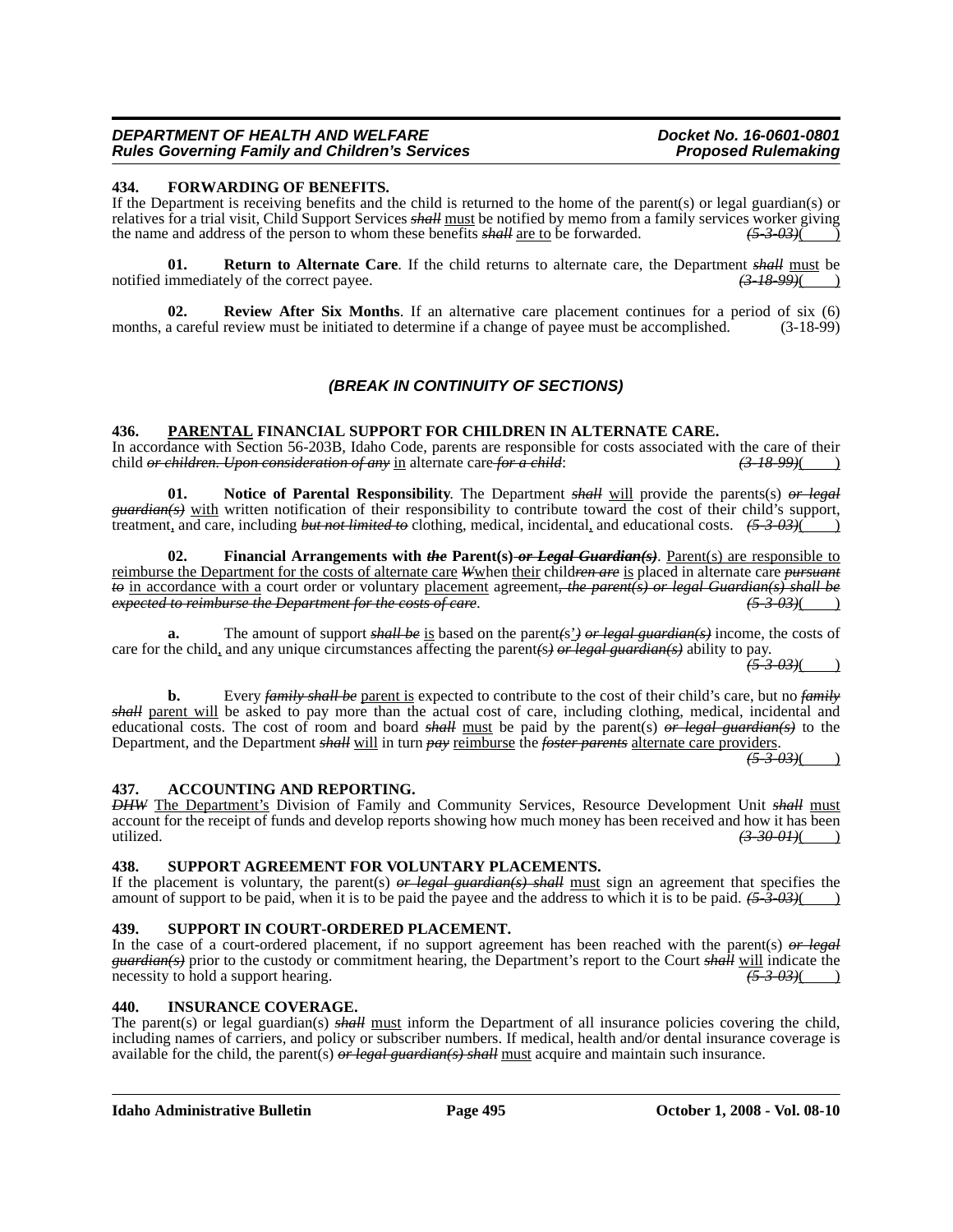**434. FORWARDING OF BENEFITS.**

If the Department is receiving benefits and the child is returned to the home of the parent(s) or legal guardian(s) or relatives for a trial visit, Child Support Services ~~*shall*~~ must be notified by memo from a family services worker giving the name and address of the person to whom these benefits ~~*shall*~~ are to be forwarded. ~~*(5-3-03)*~~( )

**01. Return to Alternate Care**. If the child returns to alternate care, the Department ~~*shall*~~ must be notified immediately of the correct payee. ~~*(3-18-99)*~~( )

**02. Review After Six Months**. If an alternative care placement continues for a period of six (6) months, a careful review must be initiated to determine if a change of payee must be accomplished. (3-18-99)

***(BREAK IN CONTINUITY OF SECTIONS)***

**436. PARENTAL FINANCIAL SUPPORT FOR CHILDREN IN ALTERNATE CARE.**

In accordance with Section 56-203B, Idaho Code, parents are responsible for costs associated with the care of their child ~~*or children. Upon consideration of any*~~ in alternate care ~~*for a child*~~: ~~*(3-18-99)*~~( )

**01. Notice of Parental Responsibility**. The Department ~~*shall*~~ will provide the parents(s) ~~*or legal guardian(s)*~~ with written notification of their responsibility to contribute toward the cost of their child's support, treatment, and care, including ~~*but not limited to*~~ clothing, medical, incidental, and educational costs. ~~*(5-3-03)*~~( )

**02. Financial Arrangements with ~~*the*~~ Parent(s) ~~*or Legal Guardian(s)*~~**. Parent(s) are responsible to reimburse the Department for the costs of alternate care ~~*W*~~when their child~~*ren are*~~ is placed in alternate care ~~*pursuant to*~~ in accordance with a court order or voluntary placement agreement~~*, the parent(s) or legal Guardian(s) shall be expected to reimburse the Department for the costs of care*~~. ~~*(5-3-03)*~~( )

**a.** The amount of support ~~*shall be*~~ is based on the parent~~*(s*~~'~~*)*~~ ~~*or legal guardian(s)*~~ income, the costs of care for the child, and any unique circumstances affecting the parent~~*(s)*~~ ~~*or legal guardian(s)*~~ ability to pay. ~~*(5-3-03)*~~( )

**b.** Every ~~*family shall be*~~ parent is expected to contribute to the cost of their child's care, but no ~~*family shall*~~ parent will be asked to pay more than the actual cost of care, including clothing, medical, incidental and educational costs. The cost of room and board ~~*shall*~~ must be paid by the parent(s) ~~*or legal guardian(s)*~~ to the Department, and the Department ~~*shall*~~ will in turn ~~*pay*~~ reimburse the ~~*foster parents*~~ alternate care providers. ~~*(5-3-03)*~~( )

**437. ACCOUNTING AND REPORTING.**

~~*DHW*~~ The Department's Division of Family and Community Services, Resource Development Unit ~~*shall*~~ must account for the receipt of funds and develop reports showing how much money has been received and how it has been utilized. ~~*(3-30-01)*~~( )

**438. SUPPORT AGREEMENT FOR VOLUNTARY PLACEMENTS.**

If the placement is voluntary, the parent(s) ~~*or legal guardian(s) shall*~~ must sign an agreement that specifies the amount of support to be paid, when it is to be paid the payee and the address to which it is to be paid. ~~*(5-3-03)*~~( )

**439. SUPPORT IN COURT-ORDERED PLACEMENT.**

In the case of a court-ordered placement, if no support agreement has been reached with the parent(s) ~~*or legal guardian(s)*~~ prior to the custody or commitment hearing, the Department's report to the Court ~~*shall*~~ will indicate the necessity to hold a support hearing. ~~*(5-3-03)*~~( )

**440. INSURANCE COVERAGE.**

The parent(s) or legal guardian(s) ~~*shall*~~ must inform the Department of all insurance policies covering the child, including names of carriers, and policy or subscriber numbers. If medical, health and/or dental insurance coverage is available for the child, the parent(s) ~~*or legal guardian(s) shall*~~ must acquire and maintain such insurance.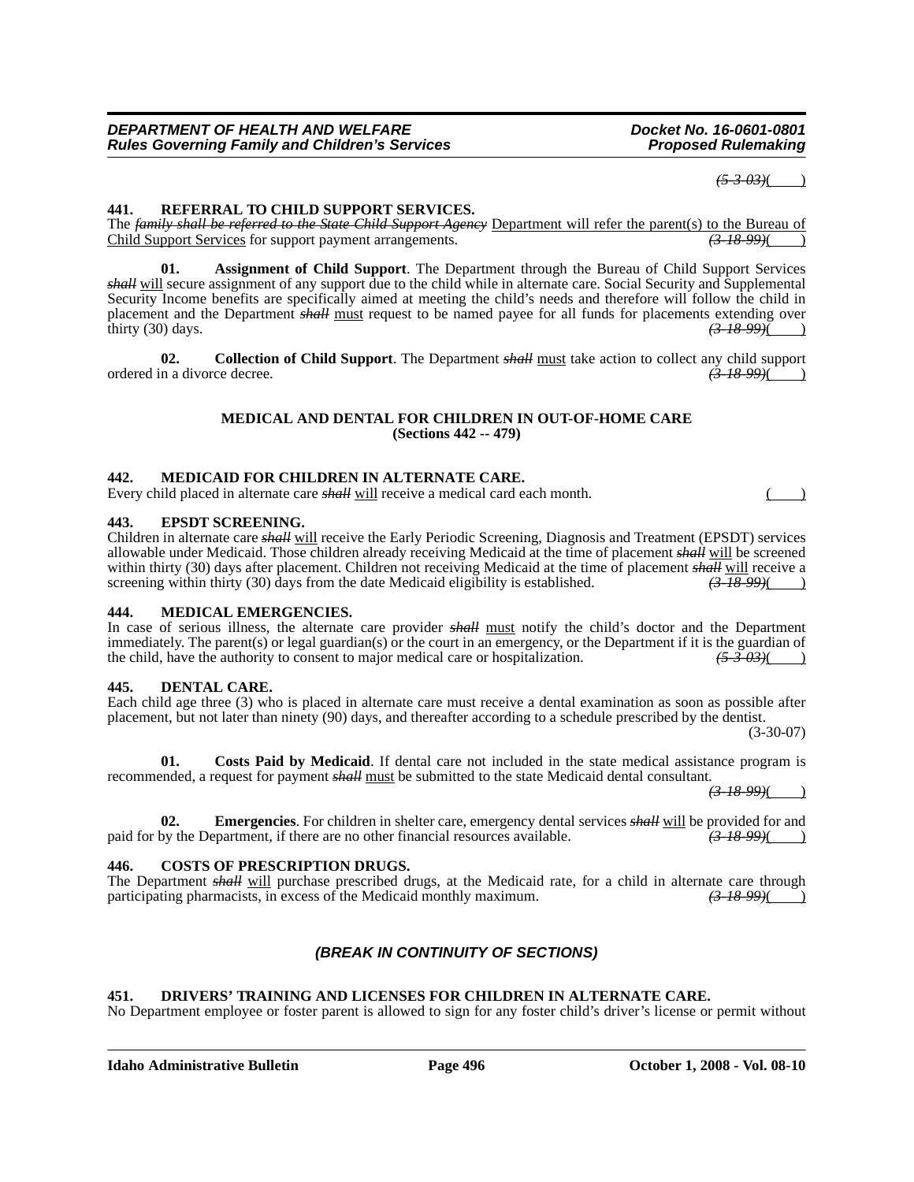~~*(5-3-03)*~~( )

**441. REFERRAL TO CHILD SUPPORT SERVICES.**
The ~~*family shall be referred to the State Child Support Agency*~~ Department will refer the parent(s) to the Bureau of Child Support Services for support payment arrangements. ~~*(3-18-99)*~~( )

**01. Assignment of Child Support**. The Department through the Bureau of Child Support Services ~~***shall***~~ will secure assignment of any support due to the child while in alternate care. Social Security and Supplemental Security Income benefits are specifically aimed at meeting the child's needs and therefore will follow the child in placement and the Department ~~***shall***~~ must request to be named payee for all funds for placements extending over thirty (30) days. ~~*(3-18-99)*~~( )

**02. Collection of Child Support**. The Department ~~***shall***~~ must take action to collect any child support ordered in a divorce decree. ~~*(3-18-99)*~~( )

**MEDICAL AND DENTAL FOR CHILDREN IN OUT-OF-HOME CARE**
**(Sections 442 -- 479)**

**442. MEDICAID FOR CHILDREN IN ALTERNATE CARE.**
Every child placed in alternate care ~~***shall***~~ will receive a medical card each month. ( )

**443. EPSDT SCREENING.**
Children in alternate care ~~***shall***~~ will receive the Early Periodic Screening, Diagnosis and Treatment (EPSDT) services allowable under Medicaid. Those children already receiving Medicaid at the time of placement ~~***shall***~~ will be screened within thirty (30) days after placement. Children not receiving Medicaid at the time of placement ~~***shall***~~ will receive a screening within thirty (30) days from the date Medicaid eligibility is established. ~~*(3-18-99)*~~( )

**444. MEDICAL EMERGENCIES.**
In case of serious illness, the alternate care provider ~~***shall***~~ must notify the child's doctor and the Department immediately. The parent(s) or legal guardian(s) or the court in an emergency, or the Department if it is the guardian of the child, have the authority to consent to major medical care or hospitalization. ~~*(5-3-03)*~~( )

**445. DENTAL CARE.**
Each child age three (3) who is placed in alternate care must receive a dental examination as soon as possible after placement, but not later than ninety (90) days, and thereafter according to a schedule prescribed by the dentist. (3-30-07)

**01. Costs Paid by Medicaid**. If dental care not included in the state medical assistance program is recommended, a request for payment ~~***shall***~~ must be submitted to the state Medicaid dental consultant. ~~*(3-18-99)*~~( )

**02. Emergencies**. For children in shelter care, emergency dental services ~~***shall***~~ will be provided for and paid for by the Department, if there are no other financial resources available. ~~*(3-18-99)*~~( )

**446. COSTS OF PRESCRIPTION DRUGS.**
The Department ~~***shall***~~ will purchase prescribed drugs, at the Medicaid rate, for a child in alternate care through participating pharmacists, in excess of the Medicaid monthly maximum. ~~*(3-18-99)*~~( )

***(BREAK IN CONTINUITY OF SECTIONS)***

**451. DRIVERS' TRAINING AND LICENSES FOR CHILDREN IN ALTERNATE CARE.**
No Department employee or foster parent is allowed to sign for any foster child's driver's license or permit without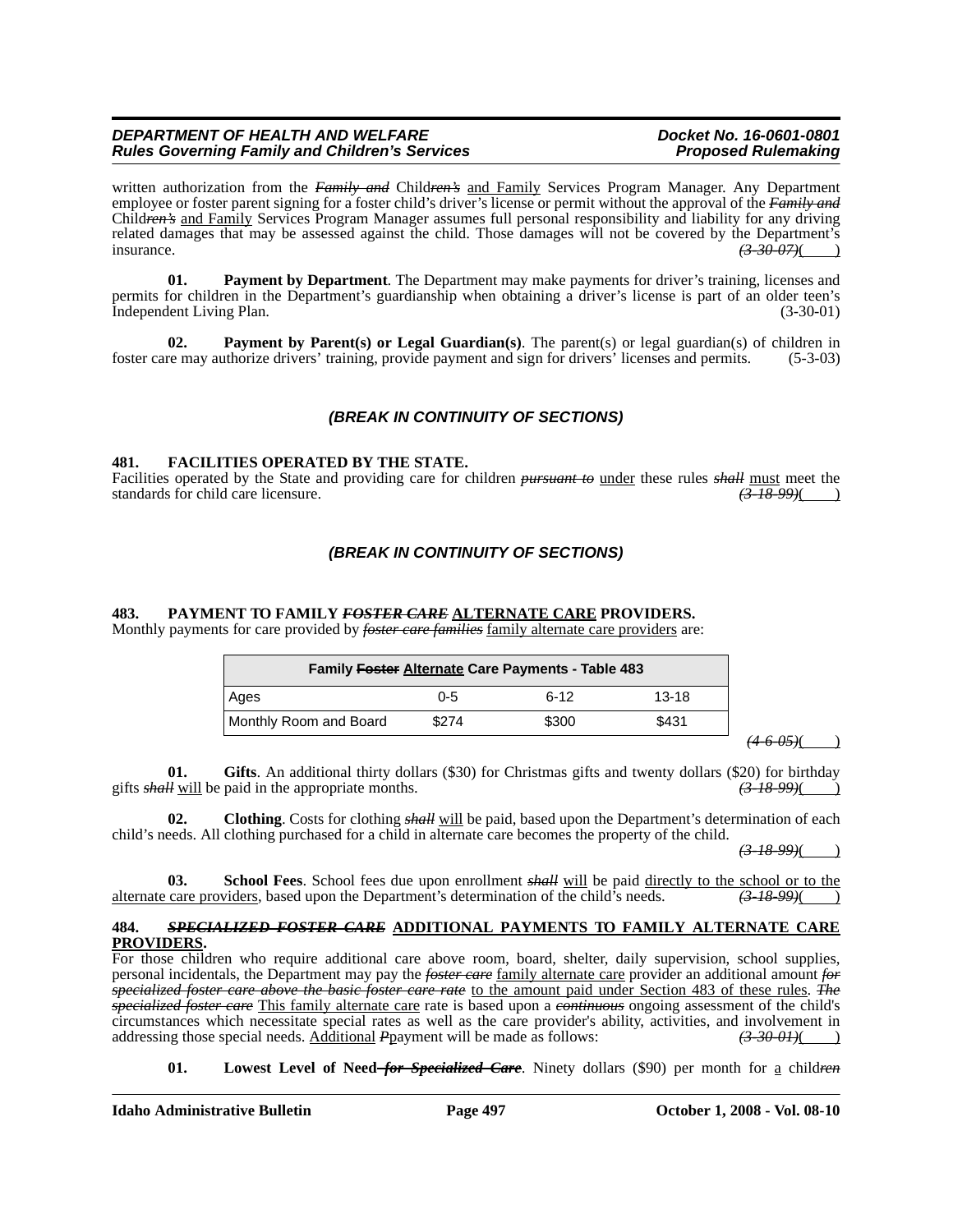written authorization from the ~~*Family and*~~ Child~~*ren's*~~ and Family Services Program Manager. Any Department employee or foster parent signing for a foster child's driver's license or permit without the approval of the ~~*Family and*~~ Child~~*ren's*~~ and Family Services Program Manager assumes full personal responsibility and liability for any driving related damages that may be assessed against the child. Those damages will not be covered by the Department's insurance. ~~*(3-30-07)*~~(    )

**01. Payment by Department**. The Department may make payments for driver's training, licenses and permits for children in the Department's guardianship when obtaining a driver's license is part of an older teen's Independent Living Plan. (3-30-01)

**02. Payment by Parent(s) or Legal Guardian(s)**. The parent(s) or legal guardian(s) of children in foster care may authorize drivers' training, provide payment and sign for drivers' licenses and permits. (5-3-03)

***(BREAK IN CONTINUITY OF SECTIONS)***

**481. FACILITIES OPERATED BY THE STATE.**

Facilities operated by the State and providing care for children ~~*pursuant to*~~ under these rules ~~*shall*~~ must meet the standards for child care licensure. ~~*(3-18-99)*~~(    )

***(BREAK IN CONTINUITY OF SECTIONS)***

**483. PAYMENT TO FAMILY ~~*FOSTER CARE*~~ ALTERNATE CARE PROVIDERS.**

Monthly payments for care provided by ~~*foster care families*~~ family alternate care providers are:

| Family ~~Foster~~ Alternate Care Payments - Table 483 | | | |
|---|---|---|---|
| Ages | 0-5 | 6-12 | 13-18 |
| Monthly Room and Board | $274 | $300 | $431 |

~~*(4-6-05)*~~(    )

**01. Gifts**. An additional thirty dollars ($30) for Christmas gifts and twenty dollars ($20) for birthday gifts ~~*shall*~~ will be paid in the appropriate months. ~~*(3-18-99)*~~(    )

**02. Clothing**. Costs for clothing ~~*shall*~~ will be paid, based upon the Department's determination of each child's needs. All clothing purchased for a child in alternate care becomes the property of the child. ~~*(3-18-99)*~~(    )

**03. School Fees**. School fees due upon enrollment ~~*shall*~~ will be paid directly to the school or to the alternate care providers, based upon the Department's determination of the child's needs. ~~*(3-18-99)*~~(    )

**484. ~~*SPECIALIZED FOSTER CARE*~~ ADDITIONAL PAYMENTS TO FAMILY ALTERNATE CARE PROVIDERS.**

For those children who require additional care above room, board, shelter, daily supervision, school supplies, personal incidentals, the Department may pay the ~~*foster care*~~ family alternate care provider an additional amount ~~*for specialized foster care above the basic foster care rate*~~ to the amount paid under Section 483 of these rules. ~~*The specialized foster care*~~ This family alternate care rate is based upon a ~~*continuous*~~ ongoing assessment of the child's circumstances which necessitate special rates as well as the care provider's ability, activities, and involvement in addressing those special needs. Additional ~~*P*~~payment will be made as follows: ~~*(3-30-01)*~~(    )

**01. Lowest Level of Need ~~*for Specialized Care*~~**. Ninety dollars ($90) per month for a child~~*ren*~~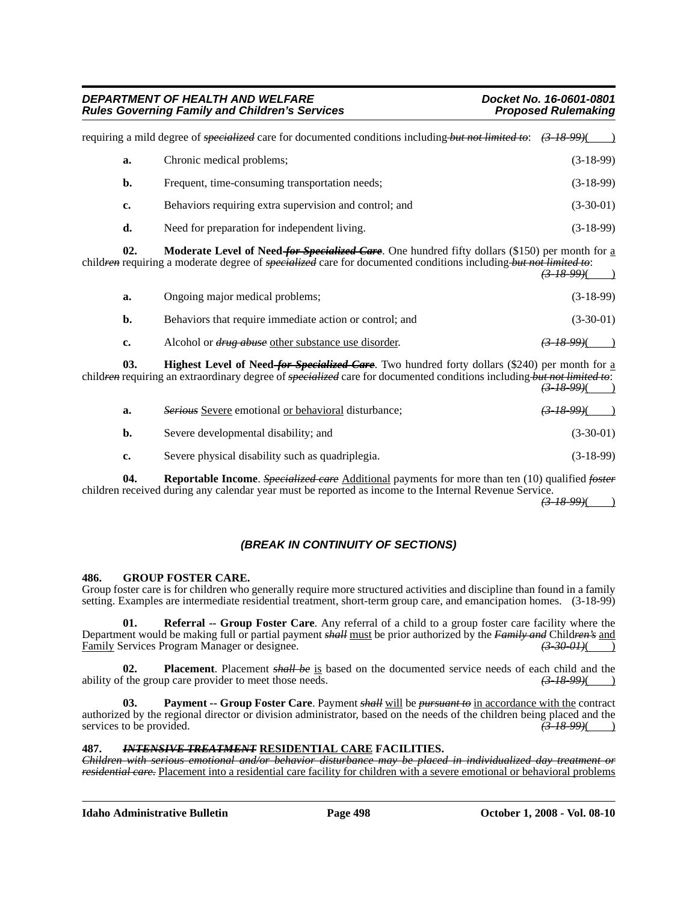requiring a mild degree of ~~*specialized*~~ care for documented conditions including ~~*but not limited to*~~: ~~*(3-18-99)*~~( )

**a.** Chronic medical problems; (3-18-99)

**b.** Frequent, time-consuming transportation needs; (3-18-99)

**c.** Behaviors requiring extra supervision and control; and (3-30-01)

**d.** Need for preparation for independent living. (3-18-99)

**02. Moderate Level of Need ~~*for Specialized Care*~~**. One hundred fifty dollars ($150) per month for a child~~*ren*~~ requiring a moderate degree of ~~*specialized*~~ care for documented conditions including ~~*but not limited to*~~: ~~*(3-18-99)*~~( )

**a.** Ongoing major medical problems; (3-18-99)

**b.** Behaviors that require immediate action or control; and (3-30-01)

**c.** Alcohol or ~~*drug abuse*~~ other substance use disorder. ~~*(3-18-99)*~~( )

**03. Highest Level of Need ~~*for Specialized Care*~~**. Two hundred forty dollars ($240) per month for a child~~*ren*~~ requiring an extraordinary degree of ~~*specialized*~~ care for documented conditions including ~~*but not limited to*~~: ~~*(3-18-99)*~~( )

**a.** ~~*Serious*~~ Severe emotional or behavioral disturbance; ~~*(3-18-99)*~~( )

**b.** Severe developmental disability; and (3-30-01)

**c.** Severe physical disability such as quadriplegia. (3-18-99)

**04. Reportable Income**. ~~*Specialized care*~~ Additional payments for more than ten (10) qualified ~~*foster*~~ children received during any calendar year must be reported as income to the Internal Revenue Service. ~~*(3-18-99)*~~( )

***(BREAK IN CONTINUITY OF SECTIONS)***

**486. GROUP FOSTER CARE.**

Group foster care is for children who generally require more structured activities and discipline than found in a family setting. Examples are intermediate residential treatment, short-term group care, and emancipation homes. (3-18-99)

**01. Referral -- Group Foster Care**. Any referral of a child to a group foster care facility where the Department would be making full or partial payment ~~*shall*~~ must be prior authorized by the ~~*Family and*~~ Child~~*ren's*~~ and Family Services Program Manager or designee. ~~*(3-30-01)*~~( )

**02. Placement**. Placement ~~*shall be*~~ is based on the documented service needs of each child and the ability of the group care provider to meet those needs. ~~*(3-18-99)*~~( )

**03. Payment -- Group Foster Care**. Payment ~~*shall*~~ will be ~~*pursuant to*~~ in accordance with the contract authorized by the regional director or division administrator, based on the needs of the children being placed and the services to be provided. ~~*(3-18-99)*~~( )

**487. ~~*INTENSIVE TREATMENT*~~ RESIDENTIAL CARE FACILITIES.**

~~*Children with serious emotional and/or behavior disturbance may be placed in individualized day treatment or residential care.*~~ Placement into a residential care facility for children with a severe emotional or behavioral problems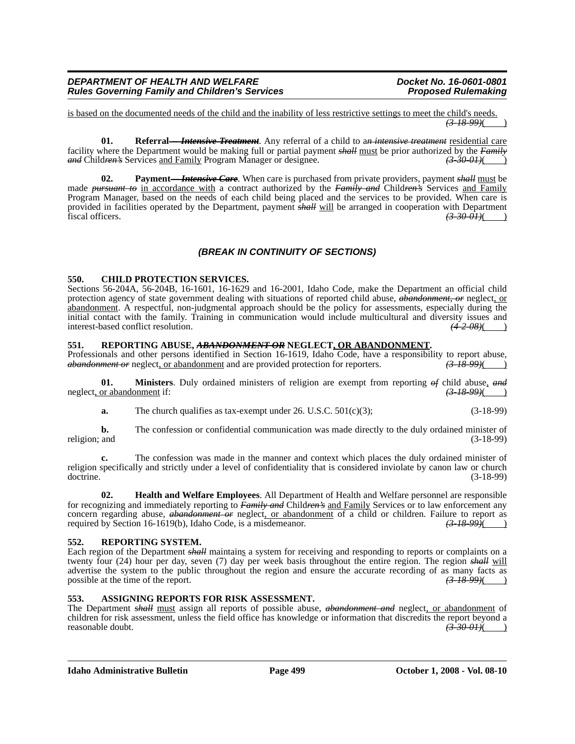is based on the documented needs of the child and the inability of less restrictive settings to meet the child's needs. *(3-18-99)*( )

**01. Referral— *Intensive Treatment***. Any referral of a child to a*n intensive treatment* residential care facility where the Department would be making full or partial payment *shall* must be prior authorized by the *Family and* Child*ren's* Services and Family Program Manager or designee. *(3-30-01)*( )

**02. Payment— *Intensive Care***. When care is purchased from private providers, payment *shall* must be made *pursuant to* in accordance with a contract authorized by the *Family and* Child*ren's* Services and Family Program Manager, based on the needs of each child being placed and the services to be provided. When care is provided in facilities operated by the Department, payment *shall* will be arranged in cooperation with Department fiscal officers. *(3-30-01)*( )

***(BREAK IN CONTINUITY OF SECTIONS)***

**550. CHILD PROTECTION SERVICES.**

Sections 56-204A, 56-204B, 16-1601, 16-1629 and 16-2001, Idaho Code, make the Department an official child protection agency of state government dealing with situations of reported child abuse, *abandonment, or* neglect, or abandonment. A respectful, non-judgmental approach should be the policy for assessments, especially during the initial contact with the family. Training in communication would include multicultural and diversity issues and interest-based conflict resolution. *(4-2-08)*( )

**551. REPORTING ABUSE, *ABANDONMENT OR* NEGLECT, OR ABANDONMENT.**

Professionals and other persons identified in Section 16-1619, Idaho Code, have a responsibility to report abuse, *abandonment or* neglect, or abandonment and are provided protection for reporters. *(3-18-99)*( )

**01. Ministers**. Duly ordained ministers of religion are exempt from reporting *of* child abuse, *and* neglect, or abandonment if: *(3-18-99)*( )

**a.** The church qualifies as tax-exempt under 26. U.S.C. 501(c)(3); (3-18-99)

**b.** The confession or confidential communication was made directly to the duly ordained minister of religion; and (3-18-99)

**c.** The confession was made in the manner and context which places the duly ordained minister of religion specifically and strictly under a level of confidentiality that is considered inviolate by canon law or church doctrine. (3-18-99)

**02. Health and Welfare Employees**. All Department of Health and Welfare personnel are responsible for recognizing and immediately reporting to *Family and* Child*ren's* and Family Services or to law enforcement any concern regarding abuse, *abandonment or* neglect, or abandonment of a child or children. Failure to report as required by Section 16-1619(b), Idaho Code, is a misdemeanor. *(3-18-99)*( )

**552. REPORTING SYSTEM.**

Each region of the Department *shall* maintains a system for receiving and responding to reports or complaints on a twenty four (24) hour per day, seven (7) day per week basis throughout the entire region. The region *shall* will advertise the system to the public throughout the region and ensure the accurate recording of as many facts as possible at the time of the report. *(3-18-99)*( )

**553. ASSIGNING REPORTS FOR RISK ASSESSMENT.**

The Department *shall* must assign all reports of possible abuse, *abandonment and* neglect, or abandonment of children for risk assessment, unless the field office has knowledge or information that discredits the report beyond a reasonable doubt. *(3-30-01)*( )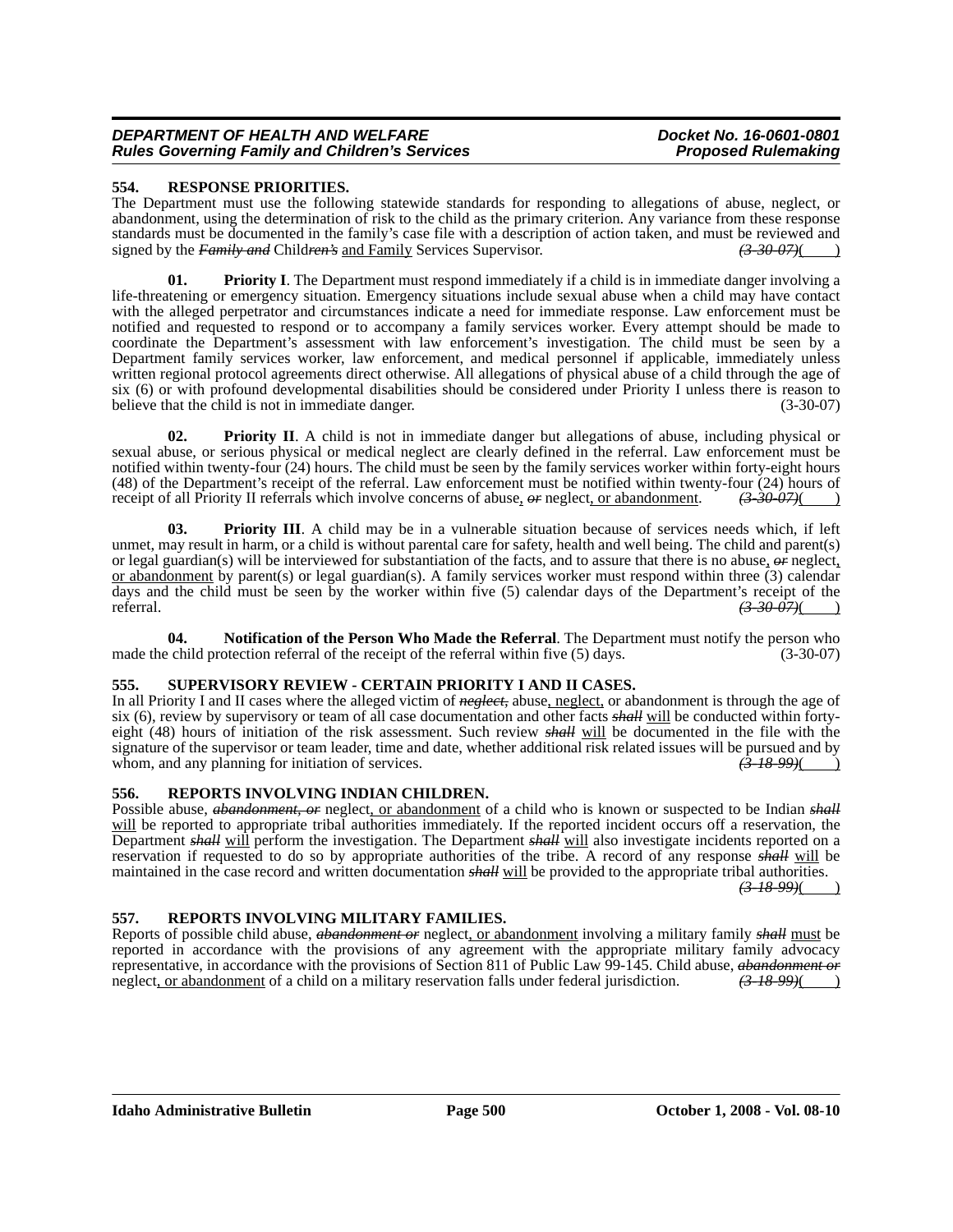### 554. RESPONSE PRIORITIES.

The Department must use the following statewide standards for responding to allegations of abuse, neglect, or abandonment, using the determination of risk to the child as the primary criterion. Any variance from these response standards must be documented in the family's case file with a description of action taken, and must be reviewed and signed by the ~~*Family and*~~ Child~~*ren's*~~ and Family Services Supervisor. ~~*(3-30-07)*~~( )

**01. Priority I**. The Department must respond immediately if a child is in immediate danger involving a life-threatening or emergency situation. Emergency situations include sexual abuse when a child may have contact with the alleged perpetrator and circumstances indicate a need for immediate response. Law enforcement must be notified and requested to respond or to accompany a family services worker. Every attempt should be made to coordinate the Department's assessment with law enforcement's investigation. The child must be seen by a Department family services worker, law enforcement, and medical personnel if applicable, immediately unless written regional protocol agreements direct otherwise. All allegations of physical abuse of a child through the age of six (6) or with profound developmental disabilities should be considered under Priority I unless there is reason to believe that the child is not in immediate danger. (3-30-07)

**02. Priority II**. A child is not in immediate danger but allegations of abuse, including physical or sexual abuse, or serious physical or medical neglect are clearly defined in the referral. Law enforcement must be notified within twenty-four (24) hours. The child must be seen by the family services worker within forty-eight hours (48) of the Department's receipt of the referral. Law enforcement must be notified within twenty-four (24) hours of receipt of all Priority II referrals which involve concerns of abuse, ~~*or*~~ neglect, or abandonment. ~~*(3-30-07)*~~( )

**03. Priority III**. A child may be in a vulnerable situation because of services needs which, if left unmet, may result in harm, or a child is without parental care for safety, health and well being. The child and parent(s) or legal guardian(s) will be interviewed for substantiation of the facts, and to assure that there is no abuse, ~~*or*~~ neglect, or abandonment by parent(s) or legal guardian(s). A family services worker must respond within three (3) calendar days and the child must be seen by the worker within five (5) calendar days of the Department's receipt of the referral. ~~*(3-30-07)*~~( )

**04. Notification of the Person Who Made the Referral**. The Department must notify the person who made the child protection referral of the receipt of the referral within five (5) days. (3-30-07)

### 555. SUPERVISORY REVIEW - CERTAIN PRIORITY I AND II CASES.

In all Priority I and II cases where the alleged victim of ~~*neglect,*~~ abuse, neglect, or abandonment is through the age of six (6), review by supervisory or team of all case documentation and other facts ~~*shall*~~ will be conducted within forty-eight (48) hours of initiation of the risk assessment. Such review ~~*shall*~~ will be documented in the file with the signature of the supervisor or team leader, time and date, whether additional risk related issues will be pursued and by whom, and any planning for initiation of services. ~~*(3-18-99)*~~( )

### 556. REPORTS INVOLVING INDIAN CHILDREN.

Possible abuse, ~~*abandonment, or*~~ neglect, or abandonment of a child who is known or suspected to be Indian ~~*shall*~~ will be reported to appropriate tribal authorities immediately. If the reported incident occurs off a reservation, the Department ~~*shall*~~ will perform the investigation. The Department ~~*shall*~~ will also investigate incidents reported on a reservation if requested to do so by appropriate authorities of the tribe. A record of any response ~~*shall*~~ will be maintained in the case record and written documentation ~~*shall*~~ will be provided to the appropriate tribal authorities. ~~*(3-18-99)*~~( )

### 557. REPORTS INVOLVING MILITARY FAMILIES.

Reports of possible child abuse, ~~*abandonment or*~~ neglect, or abandonment involving a military family ~~*shall*~~ must be reported in accordance with the provisions of any agreement with the appropriate military family advocacy representative, in accordance with the provisions of Section 811 of Public Law 99-145. Child abuse, ~~*abandonment or*~~ neglect, or abandonment of a child on a military reservation falls under federal jurisdiction. ~~*(3-18-99)*~~( )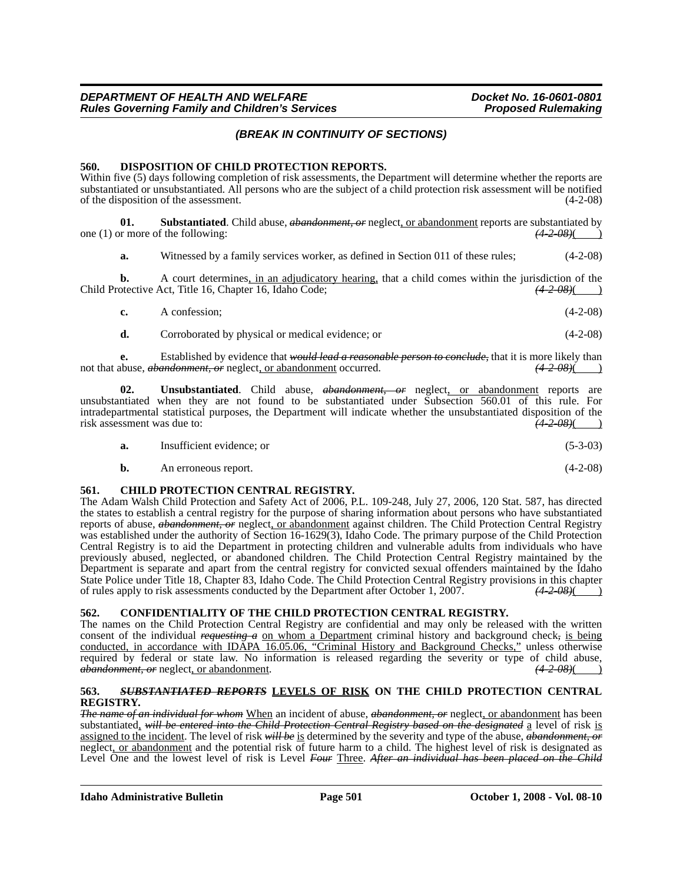*(BREAK IN CONTINUITY OF SECTIONS)*

**560. DISPOSITION OF CHILD PROTECTION REPORTS.**

Within five (5) days following completion of risk assessments, the Department will determine whether the reports are substantiated or unsubstantiated. All persons who are the subject of a child protection risk assessment will be notified of the disposition of the assessment. (4-2-08)

**01. Substantiated**. Child abuse, ~~*abandonment, or*~~ neglect, or abandonment reports are substantiated by one (1) or more of the following: ~~*(4-2-08)*~~( )

**a.** Witnessed by a family services worker, as defined in Section 011 of these rules; (4-2-08)

**b.** A court determines, in an adjudicatory hearing, that a child comes within the jurisdiction of the Child Protective Act, Title 16, Chapter 16, Idaho Code; ~~*(4-2-08)*~~( )

**c.** A confession; (4-2-08)

**d.** Corroborated by physical or medical evidence; or (4-2-08)

**e.** Established by evidence that ~~*would lead a reasonable person to conclude,*~~ that it is more likely than not that abuse, ~~*abandonment, or*~~ neglect, or abandonment occurred. ~~*(4-2-08)*~~( )

**02. Unsubstantiated**. Child abuse, ~~*abandonment, or*~~ neglect, or abandonment reports are unsubstantiated when they are not found to be substantiated under Subsection 560.01 of this rule. For intradepartmental statistical purposes, the Department will indicate whether the unsubstantiated disposition of the risk assessment was due to: ~~*(4-2-08)*~~( )

**a.** Insufficient evidence; or (5-3-03)

**b.** An erroneous report. (4-2-08)

**561. CHILD PROTECTION CENTRAL REGISTRY.**

The Adam Walsh Child Protection and Safety Act of 2006, P.L. 109-248, July 27, 2006, 120 Stat. 587, has directed the states to establish a central registry for the purpose of sharing information about persons who have substantiated reports of abuse, ~~*abandonment, or*~~ neglect, or abandonment against children. The Child Protection Central Registry was established under the authority of Section 16-1629(3), Idaho Code. The primary purpose of the Child Protection Central Registry is to aid the Department in protecting children and vulnerable adults from individuals who have previously abused, neglected, or abandoned children. The Child Protection Central Registry maintained by the Department is separate and apart from the central registry for convicted sexual offenders maintained by the Idaho State Police under Title 18, Chapter 83, Idaho Code. The Child Protection Central Registry provisions in this chapter of rules apply to risk assessments conducted by the Department after October 1, 2007. ~~*(4-2-08)*~~( )

**562. CONFIDENTIALITY OF THE CHILD PROTECTION CENTRAL REGISTRY.**

The names on the Child Protection Central Registry are confidential and may only be released with the written consent of the individual ~~*requesting a*~~ on whom a Department criminal history and background check~~,~~ is being conducted, in accordance with IDAPA 16.05.06, "Criminal History and Background Checks," unless otherwise required by federal or state law. No information is released regarding the severity or type of child abuse, ~~*abandonment, or*~~ neglect, or abandonment. ~~*(4-2-08)*~~( )

**563. ~~*SUBSTANTIATED REPORTS*~~ LEVELS OF RISK ON THE CHILD PROTECTION CENTRAL REGISTRY.**

~~*The name of an individual for whom*~~ When an incident of abuse, ~~*abandonment, or*~~ neglect, or abandonment has been substantiated, ~~*will be entered into the Child Protection Central Registry based on the designated*~~ a level of risk is assigned to the incident. The level of risk ~~*will be*~~ is determined by the severity and type of the abuse, ~~*abandonment, or*~~ neglect, or abandonment and the potential risk of future harm to a child. The highest level of risk is designated as Level One and the lowest level of risk is Level ~~*Four*~~ Three. ~~*After an individual has been placed on the Child*~~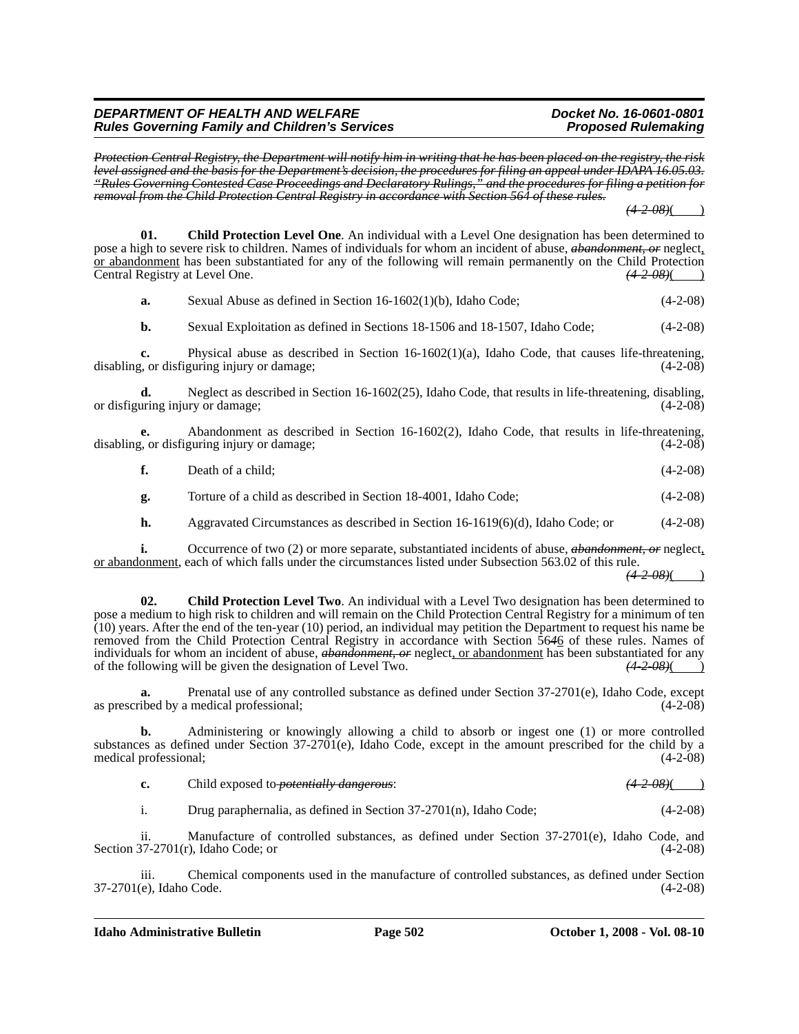*~~Protection Central Registry, the Department will notify him in writing that he has been placed on the registry, the risk level assigned and the basis for the Department's decision, the procedures for filing an appeal under IDAPA 16.05.03. "Rules Governing Contested Case Proceedings and Declaratory Rulings," and the procedures for filing a petition for removal from the Child Protection Central Registry in accordance with Section 564 of these rules.~~*

*~~(4-2-08)~~*(    )

**01. Child Protection Level One**. An individual with a Level One designation has been determined to pose a high to severe risk to children. Names of individuals for whom an incident of abuse, *~~abandonment, or~~* neglect, or abandonment has been substantiated for any of the following will remain permanently on the Child Protection Central Registry at Level One. *~~(4-2-08)~~*(    )

**a.** Sexual Abuse as defined in Section 16-1602(1)(b), Idaho Code; (4-2-08)

**b.** Sexual Exploitation as defined in Sections 18-1506 and 18-1507, Idaho Code; (4-2-08)

**c.** Physical abuse as described in Section 16-1602(1)(a), Idaho Code, that causes life-threatening, disabling, or disfiguring injury or damage; (4-2-08)

**d.** Neglect as described in Section 16-1602(25), Idaho Code, that results in life-threatening, disabling, or disfiguring injury or damage; (4-2-08)

**e.** Abandonment as described in Section 16-1602(2), Idaho Code, that results in life-threatening, disabling, or disfiguring injury or damage; (4-2-08)

**f.** Death of a child; (4-2-08)

**g.** Torture of a child as described in Section 18-4001, Idaho Code; (4-2-08)

**h.** Aggravated Circumstances as described in Section 16-1619(6)(d), Idaho Code; or (4-2-08)

**i.** Occurrence of two (2) or more separate, substantiated incidents of abuse, *~~abandonment, or~~* neglect, or abandonment, each of which falls under the circumstances listed under Subsection 563.02 of this rule. *~~(4-2-08)~~*(    )

**02. Child Protection Level Two**. An individual with a Level Two designation has been determined to pose a medium to high risk to children and will remain on the Child Protection Central Registry for a minimum of ten (10) years. After the end of the ten-year (10) period, an individual may petition the Department to request his name be removed from the Child Protection Central Registry in accordance with Section 56*~~4~~*6 of these rules. Names of individuals for whom an incident of abuse, *~~abandonment, or~~* neglect, or abandonment has been substantiated for any of the following will be given the designation of Level Two. *~~(4-2-08)~~*(    )

**a.** Prenatal use of any controlled substance as defined under Section 37-2701(e), Idaho Code, except as prescribed by a medical professional; (4-2-08)

**b.** Administering or knowingly allowing a child to absorb or ingest one (1) or more controlled substances as defined under Section 37-2701(e), Idaho Code, except in the amount prescribed for the child by a medical professional; (4-2-08)

**c.** Child exposed to *~~potentially dangerous~~*: *~~(4-2-08)~~*(    )

i. Drug paraphernalia, as defined in Section 37-2701(n), Idaho Code; (4-2-08)

ii. Manufacture of controlled substances, as defined under Section 37-2701(e), Idaho Code, and Section 37-2701(r), Idaho Code; or (4-2-08)

iii. Chemical components used in the manufacture of controlled substances, as defined under Section 37-2701(e), Idaho Code. (4-2-08)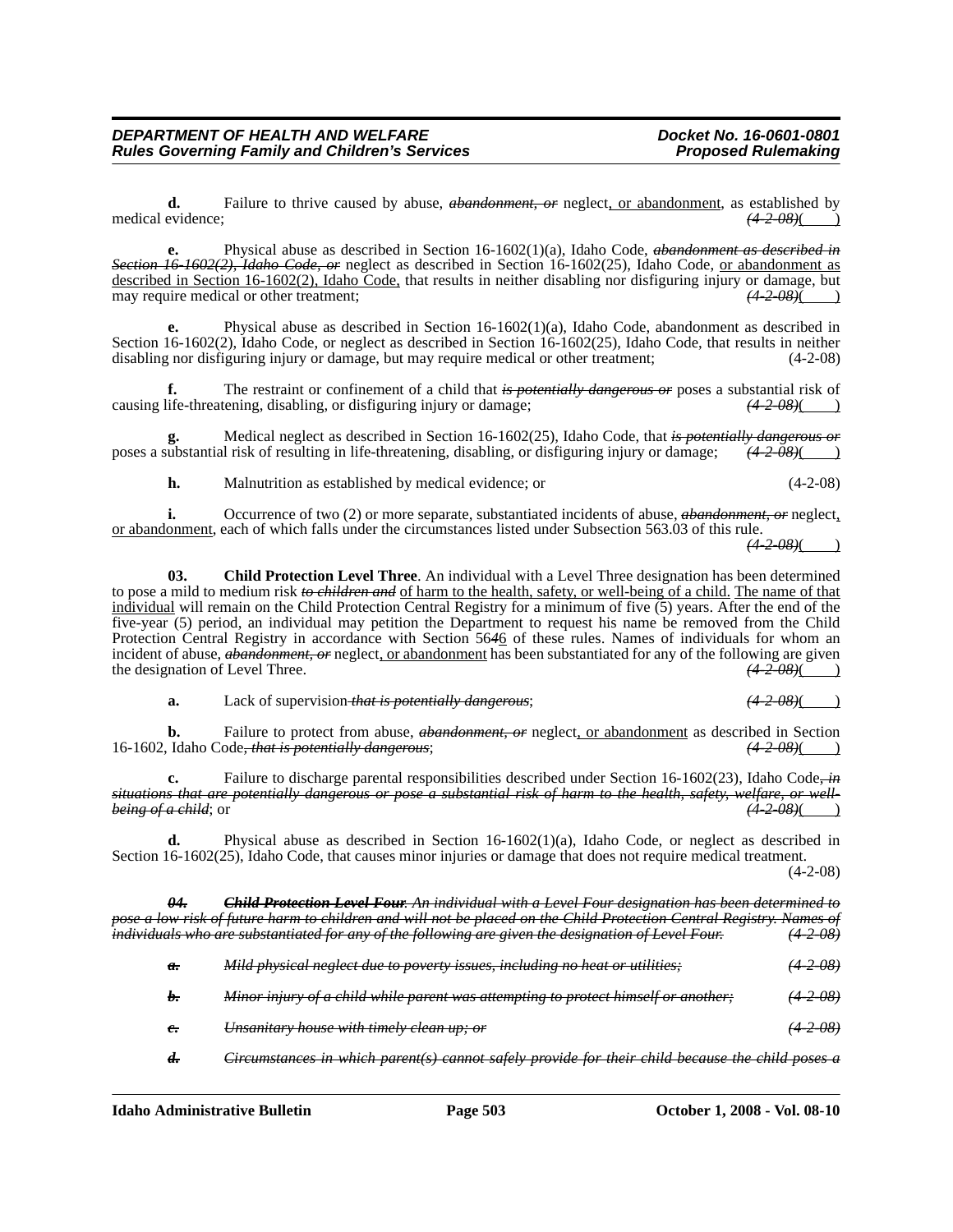**d.** Failure to thrive caused by abuse, ~~*abandonment, or*~~ neglect, or abandonment, as established by medical evidence; ~~*(4-2-08)*~~( )

**e.** Physical abuse as described in Section 16-1602(1)(a), Idaho Code, ~~*abandonment as described in Section 16-1602(2), Idaho Code, or*~~ neglect as described in Section 16-1602(25), Idaho Code, or abandonment as described in Section 16-1602(2), Idaho Code, that results in neither disabling nor disfiguring injury or damage, but may require medical or other treatment; ~~*(4-2-08)*~~( )

**e.** Physical abuse as described in Section 16-1602(1)(a), Idaho Code, abandonment as described in Section 16-1602(2), Idaho Code, or neglect as described in Section 16-1602(25), Idaho Code, that results in neither disabling nor disfiguring injury or damage, but may require medical or other treatment; (4-2-08)

**f.** The restraint or confinement of a child that ~~*is potentially dangerous or*~~ poses a substantial risk of causing life-threatening, disabling, or disfiguring injury or damage; ~~*(4-2-08)*~~( )

**g.** Medical neglect as described in Section 16-1602(25), Idaho Code, that ~~*is potentially dangerous or*~~ poses a substantial risk of resulting in life-threatening, disabling, or disfiguring injury or damage; ~~*(4-2-08)*~~( )

**h.** Malnutrition as established by medical evidence; or (4-2-08)

**i.** Occurrence of two (2) or more separate, substantiated incidents of abuse, ~~*abandonment, or*~~ neglect, or abandonment, each of which falls under the circumstances listed under Subsection 563.03 of this rule. ~~*(4-2-08)*~~( )

**03. Child Protection Level Three**. An individual with a Level Three designation has been determined to pose a mild to medium risk ~~*to children and*~~ of harm to the health, safety, or well-being of a child. The name of that individual will remain on the Child Protection Central Registry for a minimum of five (5) years. After the end of the five-year (5) period, an individual may petition the Department to request his name be removed from the Child Protection Central Registry in accordance with Section 56~~*4*~~6 of these rules. Names of individuals for whom an incident of abuse, ~~*abandonment, or*~~ neglect, or abandonment has been substantiated for any of the following are given the designation of Level Three. ~~*(4-2-08)*~~( )

**a.** Lack of supervision ~~*that is potentially dangerous*~~; ~~*(4-2-08)*~~( )

**b.** Failure to protect from abuse, ~~*abandonment, or*~~ neglect, or abandonment as described in Section 16-1602, Idaho Code~~*, that is potentially dangerous*~~; ~~*(4-2-08)*~~( )

**c.** Failure to discharge parental responsibilities described under Section 16-1602(23), Idaho Code~~*, in situations that are potentially dangerous or pose a substantial risk of harm to the health, safety, welfare, or well-being of a child*~~; or ~~*(4-2-08)*~~( )

**d.** Physical abuse as described in Section 16-1602(1)(a), Idaho Code, or neglect as described in Section 16-1602(25), Idaho Code, that causes minor injuries or damage that does not require medical treatment. (4-2-08)

~~***04. Child Protection Level Four**. An individual with a Level Four designation has been determined to pose a low risk of future harm to children and will not be placed on the Child Protection Central Registry. Names of individuals who are substantiated for any of the following are given the designation of Level Four. (4-2-08)*~~

~~***a.** Mild physical neglect due to poverty issues, including no heat or utilities; (4-2-08)*~~

~~***b.** Minor injury of a child while parent was attempting to protect himself or another; (4-2-08)*~~

~~***c.** Unsanitary house with timely clean up; or (4-2-08)*~~

~~***d.** Circumstances in which parent(s) cannot safely provide for their child because the child poses a*~~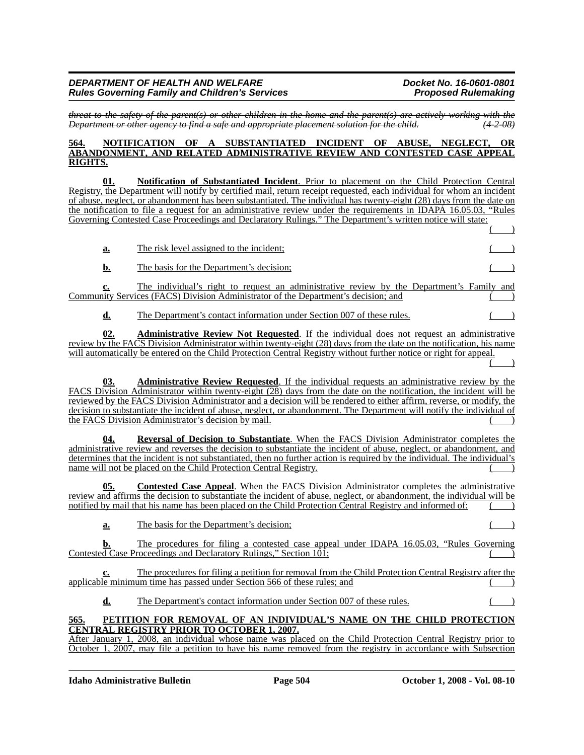*threat to the safety of the parent(s) or other children in the home and the parent(s) are actively working with the Department or other agency to find a safe and appropriate placement solution for the child.* *(4-2-08)*

**564. NOTIFICATION OF A SUBSTANTIATED INCIDENT OF ABUSE, NEGLECT, OR ABANDONMENT, AND RELATED ADMINISTRATIVE REVIEW AND CONTESTED CASE APPEAL RIGHTS.**

**01. Notification of Substantiated Incident**. Prior to placement on the Child Protection Central Registry, the Department will notify by certified mail, return receipt requested, each individual for whom an incident of abuse, neglect, or abandonment has been substantiated. The individual has twenty-eight (28) days from the date on the notification to file a request for an administrative review under the requirements in IDAPA 16.05.03, "Rules Governing Contested Case Proceedings and Declaratory Rulings." The Department's written notice will state: ( )

**a.** The risk level assigned to the incident; ( )

**b.** The basis for the Department's decision; ( )

**c.** The individual's right to request an administrative review by the Department's Family and Community Services (FACS) Division Administrator of the Department's decision; and ( )

**d.** The Department's contact information under Section 007 of these rules. ( )

**02. Administrative Review Not Requested**. If the individual does not request an administrative review by the FACS Division Administrator within twenty-eight (28) days from the date on the notification, his name will automatically be entered on the Child Protection Central Registry without further notice or right for appeal. ( )

**03. Administrative Review Requested**. If the individual requests an administrative review by the FACS Division Administrator within twenty-eight (28) days from the date on the notification, the incident will be reviewed by the FACS Division Administrator and a decision will be rendered to either affirm, reverse, or modify, the decision to substantiate the incident of abuse, neglect, or abandonment. The Department will notify the individual of the FACS Division Administrator's decision by mail. ( )

**04. Reversal of Decision to Substantiate**. When the FACS Division Administrator completes the administrative review and reverses the decision to substantiate the incident of abuse, neglect, or abandonment, and determines that the incident is not substantiated, then no further action is required by the individual. The individual's name will not be placed on the Child Protection Central Registry. ( )

**05. Contested Case Appeal**. When the FACS Division Administrator completes the administrative review and affirms the decision to substantiate the incident of abuse, neglect, or abandonment, the individual will be notified by mail that his name has been placed on the Child Protection Central Registry and informed of: ( )

**a.** The basis for the Department's decision; ( )

**b.** The procedures for filing a contested case appeal under IDAPA 16.05.03, "Rules Governing Contested Case Proceedings and Declaratory Rulings," Section 101; ( )

**c.** The procedures for filing a petition for removal from the Child Protection Central Registry after the applicable minimum time has passed under Section 566 of these rules; and ( )

**d.** The Department's contact information under Section 007 of these rules. ( )

**565. PETITION FOR REMOVAL OF AN INDIVIDUAL'S NAME ON THE CHILD PROTECTION CENTRAL REGISTRY PRIOR TO OCTOBER 1, 2007.**

After January 1, 2008, an individual whose name was placed on the Child Protection Central Registry prior to October 1, 2007, may file a petition to have his name removed from the registry in accordance with Subsection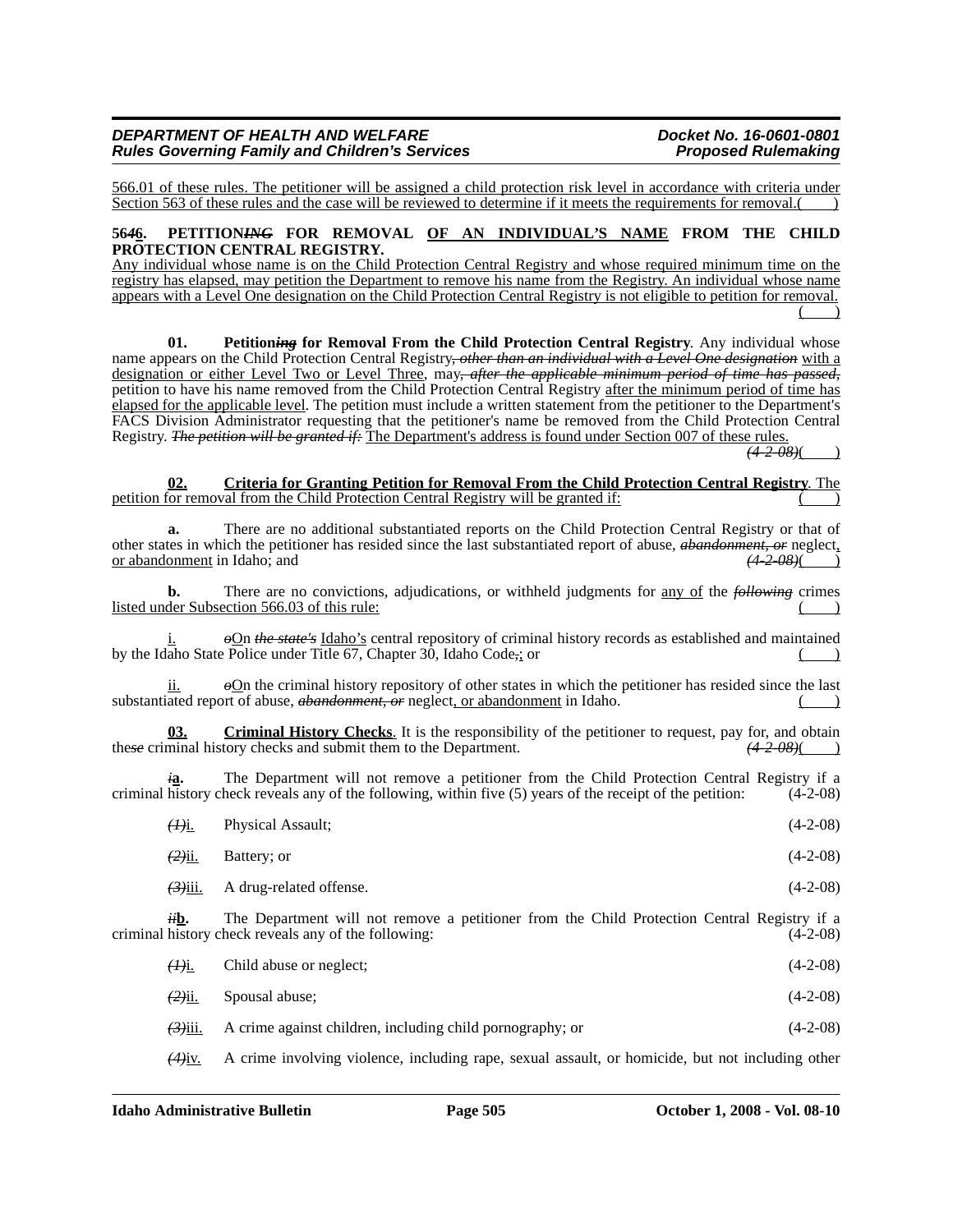566.01 of these rules. The petitioner will be assigned a child protection risk level in accordance with criteria under Section 563 of these rules and the case will be reviewed to determine if it meets the requirements for removal.( )

**56~~4~~6. PETITION~~ING~~ FOR REMOVAL OF AN INDIVIDUAL'S NAME FROM THE CHILD PROTECTION CENTRAL REGISTRY.**

Any individual whose name is on the Child Protection Central Registry and whose required minimum time on the registry has elapsed, may petition the Department to remove his name from the Registry. An individual whose name appears with a Level One designation on the Child Protection Central Registry is not eligible to petition for removal. ( )

**01. Petition~~ing~~ for Removal From the Child Protection Central Registry**. Any individual whose name appears on the Child Protection Central Registry~~, other than an individual with a Level One designation~~ with a designation or either Level Two or Level Three, may~~, after the applicable minimum period of time has passed,~~ petition to have his name removed from the Child Protection Central Registry after the minimum period of time has elapsed for the applicable level. The petition must include a written statement from the petitioner to the Department's FACS Division Administrator requesting that the petitioner's name be removed from the Child Protection Central Registry. ~~The petition will be granted if:~~ The Department's address is found under Section 007 of these rules. ~~(4-2-08)~~( )

**02. Criteria for Granting Petition for Removal From the Child Protection Central Registry**. The petition for removal from the Child Protection Central Registry will be granted if: ( )

**a.** There are no additional substantiated reports on the Child Protection Central Registry or that of other states in which the petitioner has resided since the last substantiated report of abuse, ~~abandonment, or~~ neglect, or abandonment in Idaho; and ~~(4-2-08)~~( )

**b.** There are no convictions, adjudications, or withheld judgments for any of the ~~following~~ crimes listed under Subsection 566.03 of this rule: ( )

i. ~~o~~On ~~the state's~~ Idaho's central repository of criminal history records as established and maintained by the Idaho State Police under Title 67, Chapter 30, Idaho Code~~,~~; or ( )

ii. ~~o~~On the criminal history repository of other states in which the petitioner has resided since the last substantiated report of abuse, ~~abandonment, or~~ neglect, or abandonment in Idaho. ( )

**03. Criminal History Checks**. It is the responsibility of the petitioner to request, pay for, and obtain the~~se~~ criminal history checks and submit them to the Department. ~~(4-2-08)~~( )

~~i~~**a.** The Department will not remove a petitioner from the Child Protection Central Registry if a criminal history check reveals any of the following, within five (5) years of the receipt of the petition: (4-2-08)

~~(1)~~i. Physical Assault; (4-2-08)

~~(2)~~ii. Battery; or (4-2-08)

~~(3)~~iii. A drug-related offense. (4-2-08)

~~ii~~**b.** The Department will not remove a petitioner from the Child Protection Central Registry if a criminal history check reveals any of the following: (4-2-08)

~~(1)~~i. Child abuse or neglect; (4-2-08)

~~(2)~~ii. Spousal abuse; (4-2-08)

~~(3)~~iii. A crime against children, including child pornography; or (4-2-08)

~~(4)~~iv. A crime involving violence, including rape, sexual assault, or homicide, but not including other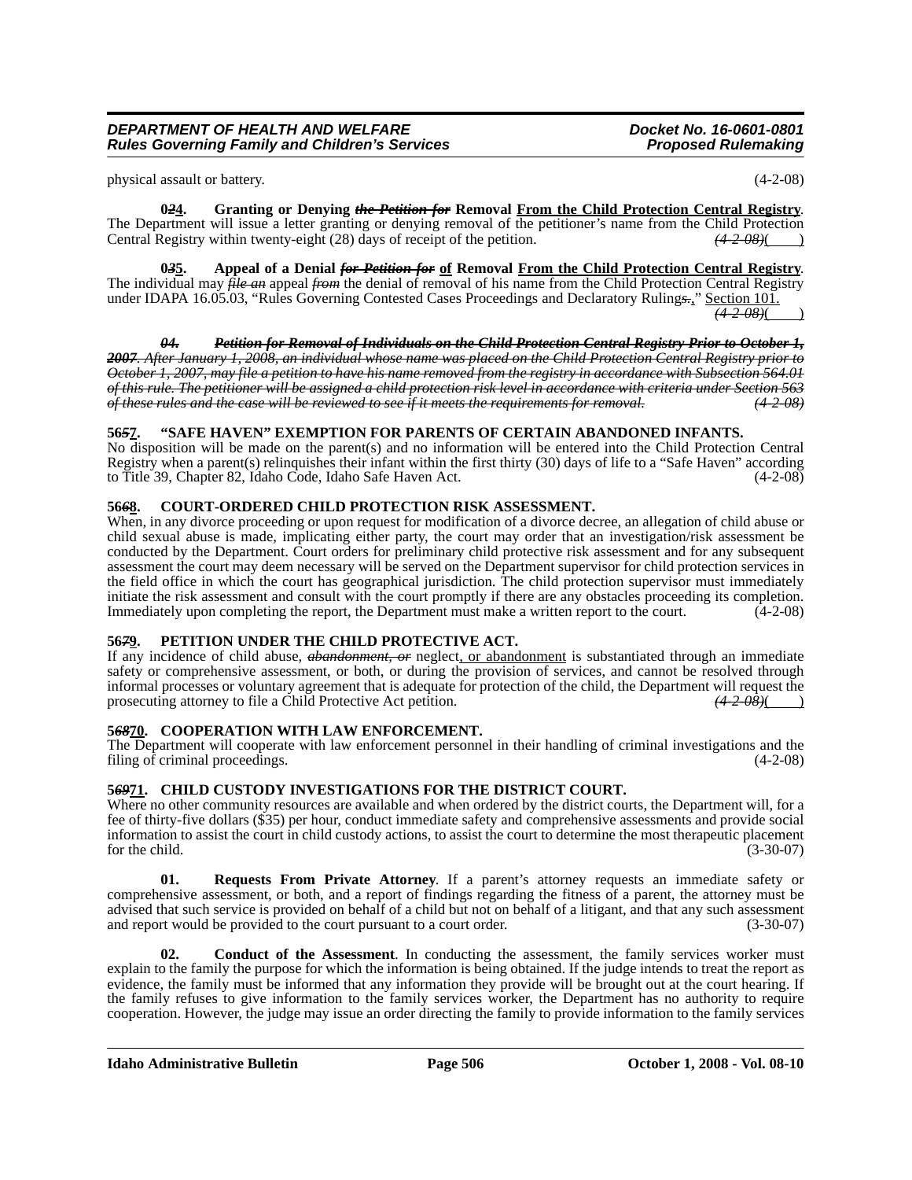physical assault or battery. (4-2-08)

**0~~2~~4. Granting or Denying ~~the Petition for~~ Removal From the Child Protection Central Registry**. The Department will issue a letter granting or denying removal of the petitioner's name from the Child Protection Central Registry within twenty-eight (28) days of receipt of the petition. ~~(4-2-08)~~( )

**0~~3~~5. Appeal of a Denial ~~for Petition for~~ of Removal From the Child Protection Central Registry**. The individual may ~~file an~~ appeal ~~from~~ the denial of removal of his name from the Child Protection Central Registry under IDAPA 16.05.03, "Rules Governing Contested Cases Proceedings and Declaratory Rulings~~.~~," Section 101. ~~(4-2-08)~~( )

~~***04. Petition for Removal of Individuals on the Child Protection Central Registry Prior to October 1, 2007**. After January 1, 2008, an individual whose name was placed on the Child Protection Central Registry prior to October 1, 2007, may file a petition to have his name removed from the registry in accordance with Subsection 564.01 of this rule. The petitioner will be assigned a child protection risk level in accordance with criteria under Section 563 of these rules and the case will be reviewed to see if it meets the requirements for removal. (4-2-08)*~~

**56~~5~~7. "SAFE HAVEN" EXEMPTION FOR PARENTS OF CERTAIN ABANDONED INFANTS.**

No disposition will be made on the parent(s) and no information will be entered into the Child Protection Central Registry when a parent(s) relinquishes their infant within the first thirty (30) days of life to a "Safe Haven" according to Title 39, Chapter 82, Idaho Code, Idaho Safe Haven Act. (4-2-08)

**56~~6~~8. COURT-ORDERED CHILD PROTECTION RISK ASSESSMENT.**

When, in any divorce proceeding or upon request for modification of a divorce decree, an allegation of child abuse or child sexual abuse is made, implicating either party, the court may order that an investigation/risk assessment be conducted by the Department. Court orders for preliminary child protective risk assessment and for any subsequent assessment the court may deem necessary will be served on the Department supervisor for child protection services in the field office in which the court has geographical jurisdiction. The child protection supervisor must immediately initiate the risk assessment and consult with the court promptly if there are any obstacles proceeding its completion. Immediately upon completing the report, the Department must make a written report to the court. (4-2-08)

**56~~7~~9. PETITION UNDER THE CHILD PROTECTIVE ACT.**

If any incidence of child abuse, ~~*abandonment, or*~~ neglect, or abandonment is substantiated through an immediate safety or comprehensive assessment, or both, or during the provision of services, and cannot be resolved through informal processes or voluntary agreement that is adequate for protection of the child, the Department will request the prosecuting attorney to file a Child Protective Act petition. ~~(4-2-08)~~( )

**5~~68~~70. COOPERATION WITH LAW ENFORCEMENT.**

The Department will cooperate with law enforcement personnel in their handling of criminal investigations and the filing of criminal proceedings. (4-2-08)

**5~~69~~71. CHILD CUSTODY INVESTIGATIONS FOR THE DISTRICT COURT.**

Where no other community resources are available and when ordered by the district courts, the Department will, for a fee of thirty-five dollars ($35) per hour, conduct immediate safety and comprehensive assessments and provide social information to assist the court in child custody actions, to assist the court to determine the most therapeutic placement for the child. (3-30-07)

**01. Requests From Private Attorney**. If a parent's attorney requests an immediate safety or comprehensive assessment, or both, and a report of findings regarding the fitness of a parent, the attorney must be advised that such service is provided on behalf of a child but not on behalf of a litigant, and that any such assessment and report would be provided to the court pursuant to a court order. (3-30-07)

**02. Conduct of the Assessment**. In conducting the assessment, the family services worker must explain to the family the purpose for which the information is being obtained. If the judge intends to treat the report as evidence, the family must be informed that any information they provide will be brought out at the court hearing. If the family refuses to give information to the family services worker, the Department has no authority to require cooperation. However, the judge may issue an order directing the family to provide information to the family services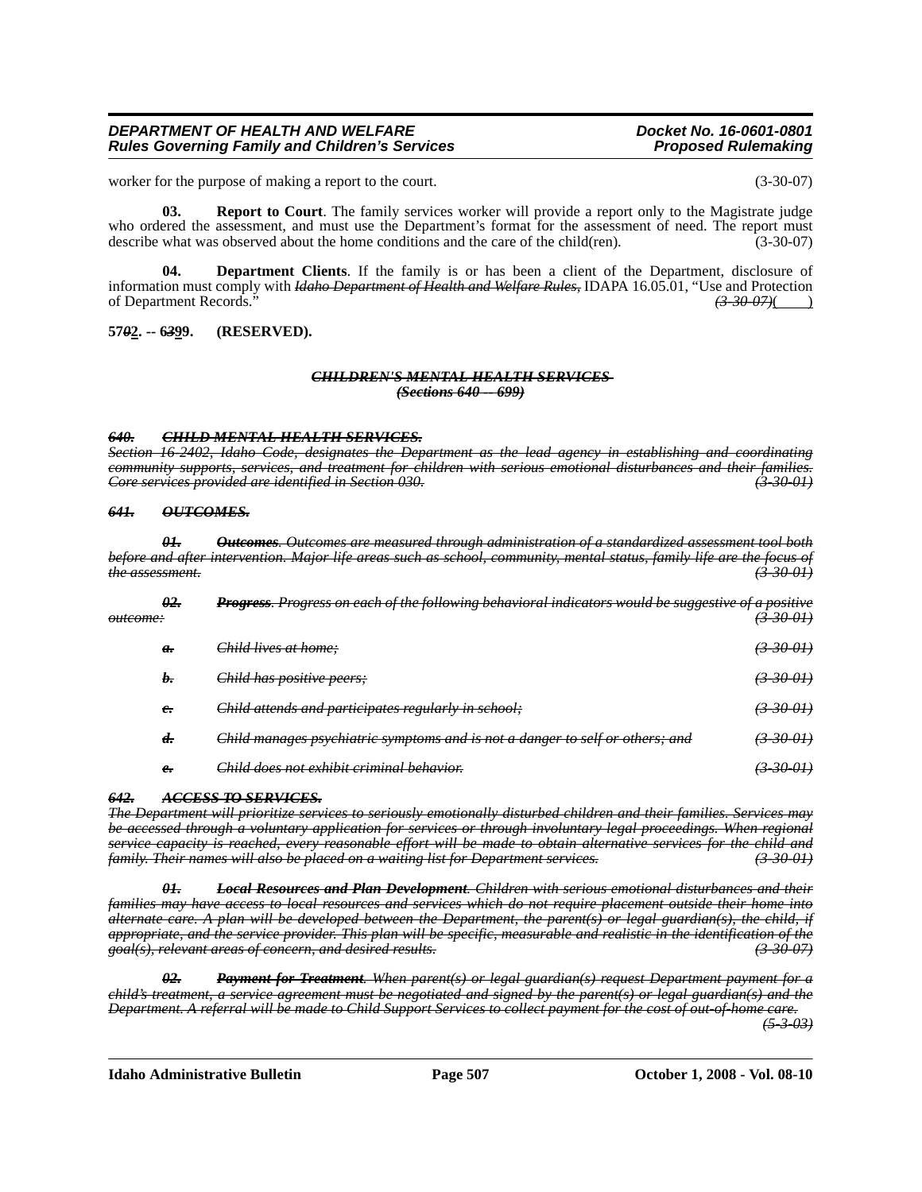worker for the purpose of making a report to the court. (3-30-07)

**03. Report to Court**. The family services worker will provide a report only to the Magistrate judge who ordered the assessment, and must use the Department's format for the assessment of need. The report must describe what was observed about the home conditions and the care of the child(ren). (3-30-07)

**04. Department Clients**. If the family is or has been a client of the Department, disclosure of information must comply with ~~*Idaho Department of Health and Welfare Rules,*~~ IDAPA 16.05.01, "Use and Protection of Department Records." ~~*(3-30-07)*~~(____)

**57~~*0*~~2. -- 6~~*3*~~9̲9. (RESERVED).**

~~***CHILDREN'S MENTAL HEALTH SERVICES***~~
~~***(Sections 640 -- 699)***~~

~~***640. CHILD MENTAL HEALTH SERVICES.***~~
~~*Section 16-2402, Idaho Code, designates the Department as the lead agency in establishing and coordinating community supports, services, and treatment for children with serious emotional disturbances and their families. Core services provided are identified in Section 030.*~~ ~~*(3-30-01)*~~

~~***641. OUTCOMES.***~~

~~***01. Outcomes***~~~~*. Outcomes are measured through administration of a standardized assessment tool both before and after intervention. Major life areas such as school, community, mental status, family life are the focus of the assessment.*~~ ~~*(3-30-01)*~~

~~***02. Progress***~~~~*. Progress on each of the following behavioral indicators would be suggestive of a positive outcome:*~~ ~~*(3-30-01)*~~

~~***a.***~~ ~~*Child lives at home;*~~ ~~*(3-30-01)*~~

~~***b.***~~ ~~*Child has positive peers;*~~ ~~*(3-30-01)*~~

~~***c.***~~ ~~*Child attends and participates regularly in school;*~~ ~~*(3-30-01)*~~

~~***d.***~~ ~~*Child manages psychiatric symptoms and is not a danger to self or others; and*~~ ~~*(3-30-01)*~~

~~***e.***~~ ~~*Child does not exhibit criminal behavior.*~~ ~~*(3-30-01)*~~

~~***642. ACCESS TO SERVICES.***~~
~~*The Department will prioritize services to seriously emotionally disturbed children and their families. Services may be accessed through a voluntary application for services or through involuntary legal proceedings. When regional service capacity is reached, every reasonable effort will be made to obtain alternative services for the child and family. Their names will also be placed on a waiting list for Department services.*~~ ~~*(3-30-01)*~~

~~***01. Local Resources and Plan Development***~~~~*. Children with serious emotional disturbances and their families may have access to local resources and services which do not require placement outside their home into alternate care. A plan will be developed between the Department, the parent(s) or legal guardian(s), the child, if appropriate, and the service provider. This plan will be specific, measurable and realistic in the identification of the goal(s), relevant areas of concern, and desired results.*~~ ~~*(3-30-07)*~~

~~***02. Payment for Treatment***~~~~*. When parent(s) or legal guardian(s) request Department payment for a child's treatment, a service agreement must be negotiated and signed by the parent(s) or legal guardian(s) and the Department. A referral will be made to Child Support Services to collect payment for the cost of out-of-home care.*~~ ~~*(5-3-03)*~~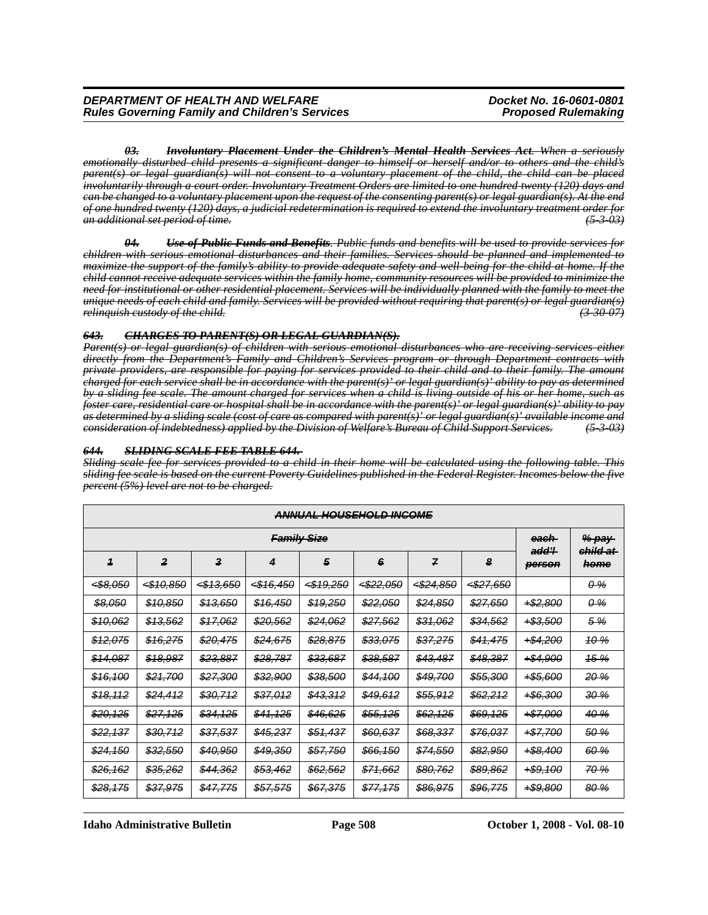*~~**03. Involuntary Placement Under the Children's Mental Health Services Act**. When a seriously emotionally disturbed child presents a significant danger to himself or herself and/or to others and the child's parent(s) or legal guardian(s) will not consent to a voluntary placement of the child, the child can be placed involuntarily through a court order. Involuntary Treatment Orders are limited to one hundred twenty (120) days and can be changed to a voluntary placement upon the request of the consenting parent(s) or legal guardian(s). At the end of one hundred twenty (120) days, a judicial redetermination is required to extend the involuntary treatment order for an additional set period of time. (5-3-03)~~*

*~~**04. Use of Public Funds and Benefits**. Public funds and benefits will be used to provide services for children with serious emotional disturbances and their families. Services should be planned and implemented to maximize the support of the family's ability to provide adequate safety and well-being for the child at home. If the child cannot receive adequate services within the family home, community resources will be provided to minimize the need for institutional or other residential placement. Services will be individually planned with the family to meet the unique needs of each child and family. Services will be provided without requiring that parent(s) or legal guardian(s) relinquish custody of the child. (3-30-07)~~*

*~~**643. CHARGES TO PARENT(S) OR LEGAL GUARDIAN(S).**~~*

*~~Parent(s) or legal guardian(s) of children with serious emotional disturbances who are receiving services either directly from the Department's Family and Children's Services program or through Department contracts with private providers, are responsible for paying for services provided to their child and to their family. The amount charged for each service shall be in accordance with the parent(s)' or legal guardian(s)' ability to pay as determined by a sliding fee scale. The amount charged for services when a child is living outside of his or her home, such as foster care, residential care or hospital shall be in accordance with the parent(s)' or legal guardian(s)' ability to pay as determined by a sliding scale (cost of care as compared with parent(s)' or legal guardian(s)' available income and consideration of indebtedness) applied by the Division of Welfare's Bureau of Child Support Services. (5-3-03)~~*

*~~**644. SLIDING SCALE FEE TABLE 644.**~~*

*~~Sliding scale fee for services provided to a child in their home will be calculated using the following table. This sliding fee scale is based on the current Poverty Guidelines published in the Federal Register. Incomes below the five percent (5%) level are not to be charged.~~*

| ~~ANNUAL HOUSEHOLD INCOME~~ | | | | | | | | | |
|---|---|---|---|---|---|---|---|---|---|
| ~~Family Size~~ | | | | | | | | ~~each add'l person~~ | ~~% pay child at home~~ |
| ~~1~~ | ~~2~~ | ~~3~~ | ~~4~~ | ~~5~~ | ~~6~~ | ~~7~~ | ~~8~~ | | |
| ~~<$8,050~~ | ~~<$10,850~~ | ~~<$13,650~~ | ~~<$16,450~~ | ~~<$19,250~~ | ~~<$22,050~~ | ~~<$24,850~~ | ~~<$27,650~~ | | ~~0 %~~ |
| ~~$8,050~~ | ~~$10,850~~ | ~~$13,650~~ | ~~$16,450~~ | ~~$19,250~~ | ~~$22,050~~ | ~~$24,850~~ | ~~$27,650~~ | ~~+$2,800~~ | ~~0 %~~ |
| ~~$10,062~~ | ~~$13,562~~ | ~~$17,062~~ | ~~$20,562~~ | ~~$24,062~~ | ~~$27,562~~ | ~~$31,062~~ | ~~$34,562~~ | ~~+$3,500~~ | ~~5 %~~ |
| ~~$12,075~~ | ~~$16,275~~ | ~~$20,475~~ | ~~$24,675~~ | ~~$28,875~~ | ~~$33,075~~ | ~~$37,275~~ | ~~$41,475~~ | ~~+$4,200~~ | ~~10 %~~ |
| ~~$14,087~~ | ~~$18,987~~ | ~~$23,887~~ | ~~$28,787~~ | ~~$33,687~~ | ~~$38,587~~ | ~~$43,487~~ | ~~$48,387~~ | ~~+$4,900~~ | ~~15 %~~ |
| ~~$16,100~~ | ~~$21,700~~ | ~~$27,300~~ | ~~$32,900~~ | ~~$38,500~~ | ~~$44,100~~ | ~~$49,700~~ | ~~$55,300~~ | ~~+$5,600~~ | ~~20 %~~ |
| ~~$18,112~~ | ~~$24,412~~ | ~~$30,712~~ | ~~$37,012~~ | ~~$43,312~~ | ~~$49,612~~ | ~~$55,912~~ | ~~$62,212~~ | ~~+$6,300~~ | ~~30 %~~ |
| ~~$20,125~~ | ~~$27,125~~ | ~~$34,125~~ | ~~$41,125~~ | ~~$46,625~~ | ~~$55,125~~ | ~~$62,125~~ | ~~$69,125~~ | ~~+$7,000~~ | ~~40 %~~ |
| ~~$22,137~~ | ~~$30,712~~ | ~~$37,537~~ | ~~$45,237~~ | ~~$51,437~~ | ~~$60,637~~ | ~~$68,337~~ | ~~$76,037~~ | ~~+$7,700~~ | ~~50 %~~ |
| ~~$24,150~~ | ~~$32,550~~ | ~~$40,950~~ | ~~$49,350~~ | ~~$57,750~~ | ~~$66,150~~ | ~~$74,550~~ | ~~$82,950~~ | ~~+$8,400~~ | ~~60 %~~ |
| ~~$26,162~~ | ~~$35,262~~ | ~~$44,362~~ | ~~$53,462~~ | ~~$62,562~~ | ~~$71,662~~ | ~~$80,762~~ | ~~$89,862~~ | ~~+$9,100~~ | ~~70 %~~ |
| ~~$28,175~~ | ~~$37,975~~ | ~~$47,775~~ | ~~$57,575~~ | ~~$67,375~~ | ~~$77,175~~ | ~~$86,975~~ | ~~$96,775~~ | ~~+$9,800~~ | ~~80 %~~ |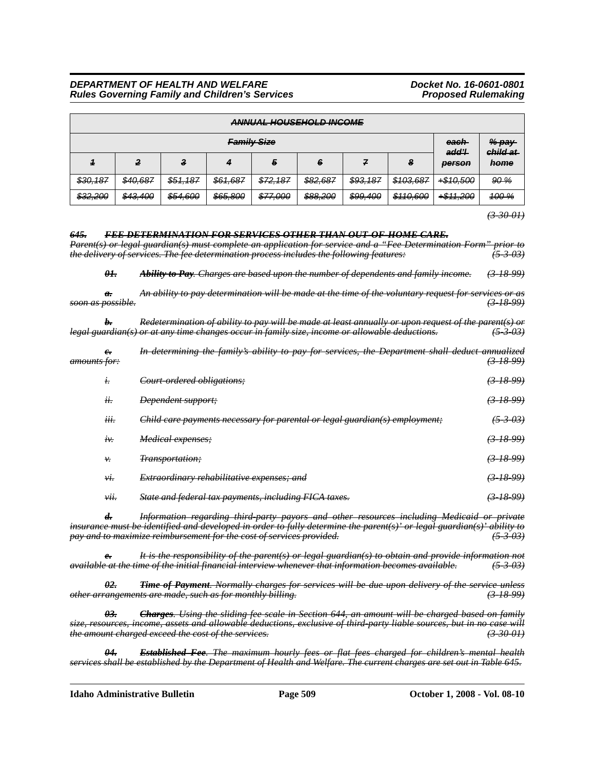| ANNUAL HOUSEHOLD INCOME | | | | | | | | | |
|---|---|---|---|---|---|---|---|---|---|
| Family Size | | | | | | | | each add'l person | % pay child at home |
| 1 | 2 | 3 | 4 | 5 | 6 | 7 | 8 | | |
| $30,187 | $40,687 | $51,187 | $61,687 | $72,187 | $82,687 | $93,187 | $103,687 | +$10,500 | 90 % |
| $32,200 | $43,400 | $54,600 | $65,800 | $77,000 | $88,200 | $99,400 | $110,600 | +$11,200 | 100 % |

*(3-30-01)*

***645. FEE DETERMINATION FOR SERVICES OTHER THAN OUT-OF-HOME CARE.***

*Parent(s) or legal guardian(s) must complete an application for service and a "Fee Determination Form" prior to the delivery of services. The fee determination process includes the following features: (5-3-03)*

***01.*** ***Ability to Pay****. Charges are based upon the number of dependents and family income. (3-18-99)*

***a.*** *An ability to pay determination will be made at the time of the voluntary request for services or as soon as possible. (3-18-99)*

***b.*** *Redetermination of ability to pay will be made at least annually or upon request of the parent(s) or legal guardian(s) or at any time changes occur in family size, income or allowable deductions. (5-3-03)*

***c.*** *In determining the family's ability to pay for services, the Department shall deduct annualized amounts for: (3-18-99)*

*i. Court-ordered obligations; (3-18-99)*

*ii. Dependent support; (3-18-99)*

*iii. Child care payments necessary for parental or legal guardian(s) employment; (5-3-03)*

*iv. Medical expenses; (3-18-99)*

*v. Transportation; (3-18-99)*

*vi. Extraordinary rehabilitative expenses; and (3-18-99)*

*vii. State and federal tax payments, including FICA taxes. (3-18-99)*

***d.*** *Information regarding third-party payors and other resources including Medicaid or private insurance must be identified and developed in order to fully determine the parent(s)' or legal guardian(s)' ability to pay and to maximize reimbursement for the cost of services provided. (5-3-03)*

***e.*** *It is the responsibility of the parent(s) or legal guardian(s) to obtain and provide information not available at the time of the initial financial interview whenever that information becomes available. (5-3-03)*

***02.*** ***Time of Payment****. Normally charges for services will be due upon delivery of the service unless other arrangements are made, such as for monthly billing. (3-18-99)*

***03.*** ***Charges****. Using the sliding fee scale in Section 644, an amount will be charged based on family size, resources, income, assets and allowable deductions, exclusive of third-party liable sources, but in no case will the amount charged exceed the cost of the services. (3-30-01)*

***04.*** ***Established Fee****. The maximum hourly fees or flat fees charged for children's mental health services shall be established by the Department of Health and Welfare. The current charges are set out in Table 645.*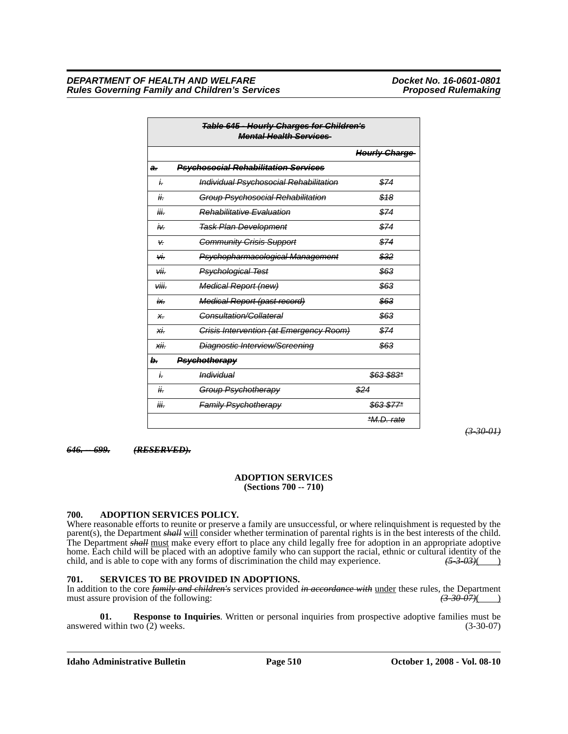| *~~Table 645 - Hourly Charges for Children's Mental Health Services~~* | | |
|---|---|---|
| | | *~~Hourly Charge~~* |
| *~~a.~~* | *~~Psychosocial Rehabilitation Services~~* | |
| *~~i.~~* | *~~Individual Psychosocial Rehabilitation~~* | *~~$74~~* |
| *~~ii.~~* | *~~Group Psychosocial Rehabilitation~~* | *~~$18~~* |
| *~~iii.~~* | *~~Rehabilitative Evaluation~~* | *~~$74~~* |
| *~~iv.~~* | *~~Task Plan Development~~* | *~~$74~~* |
| *~~v.~~* | *~~Community Crisis Support~~* | *~~$74~~* |
| *~~vi.~~* | *~~Psychopharmacological Management~~* | *~~$32~~* |
| *~~vii.~~* | *~~Psychological Test~~* | *~~$63~~* |
| *~~viii.~~* | *~~Medical Report (new)~~* | *~~$63~~* |
| *~~ix.~~* | *~~Medical Report (past record)~~* | *~~$63~~* |
| *~~x.~~* | *~~Consultation/Collateral~~* | *~~$63~~* |
| *~~xi.~~* | *~~Crisis Intervention (at Emergency Room)~~* | *~~$74~~* |
| *~~xii.~~* | *~~Diagnostic Interview/Screening~~* | *~~$63~~* |
| *~~b.~~* | *~~Psychotherapy~~* | |
| *~~i.~~* | *~~Individual~~* | *~~$63 $83*~~* |
| *~~ii.~~* | *~~Group Psychotherapy~~* | *~~$24~~* |
| *~~iii.~~* | *~~Family Psychotherapy~~* | *~~$63 $77*~~* |
| | | *~~*M.D. rate~~* |

*~~(3-30-01)~~*

*~~646. -- 699. (RESERVED).~~*

**ADOPTION SERVICES**
**(Sections 700 -- 710)**

**700. ADOPTION SERVICES POLICY.**

Where reasonable efforts to reunite or preserve a family are unsuccessful, or where relinquishment is requested by the parent(s), the Department *~~shall~~* will consider whether termination of parental rights is in the best interests of the child. The Department *~~shall~~* must make every effort to place any child legally free for adoption in an appropriate adoptive home. Each child will be placed with an adoptive family who can support the racial, ethnic or cultural identity of the child, and is able to cope with any forms of discrimination the child may experience. *~~(5-3-03)~~*(    )

**701. SERVICES TO BE PROVIDED IN ADOPTIONS.**

In addition to the core *~~family and children's~~* services provided *~~in accordance with~~* under these rules, the Department must assure provision of the following: *~~(3-30-07)~~*(    )

**01. Response to Inquiries**. Written or personal inquiries from prospective adoptive families must be answered within two (2) weeks. (3-30-07)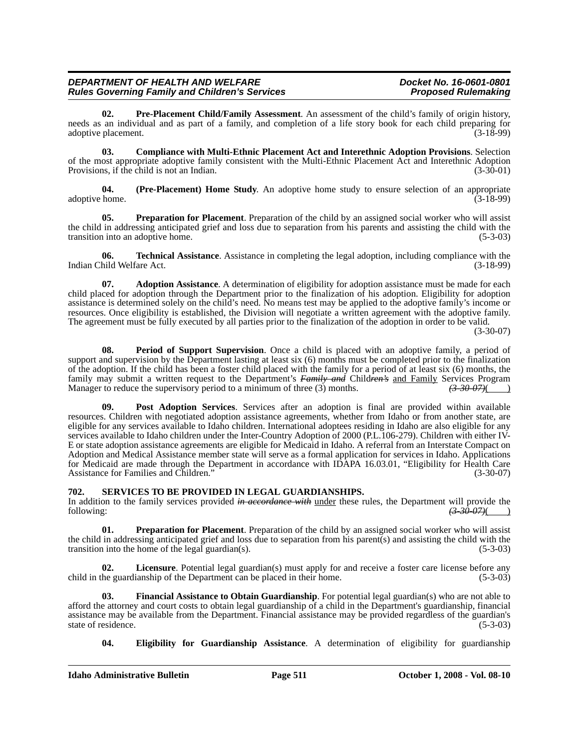**02. Pre-Placement Child/Family Assessment**. An assessment of the child's family of origin history, needs as an individual and as part of a family, and completion of a life story book for each child preparing for adoptive placement. (3-18-99)

**03. Compliance with Multi-Ethnic Placement Act and Interethnic Adoption Provisions**. Selection of the most appropriate adoptive family consistent with the Multi-Ethnic Placement Act and Interethnic Adoption Provisions, if the child is not an Indian. (3-30-01)

**04. (Pre-Placement) Home Study**. An adoptive home study to ensure selection of an appropriate adoptive home. (3-18-99)

**05. Preparation for Placement**. Preparation of the child by an assigned social worker who will assist the child in addressing anticipated grief and loss due to separation from his parents and assisting the child with the transition into an adoptive home. (5-3-03)

**06. Technical Assistance**. Assistance in completing the legal adoption, including compliance with the Indian Child Welfare Act. (3-18-99)

**07. Adoption Assistance**. A determination of eligibility for adoption assistance must be made for each child placed for adoption through the Department prior to the finalization of his adoption. Eligibility for adoption assistance is determined solely on the child's need. No means test may be applied to the adoptive family's income or resources. Once eligibility is established, the Division will negotiate a written agreement with the adoptive family. The agreement must be fully executed by all parties prior to the finalization of the adoption in order to be valid. (3-30-07)

**08. Period of Support Supervision**. Once a child is placed with an adoptive family, a period of support and supervision by the Department lasting at least six (6) months must be completed prior to the finalization of the adoption. If the child has been a foster child placed with the family for a period of at least six (6) months, the family may submit a written request to the Department's ~~*Family and*~~ Child~~*ren's*~~ and Family Services Program Manager to reduce the supervisory period to a minimum of three (3) months. ~~*(3-30-07)*~~(    )

**09. Post Adoption Services**. Services after an adoption is final are provided within available resources. Children with negotiated adoption assistance agreements, whether from Idaho or from another state, are eligible for any services available to Idaho children. International adoptees residing in Idaho are also eligible for any services available to Idaho children under the Inter-Country Adoption of 2000 (P.L.106-279). Children with either IV-E or state adoption assistance agreements are eligible for Medicaid in Idaho. A referral from an Interstate Compact on Adoption and Medical Assistance member state will serve as a formal application for services in Idaho. Applications for Medicaid are made through the Department in accordance with IDAPA 16.03.01, "Eligibility for Health Care Assistance for Families and Children." (3-30-07)

**702. SERVICES TO BE PROVIDED IN LEGAL GUARDIANSHIPS.**

In addition to the family services provided ~~*in accordance with*~~ under these rules, the Department will provide the following: ~~*(3-30-07)*~~(    )

**01. Preparation for Placement**. Preparation of the child by an assigned social worker who will assist the child in addressing anticipated grief and loss due to separation from his parent(s) and assisting the child with the transition into the home of the legal guardian(s). (5-3-03)

**02. Licensure**. Potential legal guardian(s) must apply for and receive a foster care license before any child in the guardianship of the Department can be placed in their home. (5-3-03)

**03. Financial Assistance to Obtain Guardianship**. For potential legal guardian(s) who are not able to afford the attorney and court costs to obtain legal guardianship of a child in the Department's guardianship, financial assistance may be available from the Department. Financial assistance may be provided regardless of the guardian's state of residence. (5-3-03)

**04. Eligibility for Guardianship Assistance**. A determination of eligibility for guardianship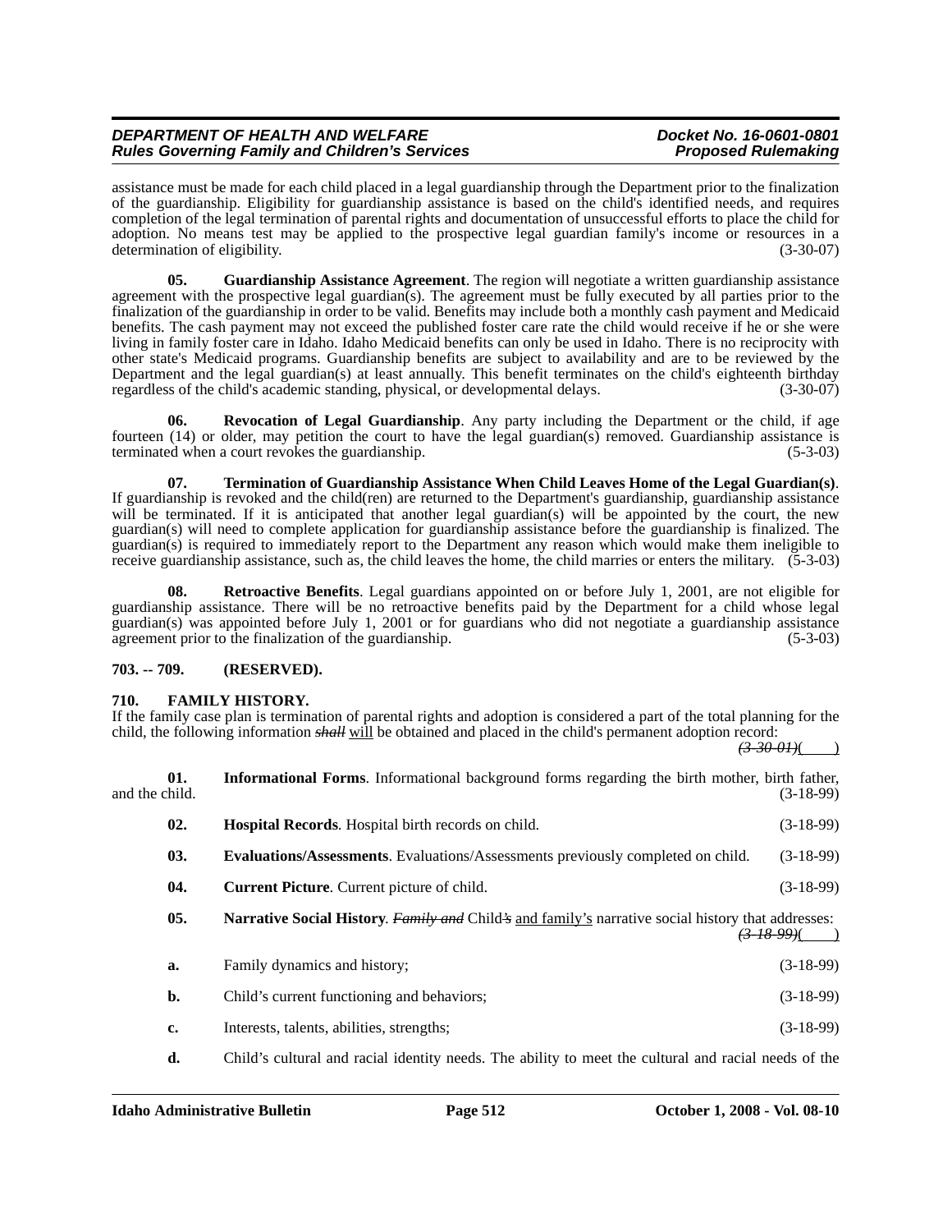assistance must be made for each child placed in a legal guardianship through the Department prior to the finalization of the guardianship. Eligibility for guardianship assistance is based on the child's identified needs, and requires completion of the legal termination of parental rights and documentation of unsuccessful efforts to place the child for adoption. No means test may be applied to the prospective legal guardian family's income or resources in a determination of eligibility. (3-30-07)

**05. Guardianship Assistance Agreement**. The region will negotiate a written guardianship assistance agreement with the prospective legal guardian(s). The agreement must be fully executed by all parties prior to the finalization of the guardianship in order to be valid. Benefits may include both a monthly cash payment and Medicaid benefits. The cash payment may not exceed the published foster care rate the child would receive if he or she were living in family foster care in Idaho. Idaho Medicaid benefits can only be used in Idaho. There is no reciprocity with other state's Medicaid programs. Guardianship benefits are subject to availability and are to be reviewed by the Department and the legal guardian(s) at least annually. This benefit terminates on the child's eighteenth birthday regardless of the child's academic standing, physical, or developmental delays. (3-30-07)

**06. Revocation of Legal Guardianship**. Any party including the Department or the child, if age fourteen (14) or older, may petition the court to have the legal guardian(s) removed. Guardianship assistance is terminated when a court revokes the guardianship. (5-3-03)

**07. Termination of Guardianship Assistance When Child Leaves Home of the Legal Guardian(s)**. If guardianship is revoked and the child(ren) are returned to the Department's guardianship, guardianship assistance will be terminated. If it is anticipated that another legal guardian(s) will be appointed by the court, the new guardian(s) will need to complete application for guardianship assistance before the guardianship is finalized. The guardian(s) is required to immediately report to the Department any reason which would make them ineligible to receive guardianship assistance, such as, the child leaves the home, the child marries or enters the military. (5-3-03)

**08. Retroactive Benefits**. Legal guardians appointed on or before July 1, 2001, are not eligible for guardianship assistance. There will be no retroactive benefits paid by the Department for a child whose legal guardian(s) was appointed before July 1, 2001 or for guardians who did not negotiate a guardianship assistance agreement prior to the finalization of the guardianship. (5-3-03)

**703. -- 709. (RESERVED).**

**710. FAMILY HISTORY.**

If the family case plan is termination of parental rights and adoption is considered a part of the total planning for the child, the following information ~~*shall*~~ will be obtained and placed in the child's permanent adoption record: ~~*(3-30-01)*~~(    )

**01. Informational Forms**. Informational background forms regarding the birth mother, birth father, and the child. (3-18-99)

**02. Hospital Records**. Hospital birth records on child. (3-18-99)

**03. Evaluations/Assessments**. Evaluations/Assessments previously completed on child. (3-18-99)

**04. Current Picture**. Current picture of child. (3-18-99)

**05. Narrative Social History**. ~~*Family and*~~ Child~~*'s*~~ and family's narrative social history that addresses: ~~*(3-18-99)*~~(    )

a. Family dynamics and history; (3-18-99)

b. Child's current functioning and behaviors; (3-18-99)

c. Interests, talents, abilities, strengths; (3-18-99)

d. Child's cultural and racial identity needs. The ability to meet the cultural and racial needs of the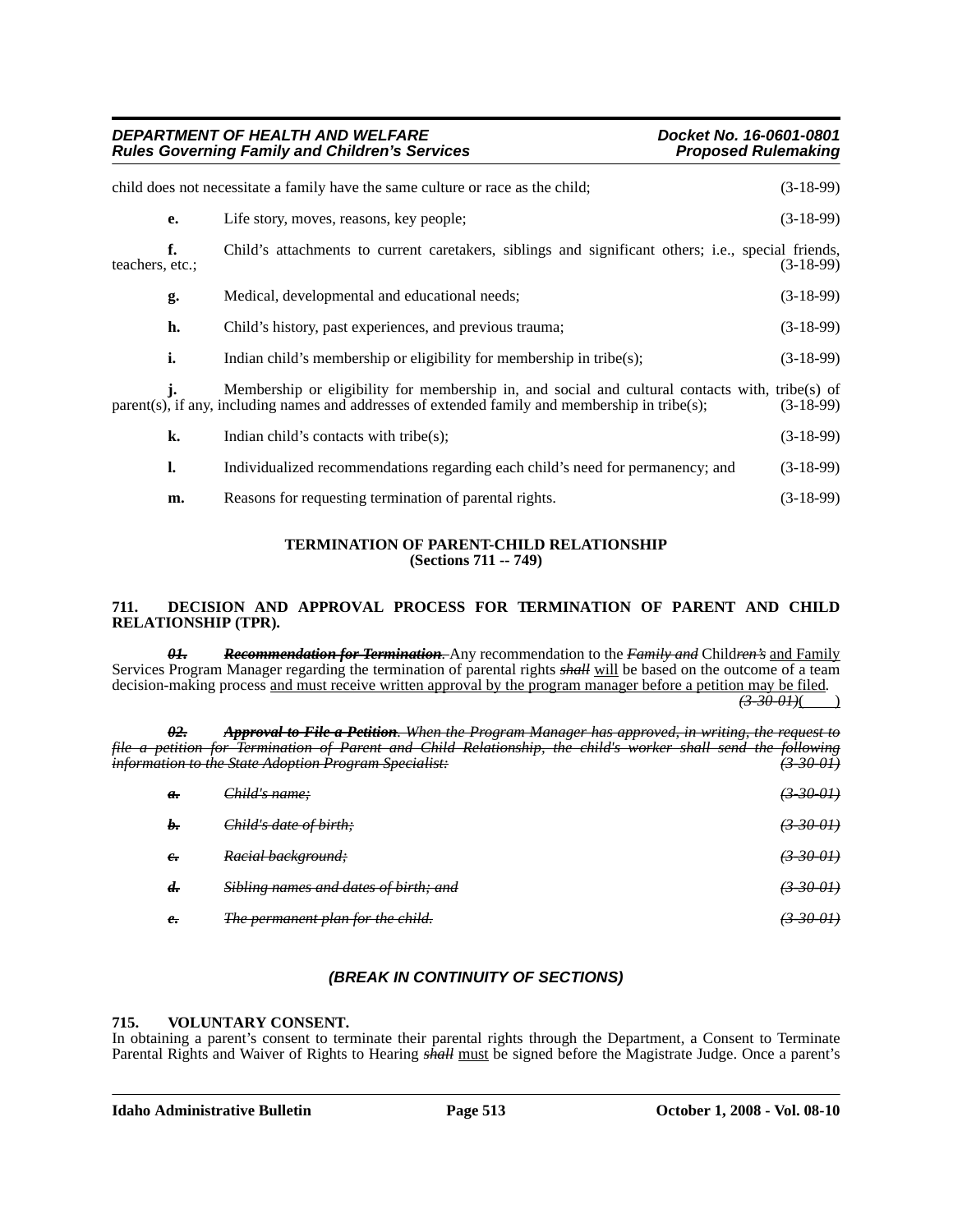child does not necessitate a family have the same culture or race as the child; (3-18-99)

**e.** Life story, moves, reasons, key people; (3-18-99)

**f.** Child's attachments to current caretakers, siblings and significant others; i.e., special friends, teachers, etc.; (3-18-99)

**g.** Medical, developmental and educational needs; (3-18-99)

**h.** Child's history, past experiences, and previous trauma; (3-18-99)

**i.** Indian child's membership or eligibility for membership in tribe(s); (3-18-99)

**j.** Membership or eligibility for membership in, and social and cultural contacts with, tribe(s) of parent(s), if any, including names and addresses of extended family and membership in tribe(s); (3-18-99)

**k.** Indian child's contacts with tribe(s); (3-18-99)

**l.** Individualized recommendations regarding each child's need for permanency; and (3-18-99)

**m.** Reasons for requesting termination of parental rights. (3-18-99)

**TERMINATION OF PARENT-CHILD RELATIONSHIP**
**(Sections 711 -- 749)**

### 711. DECISION AND APPROVAL PROCESS FOR TERMINATION OF PARENT AND CHILD RELATIONSHIP (TPR).

~~***01. Recommendation for Termination***~~. Any recommendation to the ~~*Family and*~~ Child~~*ren's*~~ and Family Services Program Manager regarding the termination of parental rights ~~*shall*~~ will be based on the outcome of a team decision-making process and must receive written approval by the program manager before a petition may be filed. ~~*(3-30-01)*~~(    )

~~***02. Approval to File a Petition***. *When the Program Manager has approved, in writing, the request to file a petition for Termination of Parent and Child Relationship, the child's worker shall send the following information to the State Adoption Program Specialist:* *(3-30-01)*~~

~~***a.*** *Child's name;* *(3-30-01)*~~

~~***b.*** *Child's date of birth;* *(3-30-01)*~~

~~***c.*** *Racial background;* *(3-30-01)*~~

~~***d.*** *Sibling names and dates of birth; and* *(3-30-01)*~~

~~***e.*** *The permanent plan for the child.* *(3-30-01)*~~

***(BREAK IN CONTINUITY OF SECTIONS)***

### 715. VOLUNTARY CONSENT.

In obtaining a parent's consent to terminate their parental rights through the Department, a Consent to Terminate Parental Rights and Waiver of Rights to Hearing ~~*shall*~~ must be signed before the Magistrate Judge. Once a parent's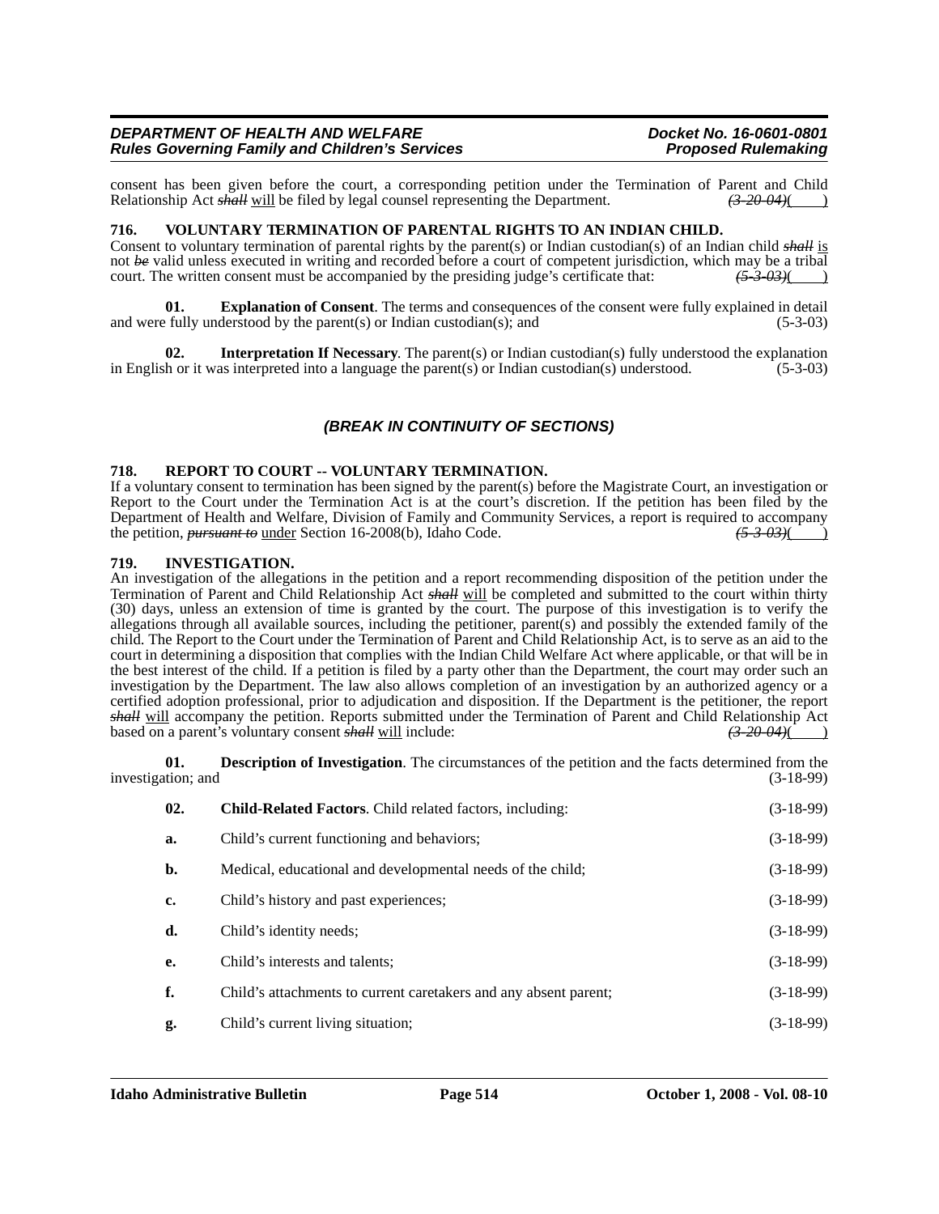consent has been given before the court, a corresponding petition under the Termination of Parent and Child Relationship Act ~~*shall*~~ will be filed by legal counsel representing the Department. ~~*(3-20-04)*~~(    )

**716. VOLUNTARY TERMINATION OF PARENTAL RIGHTS TO AN INDIAN CHILD.**

Consent to voluntary termination of parental rights by the parent(s) or Indian custodian(s) of an Indian child ~~*shall*~~ is not ~~*be*~~ valid unless executed in writing and recorded before a court of competent jurisdiction, which may be a tribal court. The written consent must be accompanied by the presiding judge's certificate that: ~~*(5-3-03)*~~(    )

**01. Explanation of Consent**. The terms and consequences of the consent were fully explained in detail and were fully understood by the parent(s) or Indian custodian(s); and (5-3-03)

**02. Interpretation If Necessary**. The parent(s) or Indian custodian(s) fully understood the explanation in English or it was interpreted into a language the parent(s) or Indian custodian(s) understood. (5-3-03)

***(BREAK IN CONTINUITY OF SECTIONS)***

**718. REPORT TO COURT -- VOLUNTARY TERMINATION.**

If a voluntary consent to termination has been signed by the parent(s) before the Magistrate Court, an investigation or Report to the Court under the Termination Act is at the court's discretion. If the petition has been filed by the Department of Health and Welfare, Division of Family and Community Services, a report is required to accompany the petition, ~~*pursuant to*~~ under Section 16-2008(b), Idaho Code. ~~*(5-3-03)*~~(    )

**719. INVESTIGATION.**

An investigation of the allegations in the petition and a report recommending disposition of the petition under the Termination of Parent and Child Relationship Act ~~*shall*~~ will be completed and submitted to the court within thirty (30) days, unless an extension of time is granted by the court. The purpose of this investigation is to verify the allegations through all available sources, including the petitioner, parent(s) and possibly the extended family of the child. The Report to the Court under the Termination of Parent and Child Relationship Act, is to serve as an aid to the court in determining a disposition that complies with the Indian Child Welfare Act where applicable, or that will be in the best interest of the child. If a petition is filed by a party other than the Department, the court may order such an investigation by the Department. The law also allows completion of an investigation by an authorized agency or a certified adoption professional, prior to adjudication and disposition. If the Department is the petitioner, the report ~~*shall*~~ will accompany the petition. Reports submitted under the Termination of Parent and Child Relationship Act based on a parent's voluntary consent ~~*shall*~~ will include: ~~*(3-20-04)*~~(    )

**01. Description of Investigation**. The circumstances of the petition and the facts determined from the investigation; and (3-18-99)

**02. Child-Related Factors**. Child related factors, including: (3-18-99)

**a.** Child's current functioning and behaviors; (3-18-99)

**b.** Medical, educational and developmental needs of the child; (3-18-99)

**c.** Child's history and past experiences; (3-18-99)

**d.** Child's identity needs; (3-18-99)

**e.** Child's interests and talents; (3-18-99)

**f.** Child's attachments to current caretakers and any absent parent; (3-18-99)

**g.** Child's current living situation; (3-18-99)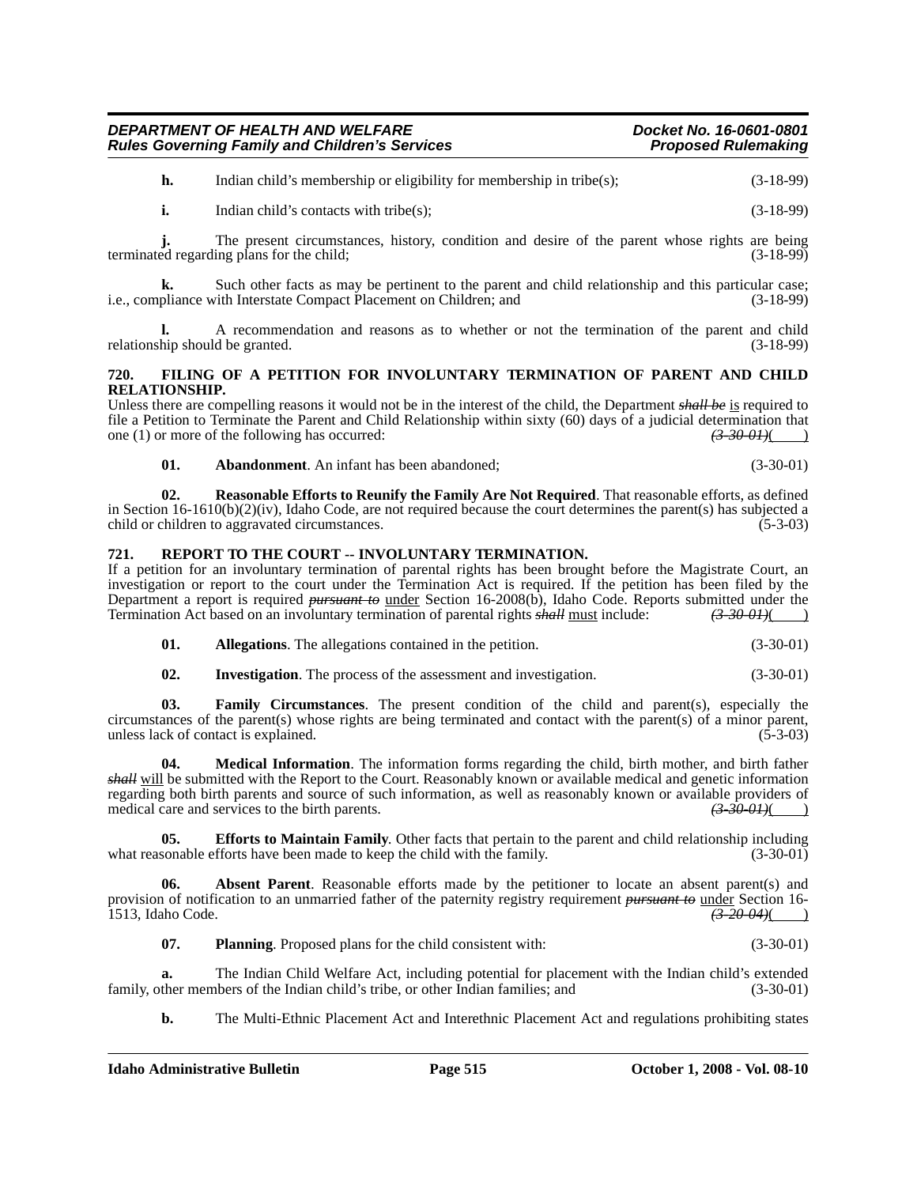**h.** Indian child's membership or eligibility for membership in tribe(s); (3-18-99)

**i.** Indian child's contacts with tribe(s); (3-18-99)

**j.** The present circumstances, history, condition and desire of the parent whose rights are being terminated regarding plans for the child; (3-18-99)

**k.** Such other facts as may be pertinent to the parent and child relationship and this particular case; i.e., compliance with Interstate Compact Placement on Children; and (3-18-99)

**l.** A recommendation and reasons as to whether or not the termination of the parent and child relationship should be granted. (3-18-99)

**720. FILING OF A PETITION FOR INVOLUNTARY TERMINATION OF PARENT AND CHILD RELATIONSHIP.**

Unless there are compelling reasons it would not be in the interest of the child, the Department ~~*shall be*~~ <u>is</u> required to file a Petition to Terminate the Parent and Child Relationship within sixty (60) days of a judicial determination that one (1) or more of the following has occurred: ~~*(3-30-01)*~~(    )

**01. Abandonment**. An infant has been abandoned; (3-30-01)

**02. Reasonable Efforts to Reunify the Family Are Not Required**. That reasonable efforts, as defined in Section 16-1610(b)(2)(iv), Idaho Code, are not required because the court determines the parent(s) has subjected a child or children to aggravated circumstances. (5-3-03)

**721. REPORT TO THE COURT -- INVOLUNTARY TERMINATION.**

If a petition for an involuntary termination of parental rights has been brought before the Magistrate Court, an investigation or report to the court under the Termination Act is required. If the petition has been filed by the Department a report is required ~~*pursuant to*~~ <u>under</u> Section 16-2008(b), Idaho Code. Reports submitted under the Termination Act based on an involuntary termination of parental rights ~~*shall*~~ <u>must</u> include: ~~*(3-30-01)*~~(    )

**01. Allegations**. The allegations contained in the petition. (3-30-01)

**02. Investigation**. The process of the assessment and investigation. (3-30-01)

**03. Family Circumstances**. The present condition of the child and parent(s), especially the circumstances of the parent(s) whose rights are being terminated and contact with the parent(s) of a minor parent, unless lack of contact is explained. (5-3-03)

**04. Medical Information**. The information forms regarding the child, birth mother, and birth father ~~*shall*~~ <u>will</u> be submitted with the Report to the Court. Reasonably known or available medical and genetic information regarding both birth parents and source of such information, as well as reasonably known or available providers of medical care and services to the birth parents. ~~*(3-30-01)*~~(    )

**05. Efforts to Maintain Family**. Other facts that pertain to the parent and child relationship including what reasonable efforts have been made to keep the child with the family. (3-30-01)

**06. Absent Parent**. Reasonable efforts made by the petitioner to locate an absent parent(s) and provision of notification to an unmarried father of the paternity registry requirement ~~*pursuant to*~~ <u>under</u> Section 16-1513, Idaho Code. ~~*(3-20-04)*~~(    )

**07. Planning**. Proposed plans for the child consistent with: (3-30-01)

**a.** The Indian Child Welfare Act, including potential for placement with the Indian child's extended family, other members of the Indian child's tribe, or other Indian families; and (3-30-01)

**b.** The Multi-Ethnic Placement Act and Interethnic Placement Act and regulations prohibiting states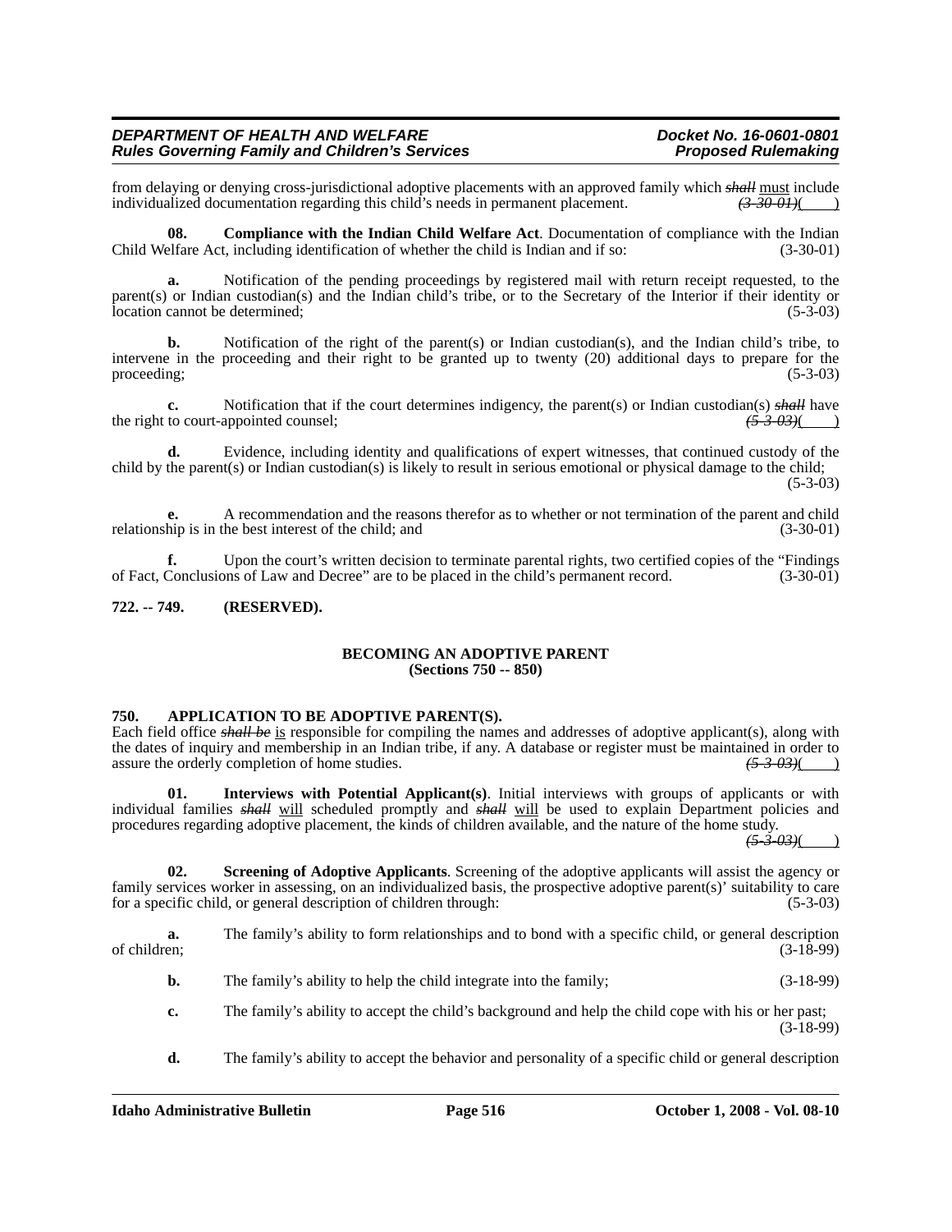from delaying or denying cross-jurisdictional adoptive placements with an approved family which ~~*shall*~~ <u>must</u> include individualized documentation regarding this child's needs in permanent placement. ~~*(3-30-01)*~~( )

**08. Compliance with the Indian Child Welfare Act**. Documentation of compliance with the Indian Child Welfare Act, including identification of whether the child is Indian and if so: (3-30-01)

**a.** Notification of the pending proceedings by registered mail with return receipt requested, to the parent(s) or Indian custodian(s) and the Indian child's tribe, or to the Secretary of the Interior if their identity or location cannot be determined; (5-3-03)

**b.** Notification of the right of the parent(s) or Indian custodian(s), and the Indian child's tribe, to intervene in the proceeding and their right to be granted up to twenty (20) additional days to prepare for the proceeding; (5-3-03)

**c.** Notification that if the court determines indigency, the parent(s) or Indian custodian(s) ~~*shall*~~ have the right to court-appointed counsel; ~~*(5-3-03)*~~( )

**d.** Evidence, including identity and qualifications of expert witnesses, that continued custody of the child by the parent(s) or Indian custodian(s) is likely to result in serious emotional or physical damage to the child; (5-3-03)

**e.** A recommendation and the reasons therefor as to whether or not termination of the parent and child relationship is in the best interest of the child; and (3-30-01)

**f.** Upon the court's written decision to terminate parental rights, two certified copies of the "Findings of Fact, Conclusions of Law and Decree" are to be placed in the child's permanent record. (3-30-01)

**722. -- 749. (RESERVED).**

**BECOMING AN ADOPTIVE PARENT**
**(Sections 750 -- 850)**

**750. APPLICATION TO BE ADOPTIVE PARENT(S).**

Each field office ~~*shall be*~~ <u>is</u> responsible for compiling the names and addresses of adoptive applicant(s), along with the dates of inquiry and membership in an Indian tribe, if any. A database or register must be maintained in order to assure the orderly completion of home studies. ~~*(5-3-03)*~~( )

**01. Interviews with Potential Applicant(s)**. Initial interviews with groups of applicants or with individual families ~~*shall*~~ <u>will</u> scheduled promptly and ~~*shall*~~ <u>will</u> be used to explain Department policies and procedures regarding adoptive placement, the kinds of children available, and the nature of the home study. ~~*(5-3-03)*~~( )

**02. Screening of Adoptive Applicants**. Screening of the adoptive applicants will assist the agency or family services worker in assessing, on an individualized basis, the prospective adoptive parent(s)' suitability to care for a specific child, or general description of children through: (5-3-03)

**a.** The family's ability to form relationships and to bond with a specific child, or general description of children; (3-18-99)

**b.** The family's ability to help the child integrate into the family; (3-18-99)

**c.** The family's ability to accept the child's background and help the child cope with his or her past; (3-18-99)

**d.** The family's ability to accept the behavior and personality of a specific child or general description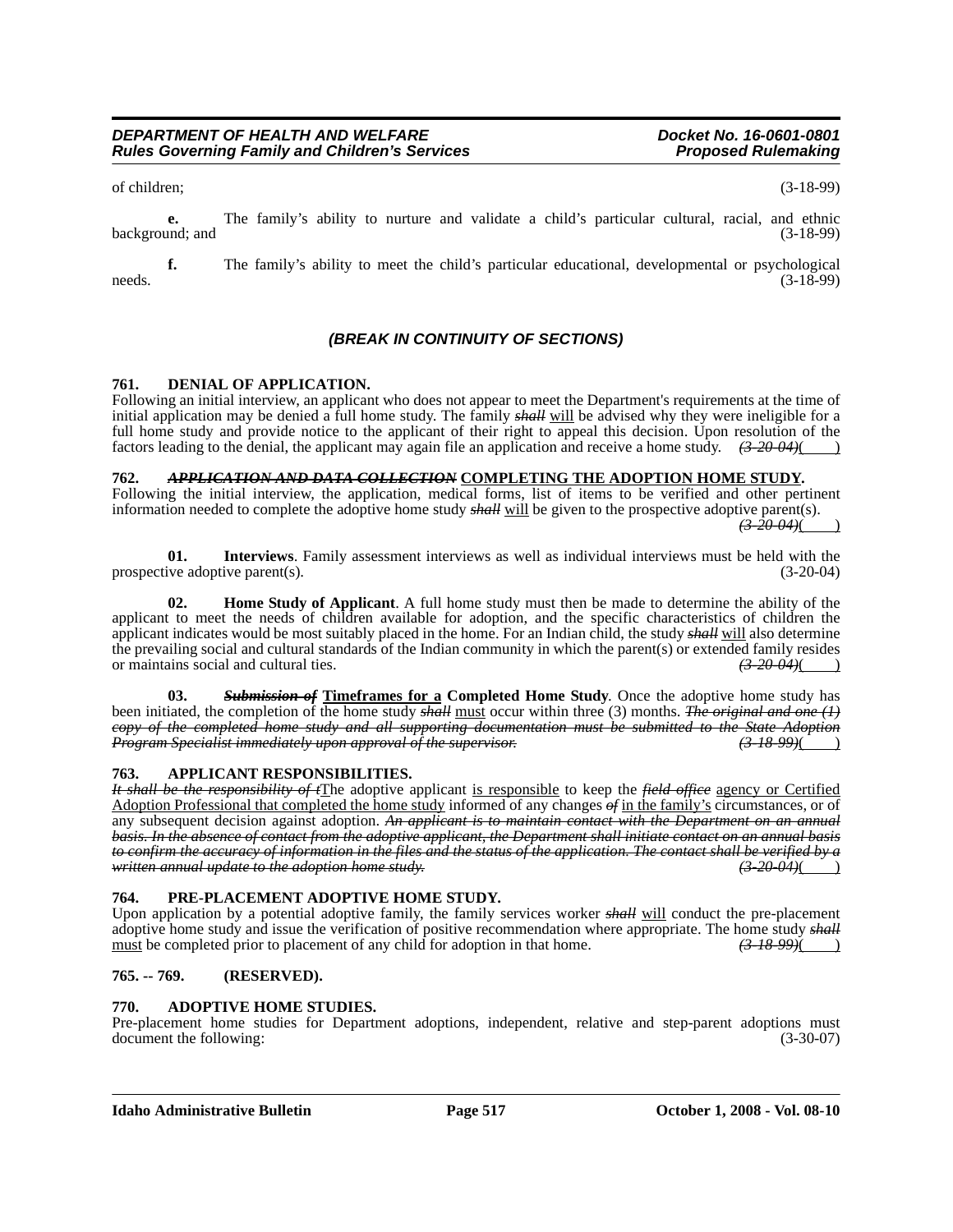of children; (3-18-99)

**e.** The family's ability to nurture and validate a child's particular cultural, racial, and ethnic background; and (3-18-99)

**f.** The family's ability to meet the child's particular educational, developmental or psychological needs. (3-18-99)

***(BREAK IN CONTINUITY OF SECTIONS)***

**761. DENIAL OF APPLICATION.**

Following an initial interview, an applicant who does not appear to meet the Department's requirements at the time of initial application may be denied a full home study. The family ~~*shall*~~ will be advised why they were ineligible for a full home study and provide notice to the applicant of their right to appeal this decision. Upon resolution of the factors leading to the denial, the applicant may again file an application and receive a home study. ~~*(3-20-04)*~~( )

**762. ~~*APPLICATION AND DATA COLLECTION*~~ COMPLETING THE ADOPTION HOME STUDY.**

Following the initial interview, the application, medical forms, list of items to be verified and other pertinent information needed to complete the adoptive home study ~~*shall*~~ will be given to the prospective adoptive parent(s). ~~*(3-20-04)*~~( )

**01. Interviews**. Family assessment interviews as well as individual interviews must be held with the prospective adoptive parent(s). (3-20-04)

**02. Home Study of Applicant**. A full home study must then be made to determine the ability of the applicant to meet the needs of children available for adoption, and the specific characteristics of children the applicant indicates would be most suitably placed in the home. For an Indian child, the study ~~*shall*~~ will also determine the prevailing social and cultural standards of the Indian community in which the parent(s) or extended family resides or maintains social and cultural ties. ~~*(3-20-04)*~~( )

**03. ~~*Submission of*~~ Timeframes for a Completed Home Study**. Once the adoptive home study has been initiated, the completion of the home study ~~*shall*~~ must occur within three (3) months. ~~*The original and one (1) copy of the completed home study and all supporting documentation must be submitted to the State Adoption Program Specialist immediately upon approval of the supervisor.*~~ ~~*(3-18-99)*~~( )

**763. APPLICANT RESPONSIBILITIES.**

~~*It shall be the responsibility of t*~~The adoptive applicant is responsible to keep the ~~*field office*~~ agency or Certified Adoption Professional that completed the home study informed of any changes ~~*of*~~ in the family's circumstances, or of any subsequent decision against adoption. ~~*An applicant is to maintain contact with the Department on an annual basis. In the absence of contact from the adoptive applicant, the Department shall initiate contact on an annual basis to confirm the accuracy of information in the files and the status of the application. The contact shall be verified by a written annual update to the adoption home study.*~~ ~~*(3-20-04)*~~( )

**764. PRE-PLACEMENT ADOPTIVE HOME STUDY.**

Upon application by a potential adoptive family, the family services worker ~~*shall*~~ will conduct the pre-placement adoptive home study and issue the verification of positive recommendation where appropriate. The home study ~~*shall*~~ must be completed prior to placement of any child for adoption in that home. ~~*(3-18-99)*~~( )

**765. -- 769. (RESERVED).**

**770. ADOPTIVE HOME STUDIES.**

Pre-placement home studies for Department adoptions, independent, relative and step-parent adoptions must document the following: (3-30-07)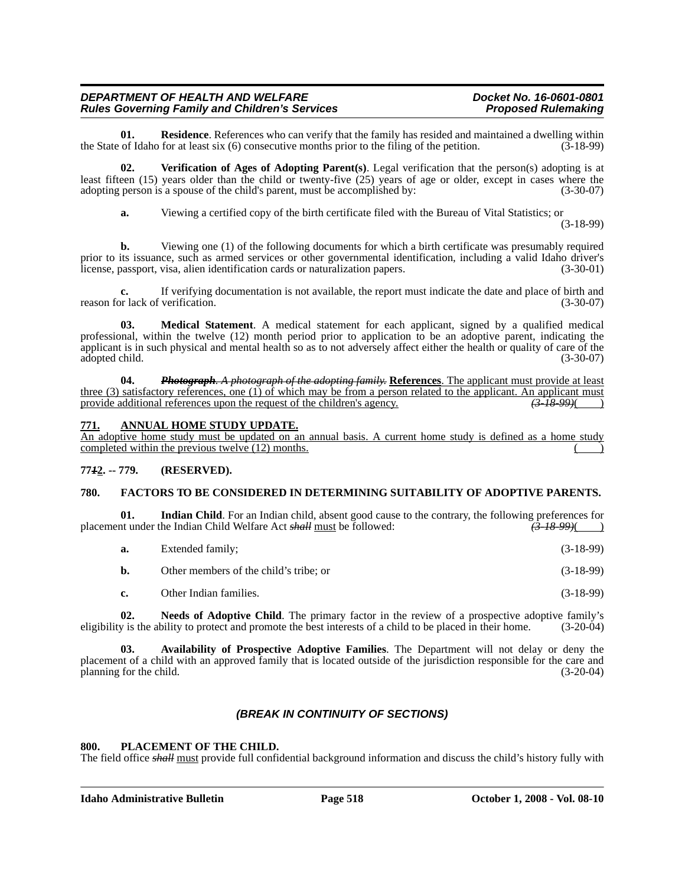**01. Residence**. References who can verify that the family has resided and maintained a dwelling within the State of Idaho for at least six (6) consecutive months prior to the filing of the petition. (3-18-99)

**02. Verification of Ages of Adopting Parent(s)**. Legal verification that the person(s) adopting is at least fifteen (15) years older than the child or twenty-five (25) years of age or older, except in cases where the adopting person is a spouse of the child's parent, must be accomplished by: (3-30-07)

**a.** Viewing a certified copy of the birth certificate filed with the Bureau of Vital Statistics; or (3-18-99)

**b.** Viewing one (1) of the following documents for which a birth certificate was presumably required prior to its issuance, such as armed services or other governmental identification, including a valid Idaho driver's license, passport, visa, alien identification cards or naturalization papers. (3-30-01)

**c.** If verifying documentation is not available, the report must indicate the date and place of birth and reason for lack of verification. (3-30-07)

**03. Medical Statement**. A medical statement for each applicant, signed by a qualified medical professional, within the twelve (12) month period prior to application to be an adoptive parent, indicating the applicant is in such physical and mental health so as to not adversely affect either the health or quality of care of the adopted child. (3-30-07)

**04.** ~~***Photograph***~~. ~~*A photograph of the adopting family.*~~ **References**. The applicant must provide at least three (3) satisfactory references, one (1) of which may be from a person related to the applicant. An applicant must provide additional references upon the request of the children's agency. ~~*(3-18-99)*~~( )

**771. ANNUAL HOME STUDY UPDATE.**

An adoptive home study must be updated on an annual basis. A current home study is defined as a home study completed within the previous twelve (12) months. ( )

**77~~1~~2. -- 779. (RESERVED).**

**780. FACTORS TO BE CONSIDERED IN DETERMINING SUITABILITY OF ADOPTIVE PARENTS.**

**01. Indian Child**. For an Indian child, absent good cause to the contrary, the following preferences for placement under the Indian Child Welfare Act ~~*shall*~~ must be followed: ~~*(3-18-99)*~~( )

**a.** Extended family; (3-18-99)

**b.** Other members of the child's tribe; or (3-18-99)

**c.** Other Indian families. (3-18-99)

**02. Needs of Adoptive Child**. The primary factor in the review of a prospective adoptive family's eligibility is the ability to protect and promote the best interests of a child to be placed in their home. (3-20-04)

**03. Availability of Prospective Adoptive Families**. The Department will not delay or deny the placement of a child with an approved family that is located outside of the jurisdiction responsible for the care and planning for the child. (3-20-04)

***(BREAK IN CONTINUITY OF SECTIONS)***

**800. PLACEMENT OF THE CHILD.**

The field office ~~*shall*~~ must provide full confidential background information and discuss the child's history fully with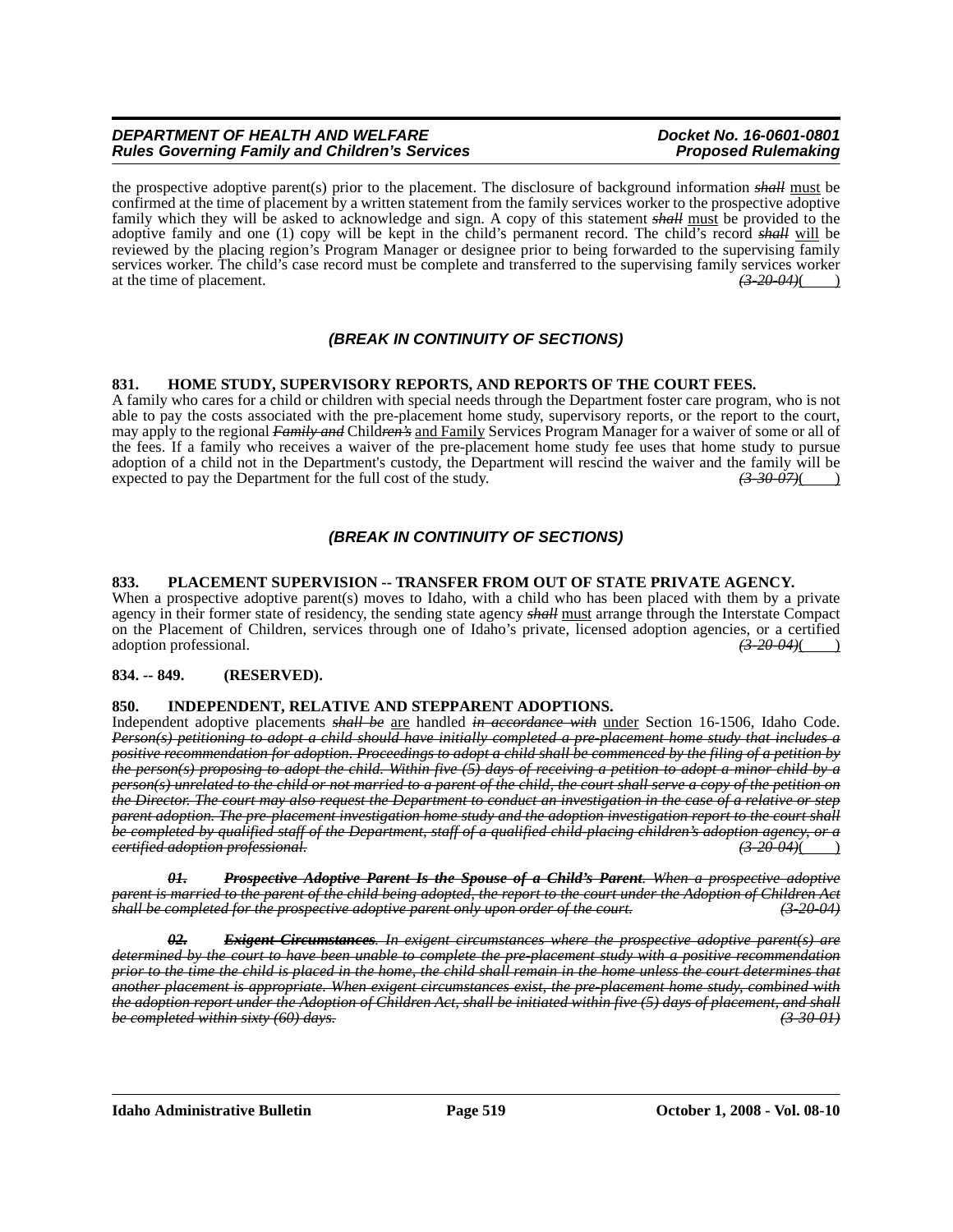the prospective adoptive parent(s) prior to the placement. The disclosure of background information ~~*shall*~~ must be confirmed at the time of placement by a written statement from the family services worker to the prospective adoptive family which they will be asked to acknowledge and sign. A copy of this statement ~~*shall*~~ must be provided to the adoptive family and one (1) copy will be kept in the child's permanent record. The child's record ~~*shall*~~ will be reviewed by the placing region's Program Manager or designee prior to being forwarded to the supervising family services worker. The child's case record must be complete and transferred to the supervising family services worker at the time of placement. ~~*(3-20-04)*~~(____)

***(BREAK IN CONTINUITY OF SECTIONS)***

**831. HOME STUDY, SUPERVISORY REPORTS, AND REPORTS OF THE COURT FEES.**

A family who cares for a child or children with special needs through the Department foster care program, who is not able to pay the costs associated with the pre-placement home study, supervisory reports, or the report to the court, may apply to the regional ~~***Family and***~~ Child~~***ren's***~~ and Family Services Program Manager for a waiver of some or all of the fees. If a family who receives a waiver of the pre-placement home study fee uses that home study to pursue adoption of a child not in the Department's custody, the Department will rescind the waiver and the family will be expected to pay the Department for the full cost of the study. ~~*(3-30-07)*~~(____)

***(BREAK IN CONTINUITY OF SECTIONS)***

**833. PLACEMENT SUPERVISION -- TRANSFER FROM OUT OF STATE PRIVATE AGENCY.**

When a prospective adoptive parent(s) moves to Idaho, with a child who has been placed with them by a private agency in their former state of residency, the sending state agency ~~*shall*~~ must arrange through the Interstate Compact on the Placement of Children, services through one of Idaho's private, licensed adoption agencies, or a certified adoption professional. ~~*(3-20-04)*~~(____)

**834. -- 849. (RESERVED).**

**850. INDEPENDENT, RELATIVE AND STEPPARENT ADOPTIONS.**

Independent adoptive placements ~~*shall be*~~ are handled ~~*in accordance with*~~ under Section 16-1506, Idaho Code. ~~***Person(s) petitioning to adopt a child should have initially completed a pre-placement home study that includes a positive recommendation for adoption. Proceedings to adopt a child shall be commenced by the filing of a petition by the person(s) proposing to adopt the child. Within five (5) days of receiving a petition to adopt a minor child by a person(s) unrelated to the child or not married to a parent of the child, the court shall serve a copy of the petition on the Director. The court may also request the Department to conduct an investigation in the case of a relative or step parent adoption. The pre-placement investigation home study and the adoption investigation report to the court shall be completed by qualified staff of the Department, staff of a qualified child-placing children's adoption agency, or a certified adoption professional.***~~ ~~*(3-20-04)*~~(____)

~~***01. Prospective Adoptive Parent Is the Spouse of a Child's Parent**. When a prospective adoptive parent is married to the parent of the child being adopted, the report to the court under the Adoption of Children Act shall be completed for the prospective adoptive parent only upon order of the court. (3-20-04)*~~

~~***02. Exigent Circumstances**. In exigent circumstances where the prospective adoptive parent(s) are determined by the court to have been unable to complete the pre-placement study with a positive recommendation prior to the time the child is placed in the home, the child shall remain in the home unless the court determines that another placement is appropriate. When exigent circumstances exist, the pre-placement home study, combined with the adoption report under the Adoption of Children Act, shall be initiated within five (5) days of placement, and shall be completed within sixty (60) days. (3-30-01)*~~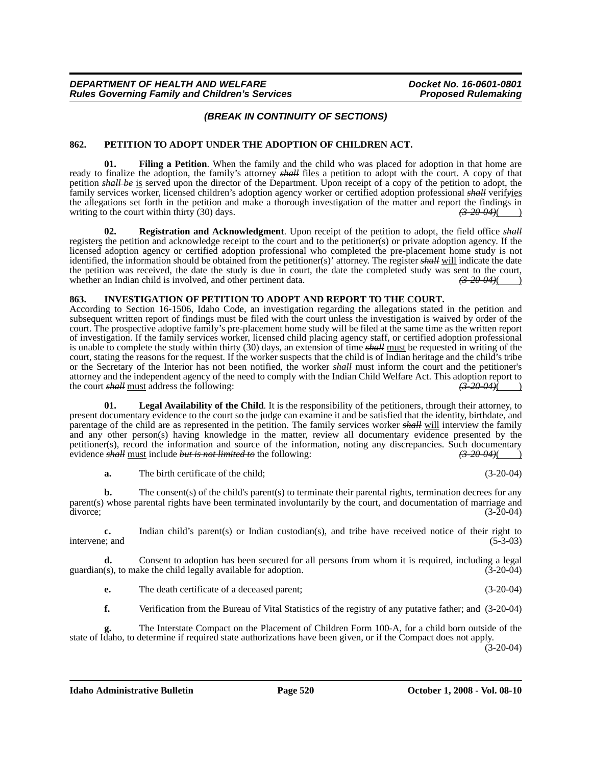*(BREAK IN CONTINUITY OF SECTIONS)*

**862. PETITION TO ADOPT UNDER THE ADOPTION OF CHILDREN ACT.**

**01. Filing a Petition**. When the family and the child who was placed for adoption in that home are ready to finalize the adoption, the family's attorney ~~*shall*~~ file<u>s</u> a petition to adopt with the court. A copy of that petition ~~*shall be*~~ <u>is</u> served upon the director of the Department. Upon receipt of a copy of the petition to adopt, the family services worker, licensed children's adoption agency worker or certified adoption professional ~~*shall*~~ verif~~*y*~~<u>ies</u> the allegations set forth in the petition and make a thorough investigation of the matter and report the findings in writing to the court within thirty (30) days. ~~*(3-20-04)*~~(    )

**02. Registration and Acknowledgment**. Upon receipt of the petition to adopt, the field office ~~*shall*~~ register<u>s</u> the petition and acknowledge receipt to the court and to the petitioner(s) or private adoption agency. If the licensed adoption agency or certified adoption professional who completed the pre-placement home study is not identified, the information should be obtained from the petitioner(s)' attorney. The register ~~*shall*~~ <u>will</u> indicate the date the petition was received, the date the study is due in court, the date the completed study was sent to the court, whether an Indian child is involved, and other pertinent data. ~~*(3-20-04)*~~(    )

**863. INVESTIGATION OF PETITION TO ADOPT AND REPORT TO THE COURT.**

According to Section 16-1506, Idaho Code, an investigation regarding the allegations stated in the petition and subsequent written report of findings must be filed with the court unless the investigation is waived by order of the court. The prospective adoptive family's pre-placement home study will be filed at the same time as the written report of investigation. If the family services worker, licensed child placing agency staff, or certified adoption professional is unable to complete the study within thirty (30) days, an extension of time ~~*shall*~~ <u>must</u> be requested in writing of the court, stating the reasons for the request. If the worker suspects that the child is of Indian heritage and the child's tribe or the Secretary of the Interior has not been notified, the worker ~~*shall*~~ <u>must</u> inform the court and the petitioner's attorney and the independent agency of the need to comply with the Indian Child Welfare Act. This adoption report to the court ~~*shall*~~ <u>must</u> address the following: ~~*(3-20-04)*~~(    )

**01. Legal Availability of the Child**. It is the responsibility of the petitioners, through their attorney, to present documentary evidence to the court so the judge can examine it and be satisfied that the identity, birthdate, and parentage of the child are as represented in the petition. The family services worker ~~*shall*~~ <u>will</u> interview the family and any other person(s) having knowledge in the matter, review all documentary evidence presented by the petitioner(s), record the information and source of the information, noting any discrepancies. Such documentary evidence ~~*shall*~~ <u>must</u> include ~~*but is not limited to*~~ the following: ~~*(3-20-04)*~~(    )

**a.** The birth certificate of the child; (3-20-04)

**b.** The consent(s) of the child's parent(s) to terminate their parental rights, termination decrees for any parent(s) whose parental rights have been terminated involuntarily by the court, and documentation of marriage and divorce; (3-20-04)

**c.** Indian child's parent(s) or Indian custodian(s), and tribe have received notice of their right to intervene; and (5-3-03)

**d.** Consent to adoption has been secured for all persons from whom it is required, including a legal guardian(s), to make the child legally available for adoption. (3-20-04)

**e.** The death certificate of a deceased parent; (3-20-04)

**f.** Verification from the Bureau of Vital Statistics of the registry of any putative father; and (3-20-04)

**g.** The Interstate Compact on the Placement of Children Form 100-A, for a child born outside of the state of Idaho, to determine if required state authorizations have been given, or if the Compact does not apply. (3-20-04)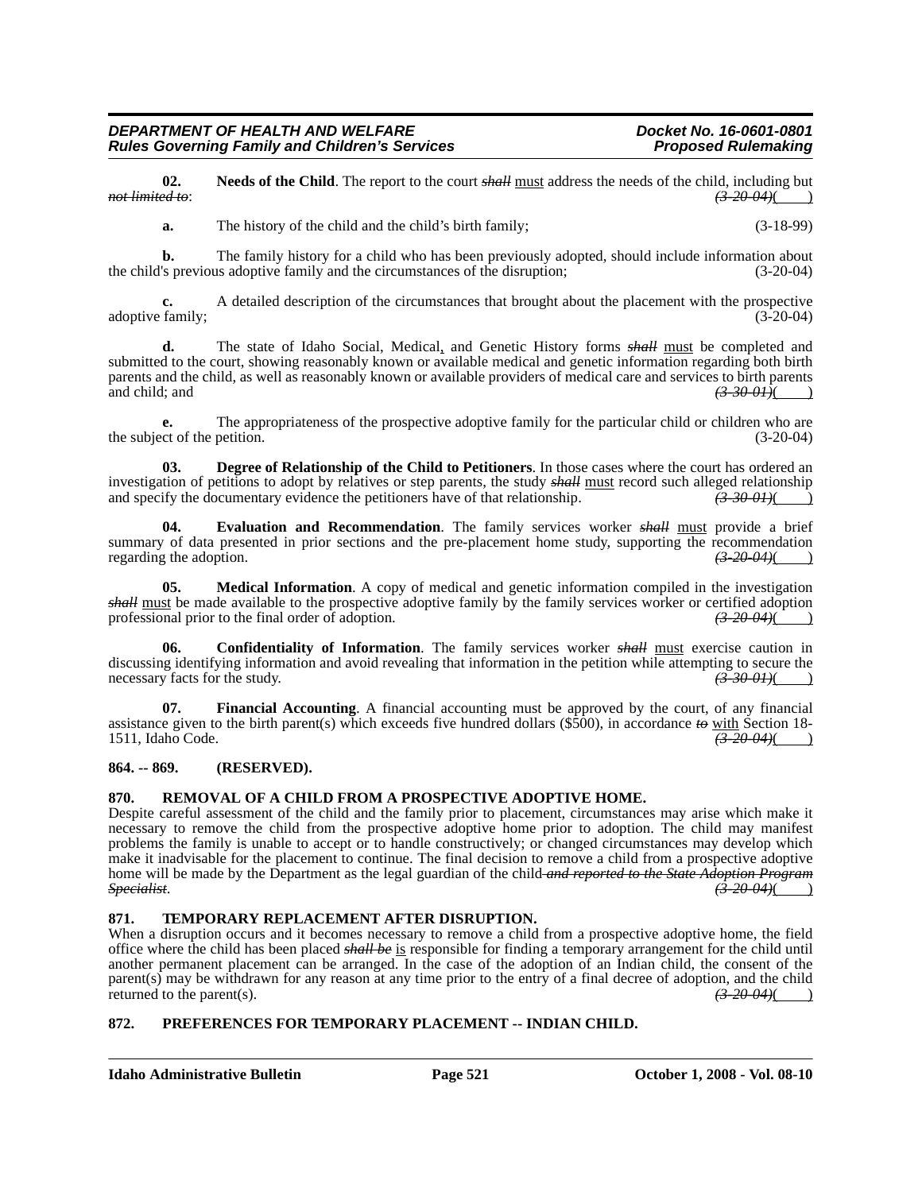**02. Needs of the Child**. The report to the court ~~*shall*~~ must address the needs of the child, including ~~*but not limited to*~~: ~~*(3-20-04)*~~(    )

**a.** The history of the child and the child's birth family; (3-18-99)

**b.** The family history for a child who has been previously adopted, should include information about the child's previous adoptive family and the circumstances of the disruption; (3-20-04)

**c.** A detailed description of the circumstances that brought about the placement with the prospective adoptive family; (3-20-04)

**d.** The state of Idaho Social, Medical, and Genetic History forms ~~*shall*~~ must be completed and submitted to the court, showing reasonably known or available medical and genetic information regarding both birth parents and the child, as well as reasonably known or available providers of medical care and services to birth parents and child; and ~~*(3-30-01)*~~(    )

**e.** The appropriateness of the prospective adoptive family for the particular child or children who are the subject of the petition. (3-20-04)

**03. Degree of Relationship of the Child to Petitioners**. In those cases where the court has ordered an investigation of petitions to adopt by relatives or step parents, the study ~~*shall*~~ must record such alleged relationship and specify the documentary evidence the petitioners have of that relationship. ~~*(3-30-01)*~~(    )

**04. Evaluation and Recommendation**. The family services worker ~~*shall*~~ must provide a brief summary of data presented in prior sections and the pre-placement home study, supporting the recommendation regarding the adoption. ~~*(3-20-04)*~~(    )

**05. Medical Information**. A copy of medical and genetic information compiled in the investigation ~~*shall*~~ must be made available to the prospective adoptive family by the family services worker or certified adoption professional prior to the final order of adoption. ~~*(3-20-04)*~~(    )

**06. Confidentiality of Information**. The family services worker ~~*shall*~~ must exercise caution in discussing identifying information and avoid revealing that information in the petition while attempting to secure the necessary facts for the study. ~~*(3-30-01)*~~(    )

**07. Financial Accounting**. A financial accounting must be approved by the court, of any financial assistance given to the birth parent(s) which exceeds five hundred dollars ($500), in accordance ~~*to*~~ with Section 18-1511, Idaho Code. ~~*(3-20-04)*~~(    )

## 864. -- 869. (RESERVED).

## 870. REMOVAL OF A CHILD FROM A PROSPECTIVE ADOPTIVE HOME.

Despite careful assessment of the child and the family prior to placement, circumstances may arise which make it necessary to remove the child from the prospective adoptive home prior to adoption. The child may manifest problems the family is unable to accept or to handle constructively; or changed circumstances may develop which make it inadvisable for the placement to continue. The final decision to remove a child from a prospective adoptive home will be made by the Department as the legal guardian of the child ~~*and reported to the State Adoption Program Specialist*~~. ~~*(3-20-04)*~~(    )

## 871. TEMPORARY REPLACEMENT AFTER DISRUPTION.

When a disruption occurs and it becomes necessary to remove a child from a prospective adoptive home, the field office where the child has been placed ~~*shall be*~~ is responsible for finding a temporary arrangement for the child until another permanent placement can be arranged. In the case of the adoption of an Indian child, the consent of the parent(s) may be withdrawn for any reason at any time prior to the entry of a final decree of adoption, and the child returned to the parent(s). ~~*(3-20-04)*~~(    )

## 872. PREFERENCES FOR TEMPORARY PLACEMENT -- INDIAN CHILD.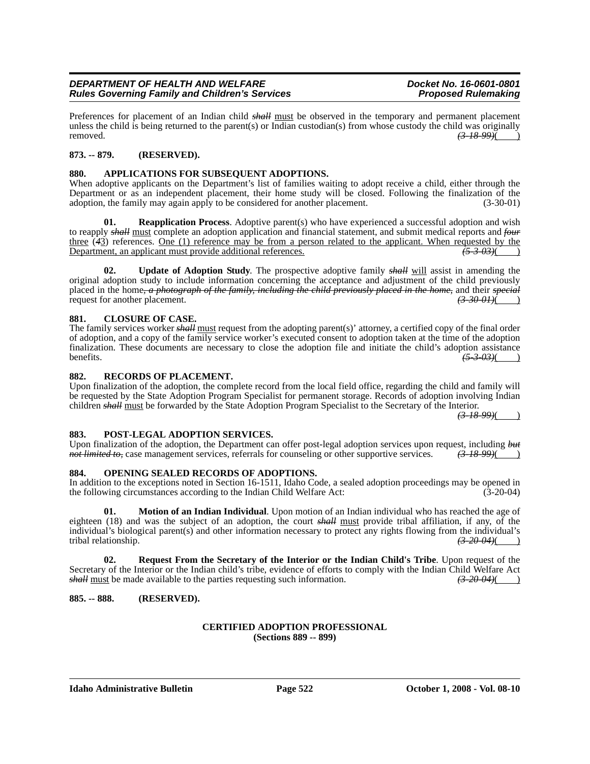Preferences for placement of an Indian child ~~*shall*~~ must be observed in the temporary and permanent placement unless the child is being returned to the parent(s) or Indian custodian(s) from whose custody the child was originally removed. ~~*(3-18-99)*~~(    )

**873. -- 879. (RESERVED).**

**880. APPLICATIONS FOR SUBSEQUENT ADOPTIONS.**

When adoptive applicants on the Department's list of families waiting to adopt receive a child, either through the Department or as an independent placement, their home study will be closed. Following the finalization of the adoption, the family may again apply to be considered for another placement. (3-30-01)

**01. Reapplication Process**. Adoptive parent(s) who have experienced a successful adoption and wish to reapply ~~*shall*~~ must complete an adoption application and financial statement, and submit medical reports and ~~*four*~~ three (~~*4*~~3) references. One (1) reference may be from a person related to the applicant. When requested by the Department, an applicant must provide additional references. ~~*(5-3-03)*~~(    )

**02. Update of Adoption Study**. The prospective adoptive family ~~*shall*~~ will assist in amending the original adoption study to include information concerning the acceptance and adjustment of the child previously placed in the home~~*, a photograph of the family, including the child previously placed in the home,*~~ and their ~~*special*~~ request for another placement. ~~*(3-30-01)*~~(    )

**881. CLOSURE OF CASE.**

The family services worker ~~*shall*~~ must request from the adopting parent(s)' attorney, a certified copy of the final order of adoption, and a copy of the family service worker's executed consent to adoption taken at the time of the adoption finalization. These documents are necessary to close the adoption file and initiate the child's adoption assistance benefits. ~~*(5-3-03)*~~(    )

**882. RECORDS OF PLACEMENT.**

Upon finalization of the adoption, the complete record from the local field office, regarding the child and family will be requested by the State Adoption Program Specialist for permanent storage. Records of adoption involving Indian children ~~*shall*~~ must be forwarded by the State Adoption Program Specialist to the Secretary of the Interior. ~~*(3-18-99)*~~(    )

**883. POST-LEGAL ADOPTION SERVICES.**

Upon finalization of the adoption, the Department can offer post-legal adoption services upon request, including ~~*but not limited to,*~~ case management services, referrals for counseling or other supportive services. ~~*(3-18-99)*~~(    )

**884. OPENING SEALED RECORDS OF ADOPTIONS.**

In addition to the exceptions noted in Section 16-1511, Idaho Code, a sealed adoption proceedings may be opened in the following circumstances according to the Indian Child Welfare Act: (3-20-04)

**01. Motion of an Indian Individual**. Upon motion of an Indian individual who has reached the age of eighteen (18) and was the subject of an adoption, the court ~~*shall*~~ must provide tribal affiliation, if any, of the individual's biological parent(s) and other information necessary to protect any rights flowing from the individual's tribal relationship. ~~*(3-20-04)*~~(    )

**02. Request From the Secretary of the Interior or the Indian Child's Tribe**. Upon request of the Secretary of the Interior or the Indian child's tribe, evidence of efforts to comply with the Indian Child Welfare Act ~~*shall*~~ must be made available to the parties requesting such information. ~~*(3-20-04)*~~(    )

**885. -- 888. (RESERVED).**

**CERTIFIED ADOPTION PROFESSIONAL**
**(Sections 889 -- 899)**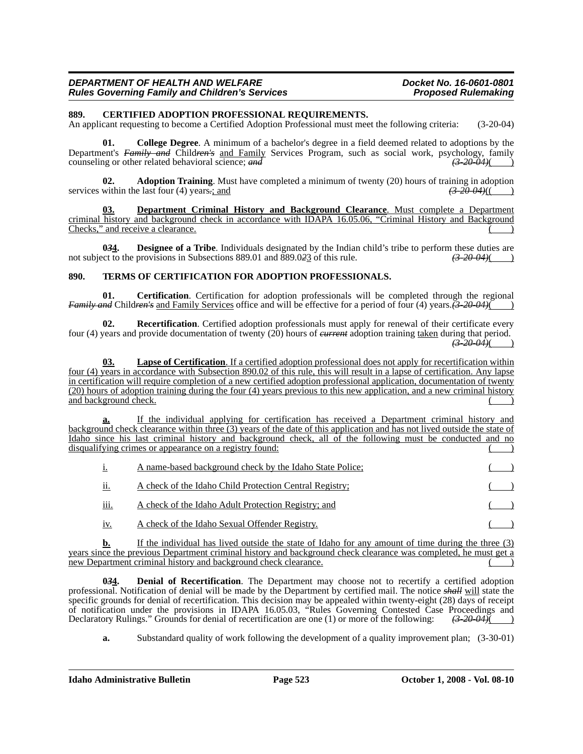**889. CERTIFIED ADOPTION PROFESSIONAL REQUIREMENTS.**
An applicant requesting to become a Certified Adoption Professional must meet the following criteria: (3-20-04)

**01. College Degree**. A minimum of a bachelor's degree in a field deemed related to adoptions by the Department's ~~*Family and*~~ Child~~*ren's*~~ and Family Services Program, such as social work, psychology, family counseling or other related behavioral science; ~~*and*~~ ~~*(3-20-04)*~~( )

**02. Adoption Training**. Must have completed a minimum of twenty (20) hours of training in adoption services within the last four (4) years~~.~~; and ~~*(3-20-04)*~~( )

**03. Department Criminal History and Background Clearance**. Must complete a Department criminal history and background check in accordance with IDAPA 16.05.06, "Criminal History and Background Checks," and receive a clearance. ( )

**0~~3~~4. Designee of a Tribe**. Individuals designated by the Indian child's tribe to perform these duties are not subject to the provisions in Subsections 889.01 and 889.0~~2~~3 of this rule. ~~*(3-20-04)*~~( )

**890. TERMS OF CERTIFICATION FOR ADOPTION PROFESSIONALS.**

**01. Certification**. Certification for adoption professionals will be completed through the regional ~~*Family and*~~ Child~~*ren's*~~ and Family Services office and will be effective for a period of four (4) years. ~~*(3-20-04)*~~( )

**02. Recertification**. Certified adoption professionals must apply for renewal of their certificate every four (4) years and provide documentation of twenty (20) hours of ~~*current*~~ adoption training taken during that period. ~~*(3-20-04)*~~( )

**03. Lapse of Certification**. If a certified adoption professional does not apply for recertification within four (4) years in accordance with Subsection 890.02 of this rule, this will result in a lapse of certification. Any lapse in certification will require completion of a new certified adoption professional application, documentation of twenty (20) hours of adoption training during the four (4) years previous to this new application, and a new criminal history and background check. ( )

**a.** If the individual applying for certification has received a Department criminal history and background check clearance within three (3) years of the date of this application and has not lived outside the state of Idaho since his last criminal history and background check, all of the following must be conducted and no disqualifying crimes or appearance on a registry found: ( )

i. A name-based background check by the Idaho State Police; ( )

ii. A check of the Idaho Child Protection Central Registry; ( )

iii. A check of the Idaho Adult Protection Registry; and ( )

iv. A check of the Idaho Sexual Offender Registry. ( )

**b.** If the individual has lived outside the state of Idaho for any amount of time during the three (3) years since the previous Department criminal history and background check clearance was completed, he must get a new Department criminal history and background check clearance. ( )

**0~~3~~4. Denial of Recertification**. The Department may choose not to recertify a certified adoption professional. Notification of denial will be made by the Department by certified mail. The notice ~~*shall*~~ will state the specific grounds for denial of recertification. This decision may be appealed within twenty-eight (28) days of receipt of notification under the provisions in IDAPA 16.05.03, "Rules Governing Contested Case Proceedings and Declaratory Rulings." Grounds for denial of recertification are one (1) or more of the following: ~~*(3-20-04)*~~( )

**a.** Substandard quality of work following the development of a quality improvement plan; (3-30-01)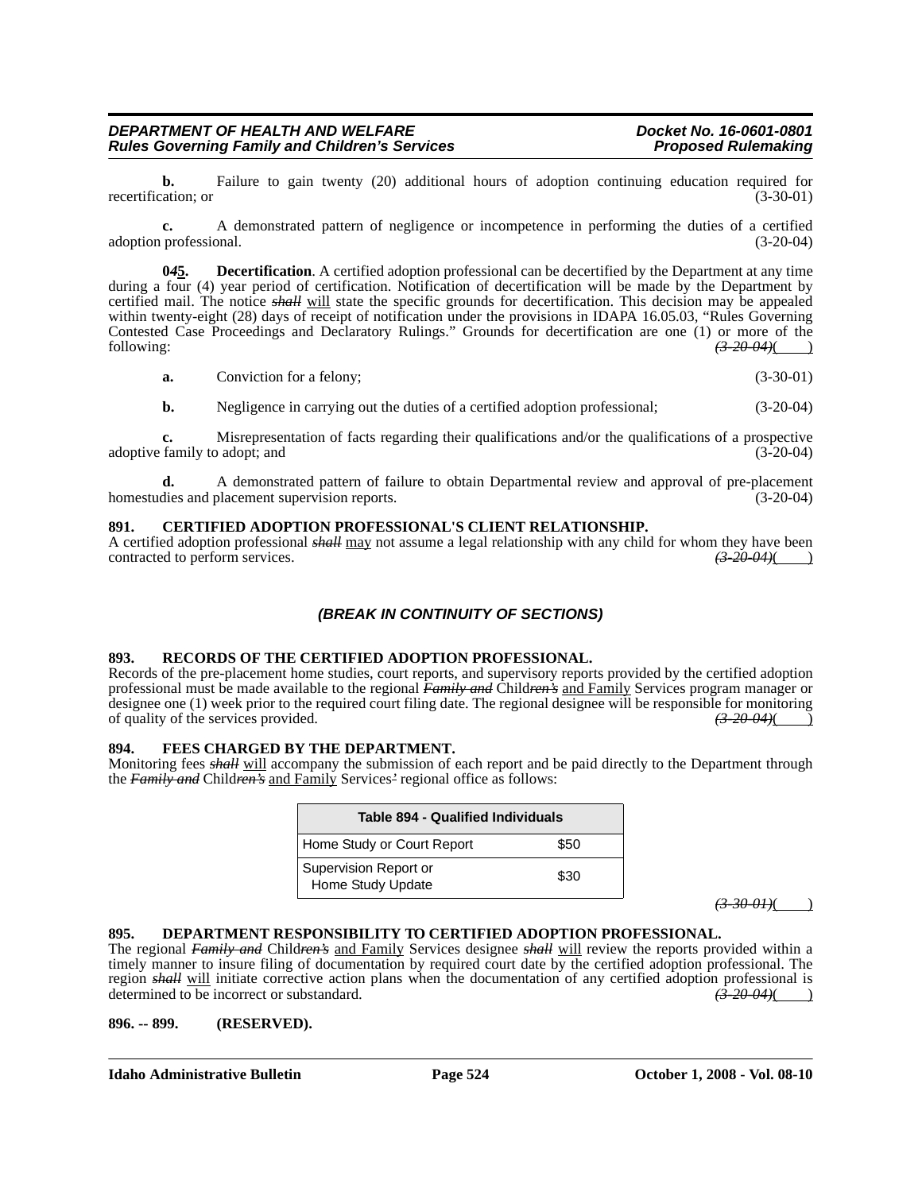**b.** Failure to gain twenty (20) additional hours of adoption continuing education required for recertification; or (3-30-01)

**c.** A demonstrated pattern of negligence or incompetence in performing the duties of a certified adoption professional. (3-20-04)

**0~~4~~5.** **Decertification**. A certified adoption professional can be decertified by the Department at any time during a four (4) year period of certification. Notification of decertification will be made by the Department by certified mail. The notice ~~*shall*~~ will state the specific grounds for decertification. This decision may be appealed within twenty-eight (28) days of receipt of notification under the provisions in IDAPA 16.05.03, "Rules Governing Contested Case Proceedings and Declaratory Rulings." Grounds for decertification are one (1) or more of the following: ~~*(3-20-04)*~~(    )

**a.** Conviction for a felony; (3-30-01)

**b.** Negligence in carrying out the duties of a certified adoption professional; (3-20-04)

**c.** Misrepresentation of facts regarding their qualifications and/or the qualifications of a prospective adoptive family to adopt; and (3-20-04)

**d.** A demonstrated pattern of failure to obtain Departmental review and approval of pre-placement homestudies and placement supervision reports. (3-20-04)

**891. CERTIFIED ADOPTION PROFESSIONAL'S CLIENT RELATIONSHIP.**

A certified adoption professional ~~*shall*~~ may not assume a legal relationship with any child for whom they have been contracted to perform services. ~~*(3-20-04)*~~(    )

***(BREAK IN CONTINUITY OF SECTIONS)***

**893. RECORDS OF THE CERTIFIED ADOPTION PROFESSIONAL.**

Records of the pre-placement home studies, court reports, and supervisory reports provided by the certified adoption professional must be made available to the regional ~~*Family and*~~ Child~~*ren's*~~ and Family Services program manager or designee one (1) week prior to the required court filing date. The regional designee will be responsible for monitoring of quality of the services provided. ~~*(3-20-04)*~~(    )

**894. FEES CHARGED BY THE DEPARTMENT.**

Monitoring fees ~~*shall*~~ will accompany the submission of each report and be paid directly to the Department through the ~~*Family and*~~ Child~~*ren's*~~ and Family Services~~'~~ regional office as follows:

| Table 894 - Qualified Individuals | |
|---|---|
| Home Study or Court Report | $50 |
| Supervision Report or Home Study Update | $30 |

~~*(3-30-01)*~~(    )

**895. DEPARTMENT RESPONSIBILITY TO CERTIFIED ADOPTION PROFESSIONAL.**

The regional ~~*Family and*~~ Child~~*ren's*~~ and Family Services designee ~~*shall*~~ will review the reports provided within a timely manner to insure filing of documentation by required court date by the certified adoption professional. The region ~~*shall*~~ will initiate corrective action plans when the documentation of any certified adoption professional is determined to be incorrect or substandard. ~~*(3-20-04)*~~(    )

**896. -- 899. (RESERVED).**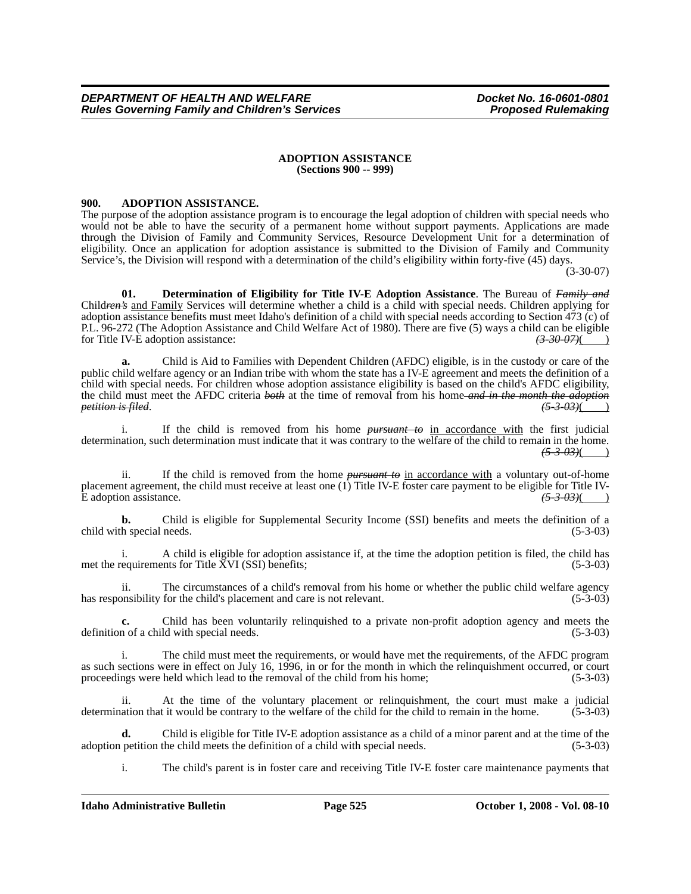**ADOPTION ASSISTANCE**
**(Sections 900 -- 999)**

**900. ADOPTION ASSISTANCE.**

The purpose of the adoption assistance program is to encourage the legal adoption of children with special needs who would not be able to have the security of a permanent home without support payments. Applications are made through the Division of Family and Community Services, Resource Development Unit for a determination of eligibility. Once an application for adoption assistance is submitted to the Division of Family and Community Service's, the Division will respond with a determination of the child's eligibility within forty-five (45) days. (3-30-07)

**01. Determination of Eligibility for Title IV-E Adoption Assistance**. The Bureau of ~~*Family and*~~ Child~~*ren's*~~ and Family Services will determine whether a child is a child with special needs. Children applying for adoption assistance benefits must meet Idaho's definition of a child with special needs according to Section 473 (c) of P.L. 96-272 (The Adoption Assistance and Child Welfare Act of 1980). There are five (5) ways a child can be eligible for Title IV-E adoption assistance: ~~*(3-30-07)*~~(    )

**a.** Child is Aid to Families with Dependent Children (AFDC) eligible, is in the custody or care of the public child welfare agency or an Indian tribe with whom the state has a IV-E agreement and meets the definition of a child with special needs. For children whose adoption assistance eligibility is based on the child's AFDC eligibility, the child must meet the AFDC criteria ~~*both*~~ at the time of removal from his home ~~*and in the month the adoption petition is filed*~~. ~~*(5-3-03)*~~(    )

i. If the child is removed from his home ~~*pursuant to*~~ in accordance with the first judicial determination, such determination must indicate that it was contrary to the welfare of the child to remain in the home. ~~*(5-3-03)*~~(    )

ii. If the child is removed from the home ~~*pursuant to*~~ in accordance with a voluntary out-of-home placement agreement, the child must receive at least one (1) Title IV-E foster care payment to be eligible for Title IV-E adoption assistance. ~~*(5-3-03)*~~(    )

**b.** Child is eligible for Supplemental Security Income (SSI) benefits and meets the definition of a child with special needs. (5-3-03)

i. A child is eligible for adoption assistance if, at the time the adoption petition is filed, the child has met the requirements for Title XVI (SSI) benefits; (5-3-03)

ii. The circumstances of a child's removal from his home or whether the public child welfare agency has responsibility for the child's placement and care is not relevant. (5-3-03)

**c.** Child has been voluntarily relinquished to a private non-profit adoption agency and meets the definition of a child with special needs. (5-3-03)

i. The child must meet the requirements, or would have met the requirements, of the AFDC program as such sections were in effect on July 16, 1996, in or for the month in which the relinquishment occurred, or court proceedings were held which lead to the removal of the child from his home; (5-3-03)

ii. At the time of the voluntary placement or relinquishment, the court must make a judicial determination that it would be contrary to the welfare of the child for the child to remain in the home. (5-3-03)

**d.** Child is eligible for Title IV-E adoption assistance as a child of a minor parent and at the time of the adoption petition the child meets the definition of a child with special needs. (5-3-03)

i. The child's parent is in foster care and receiving Title IV-E foster care maintenance payments that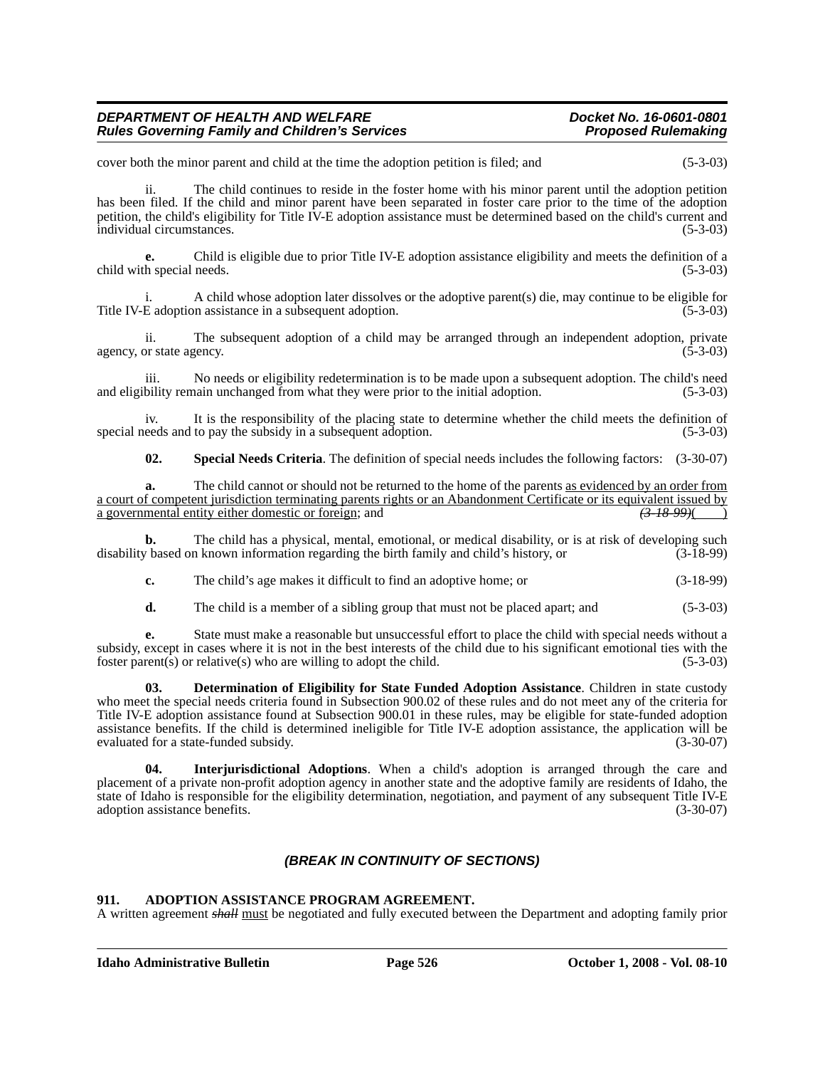cover both the minor parent and child at the time the adoption petition is filed; and (5-3-03)

ii. The child continues to reside in the foster home with his minor parent until the adoption petition has been filed. If the child and minor parent have been separated in foster care prior to the time of the adoption petition, the child's eligibility for Title IV-E adoption assistance must be determined based on the child's current and individual circumstances. (5-3-03)

**e.** Child is eligible due to prior Title IV-E adoption assistance eligibility and meets the definition of a child with special needs. (5-3-03)

i. A child whose adoption later dissolves or the adoptive parent(s) die, may continue to be eligible for Title IV-E adoption assistance in a subsequent adoption. (5-3-03)

ii. The subsequent adoption of a child may be arranged through an independent adoption, private agency, or state agency. (5-3-03)

iii. No needs or eligibility redetermination is to be made upon a subsequent adoption. The child's need and eligibility remain unchanged from what they were prior to the initial adoption. (5-3-03)

iv. It is the responsibility of the placing state to determine whether the child meets the definition of special needs and to pay the subsidy in a subsequent adoption. (5-3-03)

**02. Special Needs Criteria**. The definition of special needs includes the following factors: (3-30-07)

**a.** The child cannot or should not be returned to the home of the parents as evidenced by an order from a court of competent jurisdiction terminating parents rights or an Abandonment Certificate or its equivalent issued by a governmental entity either domestic or foreign; and *(3-18-99)*( )

**b.** The child has a physical, mental, emotional, or medical disability, or is at risk of developing such disability based on known information regarding the birth family and child's history, or (3-18-99)

**c.** The child's age makes it difficult to find an adoptive home; or (3-18-99)

**d.** The child is a member of a sibling group that must not be placed apart; and (5-3-03)

**e.** State must make a reasonable but unsuccessful effort to place the child with special needs without a subsidy, except in cases where it is not in the best interests of the child due to his significant emotional ties with the foster parent(s) or relative(s) who are willing to adopt the child. (5-3-03)

**03. Determination of Eligibility for State Funded Adoption Assistance**. Children in state custody who meet the special needs criteria found in Subsection 900.02 of these rules and do not meet any of the criteria for Title IV-E adoption assistance found at Subsection 900.01 in these rules, may be eligible for state-funded adoption assistance benefits. If the child is determined ineligible for Title IV-E adoption assistance, the application will be evaluated for a state-funded subsidy. (3-30-07)

**04. Interjurisdictional Adoptions**. When a child's adoption is arranged through the care and placement of a private non-profit adoption agency in another state and the adoptive family are residents of Idaho, the state of Idaho is responsible for the eligibility determination, negotiation, and payment of any subsequent Title IV-E adoption assistance benefits. (3-30-07)

***(BREAK IN CONTINUITY OF SECTIONS)***

**911. ADOPTION ASSISTANCE PROGRAM AGREEMENT.**

A written agreement ~~*shall*~~ must be negotiated and fully executed between the Department and adopting family prior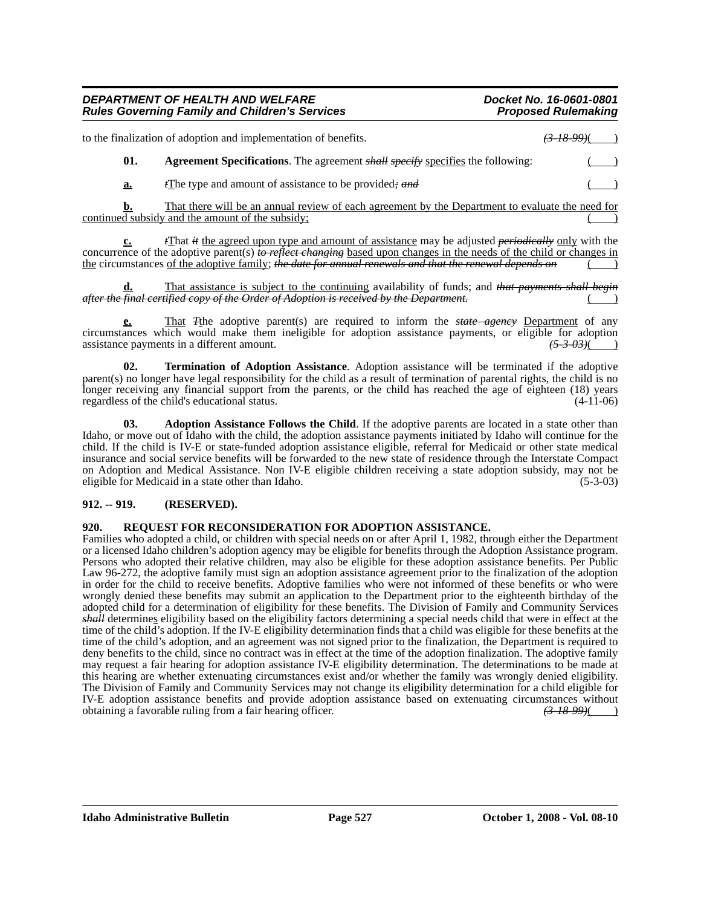to the finalization of adoption and implementation of benefits. ~~(3-18-99)~~( )

**01. Agreement Specifications**. The agreement ~~*shall specify*~~ specifies the following: ( )

**a.** ~~*t*~~The type and amount of assistance to be provided~~*; and*~~ ( )

**b.** That there will be an annual review of each agreement by the Department to evaluate the need for continued subsidy and the amount of the subsidy; ( )

**c.** ~~*t*~~That ~~*it*~~ the agreed upon type and amount of assistance may be adjusted ~~*periodically*~~ only with the concurrence of the adoptive parent(s) ~~*to reflect changing*~~ based upon changes in the needs of the child or changes in the circumstances of the adoptive family; ~~*the date for annual renewals and that the renewal depends on*~~ ( )

**d.** That assistance is subject to the continuing availability of funds; and ~~*that payments shall begin after the final certified copy of the Order of Adoption is received by the Department.*~~ ( )

**e.** That ~~*T*~~the adoptive parent(s) are required to inform the ~~*state agency*~~ Department of any circumstances which would make them ineligible for adoption assistance payments, or eligible for adoption assistance payments in a different amount. ~~*(5-3-03)*~~( )

**02. Termination of Adoption Assistance**. Adoption assistance will be terminated if the adoptive parent(s) no longer have legal responsibility for the child as a result of termination of parental rights, the child is no longer receiving any financial support from the parents, or the child has reached the age of eighteen (18) years regardless of the child's educational status. (4-11-06)

**03. Adoption Assistance Follows the Child**. If the adoptive parents are located in a state other than Idaho, or move out of Idaho with the child, the adoption assistance payments initiated by Idaho will continue for the child. If the child is IV-E or state-funded adoption assistance eligible, referral for Medicaid or other state medical insurance and social service benefits will be forwarded to the new state of residence through the Interstate Compact on Adoption and Medical Assistance. Non IV-E eligible children receiving a state adoption subsidy, may not be eligible for Medicaid in a state other than Idaho. (5-3-03)

**912. -- 919. (RESERVED).**

**920. REQUEST FOR RECONSIDERATION FOR ADOPTION ASSISTANCE.**

Families who adopted a child, or children with special needs on or after April 1, 1982, through either the Department or a licensed Idaho children's adoption agency may be eligible for benefits through the Adoption Assistance program. Persons who adopted their relative children, may also be eligible for these adoption assistance benefits. Per Public Law 96-272, the adoptive family must sign an adoption assistance agreement prior to the finalization of the adoption in order for the child to receive benefits. Adoptive families who were not informed of these benefits or who were wrongly denied these benefits may submit an application to the Department prior to the eighteenth birthday of the adopted child for a determination of eligibility for these benefits. The Division of Family and Community Services ~~*shall*~~ determines eligibility based on the eligibility factors determining a special needs child that were in effect at the time of the child's adoption. If the IV-E eligibility determination finds that a child was eligible for these benefits at the time of the child's adoption, and an agreement was not signed prior to the finalization, the Department is required to deny benefits to the child, since no contract was in effect at the time of the adoption finalization. The adoptive family may request a fair hearing for adoption assistance IV-E eligibility determination. The determinations to be made at this hearing are whether extenuating circumstances exist and/or whether the family was wrongly denied eligibility. The Division of Family and Community Services may not change its eligibility determination for a child eligible for IV-E adoption assistance benefits and provide adoption assistance based on extenuating circumstances without obtaining a favorable ruling from a fair hearing officer. ~~*(3-18-99)*~~( )